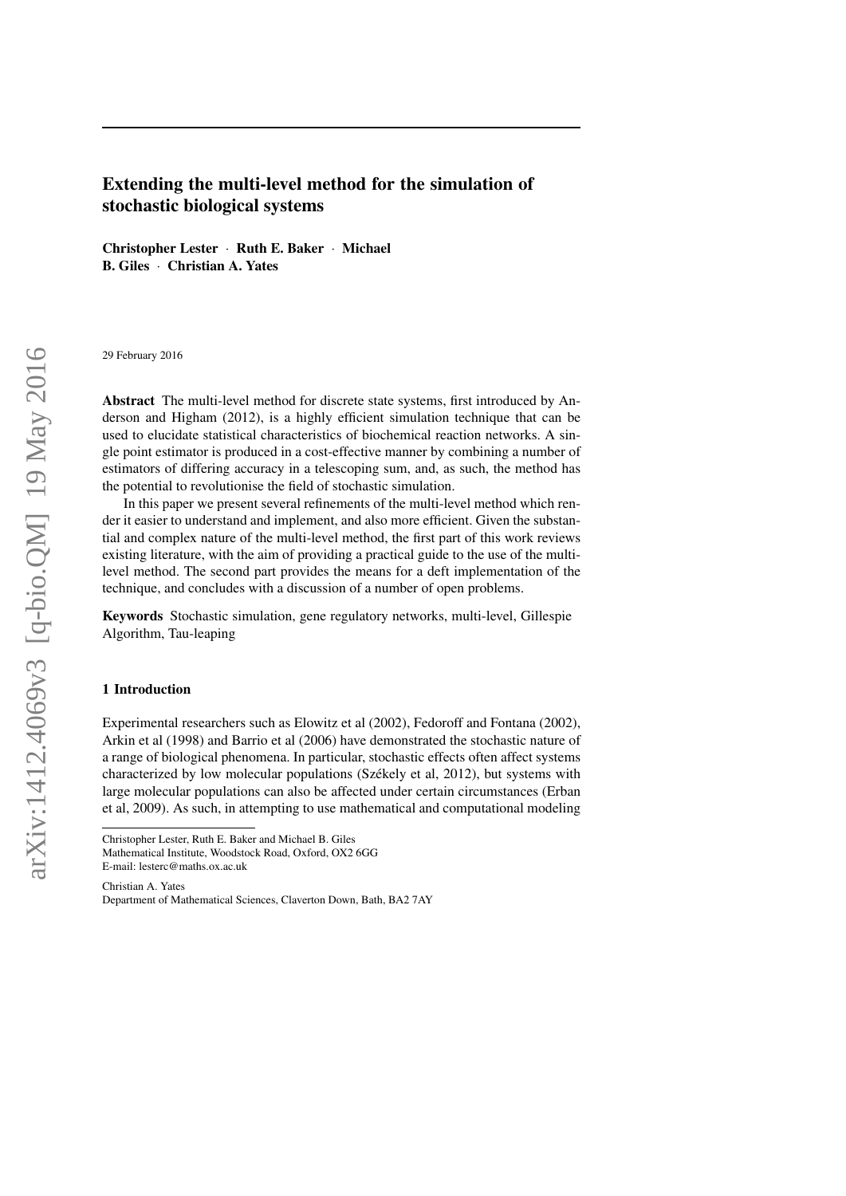# Extending the multi-level method for the simulation of stochastic biological systems

**Christopher Lester · Ruth E. Baker · Michael B. Giles · Christian A. Yates**

29 February 2016

**Abstract** The multi-level method for discrete state systems, first introduced by Anderson and Higham (2012), is a highly efficient simulation technique that can be used to elucidate statistical characteristics of biochemical reaction networks. A single point estimator is produced in a cost-effective manner by combining a number of estimators of differing accuracy in a telescoping sum, and, as such, the method has the potential to revolutionise the field of stochastic simulation.

In this paper we present several refinements of the multi-level method which render it easier to understand and implement, and also more efficient. Given the substantial and complex nature of the multi-level method, the first part of this work reviews existing literature, with the aim of providing a practical guide to the use of the multi-level method. The second part provides the means for a deft implementation of the technique, and concludes with a discussion of a number of open problems.

**Keywords** Stochastic simulation, gene regulatory networks, multi-level, Gillespie Algorithm, Tau-leaping

## 1 Introduction

Experimental researchers such as Elowitz et al (2002), Fedoroff and Fontana (2002), Arkin et al (1998) and Barrio et al (2006) have demonstrated the stochastic nature of a range of biological phenomena. In particular, stochastic effects often affect systems characterized by low molecular populations (Székely et al, 2012), but systems with large molecular populations can also be affected under certain circumstances (Erban et al, 2009). As such, in attempting to use mathematical and computational modeling

---

Christopher Lester, Ruth E. Baker and Michael B. Giles
Mathematical Institute, Woodstock Road, Oxford, OX2 6GG
E-mail: lesterc@maths.ox.ac.uk

Christian A. Yates
Department of Mathematical Sciences, Claverton Down, Bath, BA2 7AY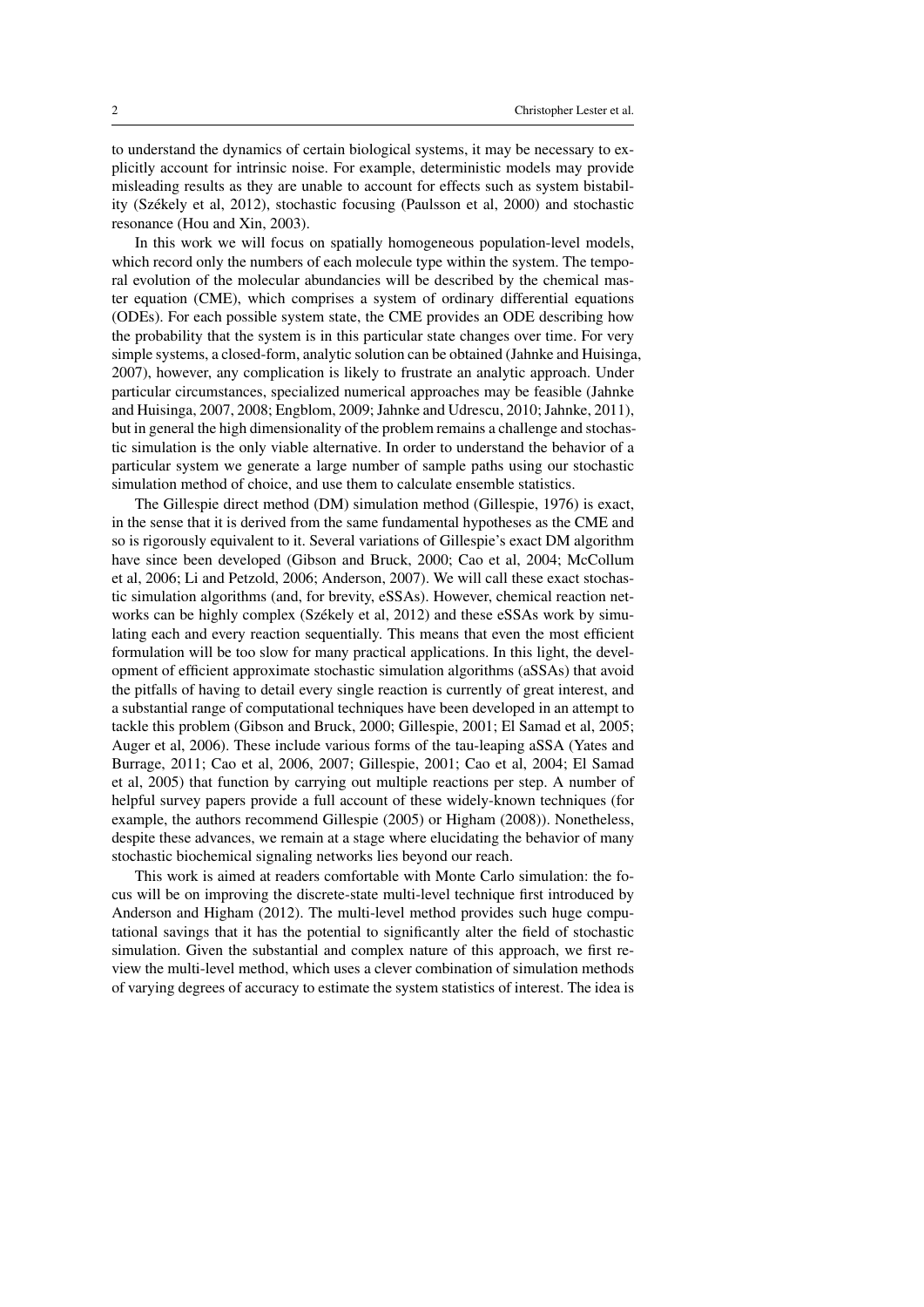to understand the dynamics of certain biological systems, it may be necessary to explicitly account for intrinsic noise. For example, deterministic models may provide misleading results as they are unable to account for effects such as system bistability (Székely et al, 2012), stochastic focusing (Paulsson et al, 2000) and stochastic resonance (Hou and Xin, 2003).

In this work we will focus on spatially homogeneous population-level models, which record only the numbers of each molecule type within the system. The temporal evolution of the molecular abundancies will be described by the chemical master equation (CME), which comprises a system of ordinary differential equations (ODEs). For each possible system state, the CME provides an ODE describing how the probability that the system is in this particular state changes over time. For very simple systems, a closed-form, analytic solution can be obtained (Jahnke and Huisinga, 2007), however, any complication is likely to frustrate an analytic approach. Under particular circumstances, specialized numerical approaches may be feasible (Jahnke and Huisinga, 2007, 2008; Engblom, 2009; Jahnke and Udrescu, 2010; Jahnke, 2011), but in general the high dimensionality of the problem remains a challenge and stochastic simulation is the only viable alternative. In order to understand the behavior of a particular system we generate a large number of sample paths using our stochastic simulation method of choice, and use them to calculate ensemble statistics.

The Gillespie direct method (DM) simulation method (Gillespie, 1976) is exact, in the sense that it is derived from the same fundamental hypotheses as the CME and so is rigorously equivalent to it. Several variations of Gillespie's exact DM algorithm have since been developed (Gibson and Bruck, 2000; Cao et al, 2004; McCollum et al, 2006; Li and Petzold, 2006; Anderson, 2007). We will call these exact stochastic simulation algorithms (and, for brevity, eSSAs). However, chemical reaction networks can be highly complex (Székely et al, 2012) and these eSSAs work by simulating each and every reaction sequentially. This means that even the most efficient formulation will be too slow for many practical applications. In this light, the development of efficient approximate stochastic simulation algorithms (aSSAs) that avoid the pitfalls of having to detail every single reaction is currently of great interest, and a substantial range of computational techniques have been developed in an attempt to tackle this problem (Gibson and Bruck, 2000; Gillespie, 2001; El Samad et al, 2005; Auger et al, 2006). These include various forms of the tau-leaping aSSA (Yates and Burrage, 2011; Cao et al, 2006, 2007; Gillespie, 2001; Cao et al, 2004; El Samad et al, 2005) that function by carrying out multiple reactions per step. A number of helpful survey papers provide a full account of these widely-known techniques (for example, the authors recommend Gillespie (2005) or Higham (2008)). Nonetheless, despite these advances, we remain at a stage where elucidating the behavior of many stochastic biochemical signaling networks lies beyond our reach.

This work is aimed at readers comfortable with Monte Carlo simulation: the focus will be on improving the discrete-state multi-level technique first introduced by Anderson and Higham (2012). The multi-level method provides such huge computational savings that it has the potential to significantly alter the field of stochastic simulation. Given the substantial and complex nature of this approach, we first review the multi-level method, which uses a clever combination of simulation methods of varying degrees of accuracy to estimate the system statistics of interest. The idea is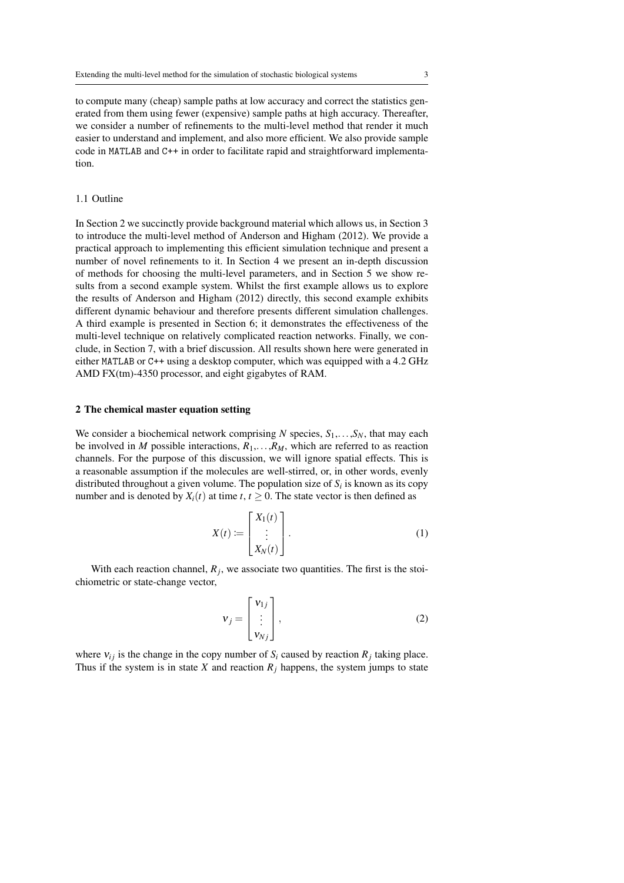to compute many (cheap) sample paths at low accuracy and correct the statistics generated from them using fewer (expensive) sample paths at high accuracy. Thereafter, we consider a number of refinements to the multi-level method that render it much easier to understand and implement, and also more efficient. We also provide sample code in `MATLAB` and `C++` in order to facilitate rapid and straightforward implementation.

### 1.1 Outline

In Section 2 we succinctly provide background material which allows us, in Section 3 to introduce the multi-level method of Anderson and Higham (2012). We provide a practical approach to implementing this efficient simulation technique and present a number of novel refinements to it. In Section 4 we present an in-depth discussion of methods for choosing the multi-level parameters, and in Section 5 we show results from a second example system. Whilst the first example allows us to explore the results of Anderson and Higham (2012) directly, this second example exhibits different dynamic behaviour and therefore presents different simulation challenges. A third example is presented in Section 6; it demonstrates the effectiveness of the multi-level technique on relatively complicated reaction networks. Finally, we conclude, in Section 7, with a brief discussion. All results shown here were generated in either `MATLAB` or `C++` using a desktop computer, which was equipped with a 4.2 GHz AMD FX(tm)-4350 processor, and eight gigabytes of RAM.

## 2 The chemical master equation setting

We consider a biochemical network comprising $N$ species, $S_1,\dots,S_N$, that may each be involved in $M$ possible interactions, $R_1,\dots,R_M$, which are referred to as reaction channels. For the purpose of this discussion, we will ignore spatial effects. This is a reasonable assumption if the molecules are well-stirred, or, in other words, evenly distributed throughout a given volume. The population size of $S_i$ is known as its copy number and is denoted by $X_i(t)$ at time $t$, $t \geq 0$. The state vector is then defined as

$$X(t) := \begin{bmatrix} X_1(t) \\ \vdots \\ X_N(t) \end{bmatrix}. \tag{1}$$

With each reaction channel, $R_j$, we associate two quantities. The first is the stoichiometric or state-change vector,

$$\nu_j = \begin{bmatrix} \nu_{1j} \\ \vdots \\ \nu_{Nj} \end{bmatrix}, \tag{2}$$

where $\nu_{ij}$ is the change in the copy number of $S_i$ caused by reaction $R_j$ taking place. Thus if the system is in state $X$ and reaction $R_j$ happens, the system jumps to state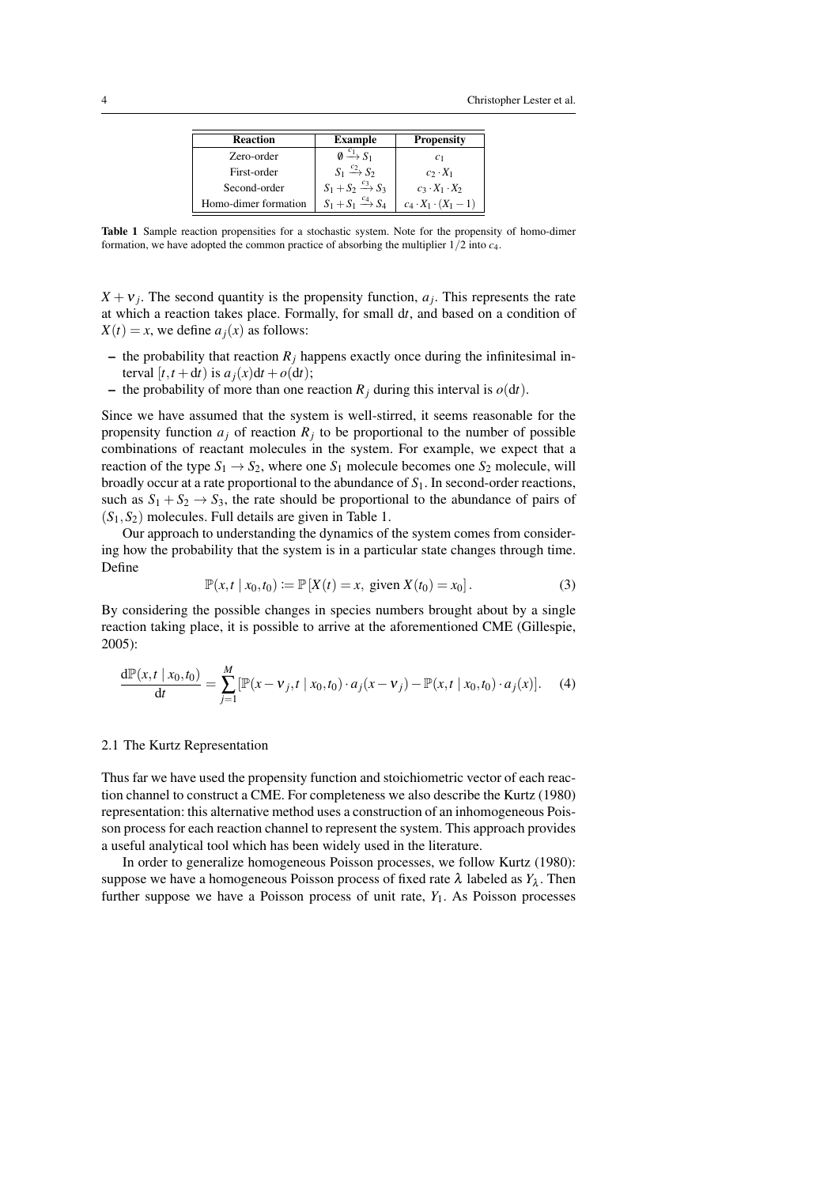| Reaction | Example | Propensity |
| --- | --- | --- |
| Zero-order | $\emptyset \xrightarrow{c_1} S_1$ | $c_1$ |
| First-order | $S_1 \xrightarrow{c_2} S_2$ | $c_2 \cdot X_1$ |
| Second-order | $S_1 + S_2 \xrightarrow{c_3} S_3$ | $c_3 \cdot X_1 \cdot X_2$ |
| Homo-dimer formation | $S_1 + S_1 \xrightarrow{c_4} S_4$ | $c_4 \cdot X_1 \cdot (X_1 - 1)$ |

**Table 1** Sample reaction propensities for a stochastic system. Note for the propensity of homo-dimer formation, we have adopted the common practice of absorbing the multiplier $1/2$ into $c_4$.

$X + \nu_j$. The second quantity is the propensity function, $a_j$. This represents the rate at which a reaction takes place. Formally, for small $\mathrm{d}t$, and based on a condition of $X(t) = x$, we define $a_j(x)$ as follows:

- the probability that reaction $R_j$ happens exactly once during the infinitesimal interval $[t, t + \mathrm{d}t)$ is $a_j(x)\mathrm{d}t + o(\mathrm{d}t)$;
- the probability of more than one reaction $R_j$ during this interval is $o(\mathrm{d}t)$.

Since we have assumed that the system is well-stirred, it seems reasonable for the propensity function $a_j$ of reaction $R_j$ to be proportional to the number of possible combinations of reactant molecules in the system. For example, we expect that a reaction of the type $S_1 \rightarrow S_2$, where one $S_1$ molecule becomes one $S_2$ molecule, will broadly occur at a rate proportional to the abundance of $S_1$. In second-order reactions, such as $S_1 + S_2 \rightarrow S_3$, the rate should be proportional to the abundance of pairs of $(S_1, S_2)$ molecules. Full details are given in Table 1.

Our approach to understanding the dynamics of the system comes from considering how the probability that the system is in a particular state changes through time. Define

$$\mathbb{P}(x, t \mid x_0, t_0) := \mathbb{P}\left[X(t) = x, \text{ given } X(t_0) = x_0\right]. \tag{3}$$

By considering the possible changes in species numbers brought about by a single reaction taking place, it is possible to arrive at the aforementioned CME (Gillespie, 2005):

$$\frac{\mathrm{d}\mathbb{P}(x, t \mid x_0, t_0)}{\mathrm{d}t} = \sum_{j=1}^{M} \left[\mathbb{P}(x - \nu_j, t \mid x_0, t_0) \cdot a_j(x - \nu_j) - \mathbb{P}(x, t \mid x_0, t_0) \cdot a_j(x)\right]. \tag{4}$$

### 2.1 The Kurtz Representation

Thus far we have used the propensity function and stoichiometric vector of each reaction channel to construct a CME. For completeness we also describe the Kurtz (1980) representation: this alternative method uses a construction of an inhomogeneous Poisson process for each reaction channel to represent the system. This approach provides a useful analytical tool which has been widely used in the literature.

In order to generalize homogeneous Poisson processes, we follow Kurtz (1980): suppose we have a homogeneous Poisson process of fixed rate $\lambda$ labeled as $Y_\lambda$. Then further suppose we have a Poisson process of unit rate, $Y_1$. As Poisson processes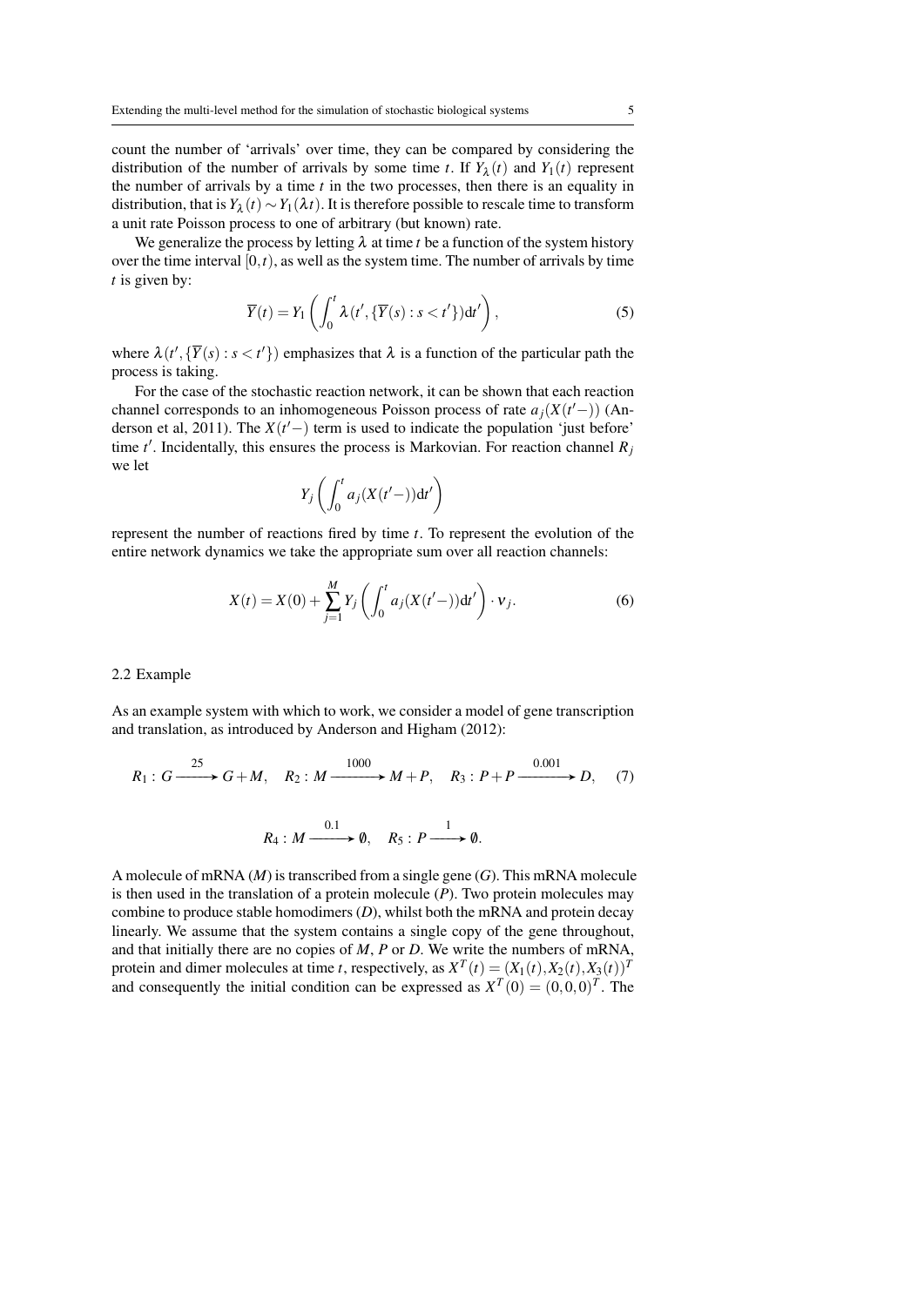count the number of 'arrivals' over time, they can be compared by considering the distribution of the number of arrivals by some time $t$. If $Y_\lambda(t)$ and $Y_1(t)$ represent the number of arrivals by a time $t$ in the two processes, then there is an equality in distribution, that is $Y_\lambda(t) \sim Y_1(\lambda t)$. It is therefore possible to rescale time to transform a unit rate Poisson process to one of arbitrary (but known) rate.

We generalize the process by letting $\lambda$ at time $t$ be a function of the system history over the time interval $[0,t)$, as well as the system time. The number of arrivals by time $t$ is given by:

$$\overline{Y}(t) = Y_1\left(\int_0^t \lambda(t', \{\overline{Y}(s) : s < t'\})\mathrm{d}t'\right), \tag{5}$$

where $\lambda(t', \{\overline{Y}(s) : s < t'\})$ emphasizes that $\lambda$ is a function of the particular path the process is taking.

For the case of the stochastic reaction network, it can be shown that each reaction channel corresponds to an inhomogeneous Poisson process of rate $a_j(X(t'-))$ (Anderson et al, 2011). The $X(t'-)$ term is used to indicate the population 'just before' time $t'$. Incidentally, this ensures the process is Markovian. For reaction channel $R_j$ we let

$$Y_j\left(\int_0^t a_j(X(t'-))\mathrm{d}t'\right)$$

represent the number of reactions fired by time $t$. To represent the evolution of the entire network dynamics we take the appropriate sum over all reaction channels:

$$X(t) = X(0) + \sum_{j=1}^{M} Y_j\left(\int_0^t a_j(X(t'-))\mathrm{d}t'\right) \cdot \nu_j. \tag{6}$$

### 2.2 Example

As an example system with which to work, we consider a model of gene transcription and translation, as introduced by Anderson and Higham (2012):

$$R_1 : G \xrightarrow{25} G + M, \quad R_2 : M \xrightarrow{1000} M + P, \quad R_3 : P + P \xrightarrow{0.001} D, \tag{7}$$

$$R_4 : M \xrightarrow{0.1} \emptyset, \quad R_5 : P \xrightarrow{1} \emptyset.$$

A molecule of mRNA ($M$) is transcribed from a single gene ($G$). This mRNA molecule is then used in the translation of a protein molecule ($P$). Two protein molecules may combine to produce stable homodimers ($D$), whilst both the mRNA and protein decay linearly. We assume that the system contains a single copy of the gene throughout, and that initially there are no copies of $M$, $P$ or $D$. We write the numbers of mRNA, protein and dimer molecules at time $t$, respectively, as $X^T(t) = (X_1(t), X_2(t), X_3(t))^T$ and consequently the initial condition can be expressed as $X^T(0) = (0,0,0)^T$. The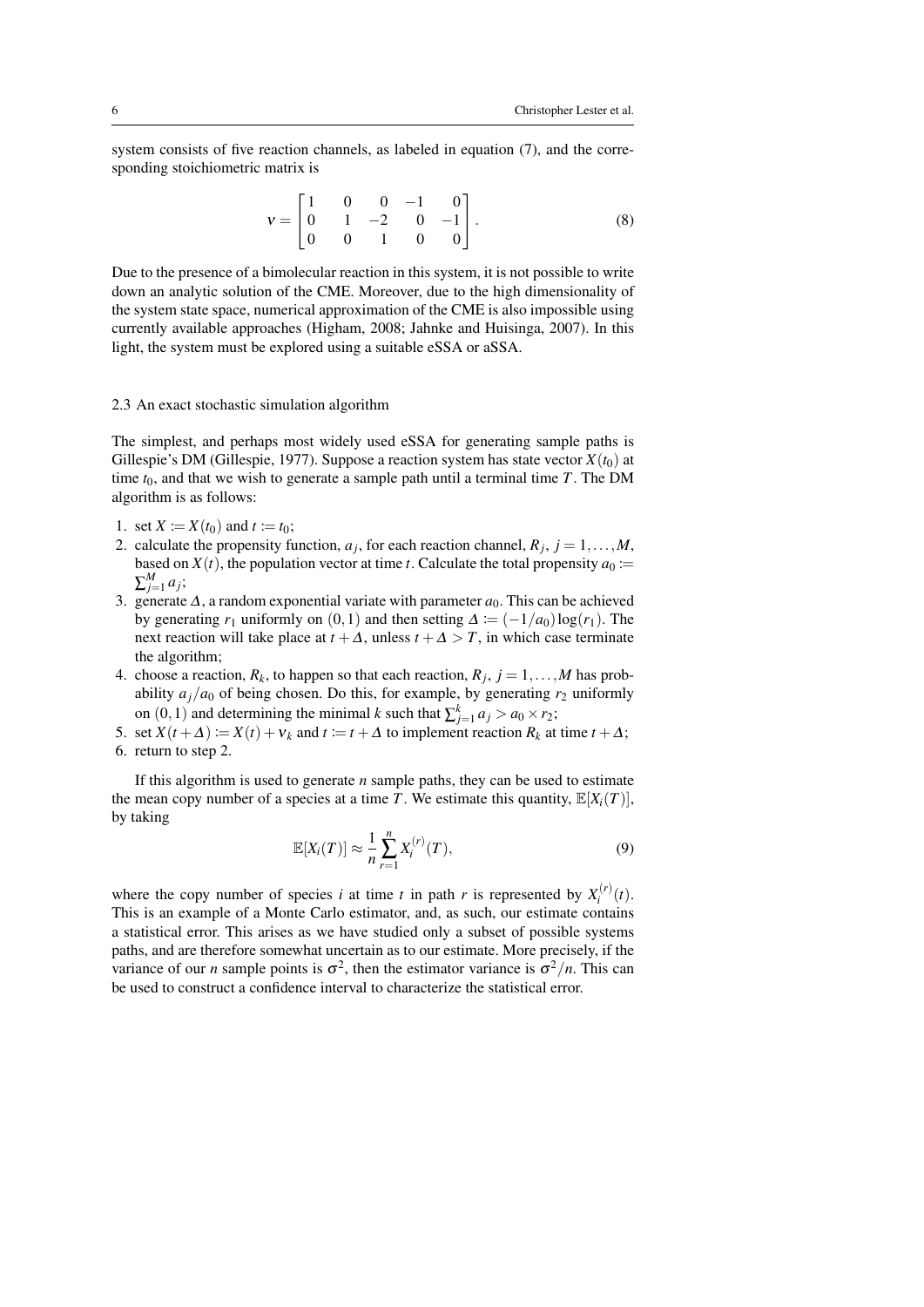system consists of five reaction channels, as labeled in equation (7), and the corresponding stoichiometric matrix is

$$\nu = \begin{bmatrix} 1 & 0 & 0 & -1 & 0 \\ 0 & 1 & -2 & 0 & -1 \\ 0 & 0 & 1 & 0 & 0 \end{bmatrix}. \tag{8}$$

Due to the presence of a bimolecular reaction in this system, it is not possible to write down an analytic solution of the CME. Moreover, due to the high dimensionality of the system state space, numerical approximation of the CME is also impossible using currently available approaches (Higham, 2008; Jahnke and Huisinga, 2007). In this light, the system must be explored using a suitable eSSA or aSSA.

### 2.3 An exact stochastic simulation algorithm

The simplest, and perhaps most widely used eSSA for generating sample paths is Gillespie's DM (Gillespie, 1977). Suppose a reaction system has state vector $X(t_0)$ at time $t_0$, and that we wish to generate a sample path until a terminal time $T$. The DM algorithm is as follows:

1. set $X := X(t_0)$ and $t := t_0$;
2. calculate the propensity function, $a_j$, for each reaction channel, $R_j$, $j = 1, \dots, M$, based on $X(t)$, the population vector at time $t$. Calculate the total propensity $a_0 := \sum_{j=1}^{M} a_j$;
3. generate $\Delta$, a random exponential variate with parameter $a_0$. This can be achieved by generating $r_1$ uniformly on $(0,1)$ and then setting $\Delta := (-1/a_0)\log(r_1)$. The next reaction will take place at $t + \Delta$, unless $t + \Delta > T$, in which case terminate the algorithm;
4. choose a reaction, $R_k$, to happen so that each reaction, $R_j$, $j = 1, \dots, M$ has probability $a_j/a_0$ of being chosen. Do this, for example, by generating $r_2$ uniformly on $(0,1)$ and determining the minimal $k$ such that $\sum_{j=1}^{k} a_j > a_0 \times r_2$;
5. set $X(t + \Delta) := X(t) + \nu_k$ and $t := t + \Delta$ to implement reaction $R_k$ at time $t + \Delta$;
6. return to step 2.

If this algorithm is used to generate $n$ sample paths, they can be used to estimate the mean copy number of a species at a time $T$. We estimate this quantity, $\mathbb{E}[X_i(T)]$, by taking

$$\mathbb{E}[X_i(T)] \approx \frac{1}{n} \sum_{r=1}^{n} X_i^{(r)}(T), \tag{9}$$

where the copy number of species $i$ at time $t$ in path $r$ is represented by $X_i^{(r)}(t)$. This is an example of a Monte Carlo estimator, and, as such, our estimate contains a statistical error. This arises as we have studied only a subset of possible systems paths, and are therefore somewhat uncertain as to our estimate. More precisely, if the variance of our $n$ sample points is $\sigma^2$, then the estimator variance is $\sigma^2/n$. This can be used to construct a confidence interval to characterize the statistical error.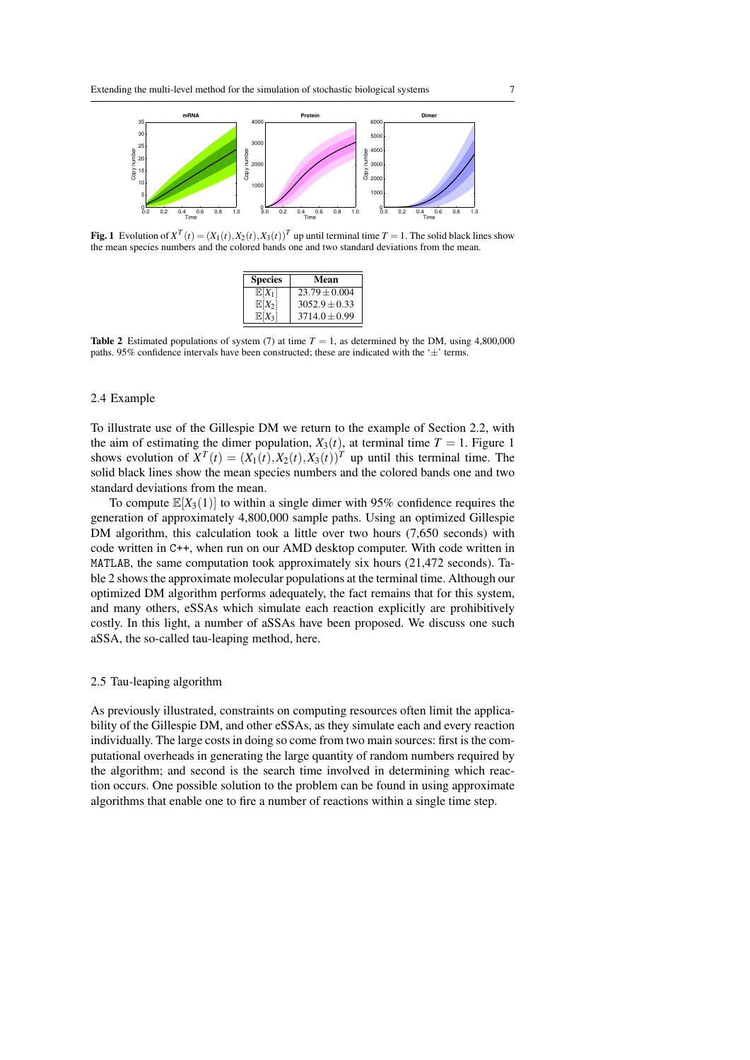**Fig. 1** Evolution of $X^T(t) = (X_1(t), X_2(t), X_3(t))^T$ up until terminal time $T = 1$. The solid black lines show the mean species numbers and the colored bands one and two standard deviations from the mean.

| Species | Mean |
|---|---|
| $\mathbb{E}[X_1]$ | $23.79 \pm 0.004$ |
| $\mathbb{E}[X_2]$ | $3052.9 \pm 0.33$ |
| $\mathbb{E}[X_3]$ | $3714.0 \pm 0.99$ |

**Table 2** Estimated populations of system (7) at time $T = 1$, as determined by the DM, using 4,800,000 paths. 95% confidence intervals have been constructed; these are indicated with the '$\pm$' terms.

### 2.4 Example

To illustrate use of the Gillespie DM we return to the example of Section 2.2, with the aim of estimating the dimer population, $X_3(t)$, at terminal time $T = 1$. Figure 1 shows evolution of $X^T(t) = (X_1(t), X_2(t), X_3(t))^T$ up until this terminal time. The solid black lines show the mean species numbers and the colored bands one and two standard deviations from the mean.

To compute $\mathbb{E}[X_3(1)]$ to within a single dimer with 95% confidence requires the generation of approximately 4,800,000 sample paths. Using an optimized Gillespie DM algorithm, this calculation took a little over two hours (7,650 seconds) with code written in `C++`, when run on our AMD desktop computer. With code written in `MATLAB`, the same computation took approximately six hours (21,472 seconds). Table 2 shows the approximate molecular populations at the terminal time. Although our optimized DM algorithm performs adequately, the fact remains that for this system, and many others, eSSAs which simulate each reaction explicitly are prohibitively costly. In this light, a number of aSSAs have been proposed. We discuss one such aSSA, the so-called tau-leaping method, here.

### 2.5 Tau-leaping algorithm

As previously illustrated, constraints on computing resources often limit the applicability of the Gillespie DM, and other eSSAs, as they simulate each and every reaction individually. The large costs in doing so come from two main sources: first is the computational overheads in generating the large quantity of random numbers required by the algorithm; and second is the search time involved in determining which reaction occurs. One possible solution to the problem can be found in using approximate algorithms that enable one to fire a number of reactions within a single time step.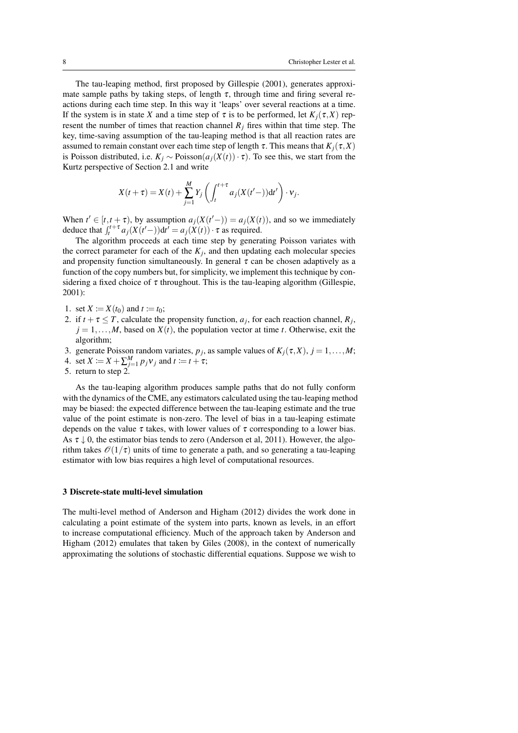The tau-leaping method, first proposed by Gillespie (2001), generates approximate sample paths by taking steps, of length $\tau$, through time and firing several reactions during each time step. In this way it 'leaps' over several reactions at a time. If the system is in state $X$ and a time step of $\tau$ is to be performed, let $K_j(\tau, X)$ represent the number of times that reaction channel $R_j$ fires within that time step. The key, time-saving assumption of the tau-leaping method is that all reaction rates are assumed to remain constant over each time step of length $\tau$. This means that $K_j(\tau, X)$ is Poisson distributed, i.e. $K_j \sim \text{Poisson}(a_j(X(t)) \cdot \tau)$. To see this, we start from the Kurtz perspective of Section 2.1 and write

$$X(t+\tau) = X(t) + \sum_{j=1}^{M} Y_j \left( \int_t^{t+\tau} a_j(X(t'-))\mathrm{d}t' \right) \cdot \nu_j.$$

When $t' \in [t, t+\tau)$, by assumption $a_j(X(t'-)) = a_j(X(t))$, and so we immediately deduce that $\int_t^{t+\tau} a_j(X(t'-))\mathrm{d}t' = a_j(X(t)) \cdot \tau$ as required.

The algorithm proceeds at each time step by generating Poisson variates with the correct parameter for each of the $K_j$, and then updating each molecular species and propensity function simultaneously. In general $\tau$ can be chosen adaptively as a function of the copy numbers but, for simplicity, we implement this technique by considering a fixed choice of $\tau$ throughout. This is the tau-leaping algorithm (Gillespie, 2001):

1. set $X := X(t_0)$ and $t := t_0$;
2. if $t + \tau \leq T$, calculate the propensity function, $a_j$, for each reaction channel, $R_j$, $j = 1, \ldots, M$, based on $X(t)$, the population vector at time $t$. Otherwise, exit the algorithm;
3. generate Poisson random variates, $p_j$, as sample values of $K_j(\tau, X)$, $j = 1, \ldots, M$;
4. set $X := X + \sum_{j=1}^{M} p_j \nu_j$ and $t := t + \tau$;
5. return to step 2.

As the tau-leaping algorithm produces sample paths that do not fully conform with the dynamics of the CME, any estimators calculated using the tau-leaping method may be biased: the expected difference between the tau-leaping estimate and the true value of the point estimate is non-zero. The level of bias in a tau-leaping estimate depends on the value $\tau$ takes, with lower values of $\tau$ corresponding to a lower bias. As $\tau \downarrow 0$, the estimator bias tends to zero (Anderson et al, 2011). However, the algorithm takes $\mathscr{O}(1/\tau)$ units of time to generate a path, and so generating a tau-leaping estimator with low bias requires a high level of computational resources.

## 3 Discrete-state multi-level simulation

The multi-level method of Anderson and Higham (2012) divides the work done in calculating a point estimate of the system into parts, known as levels, in an effort to increase computational efficiency. Much of the approach taken by Anderson and Higham (2012) emulates that taken by Giles (2008), in the context of numerically approximating the solutions of stochastic differential equations. Suppose we wish to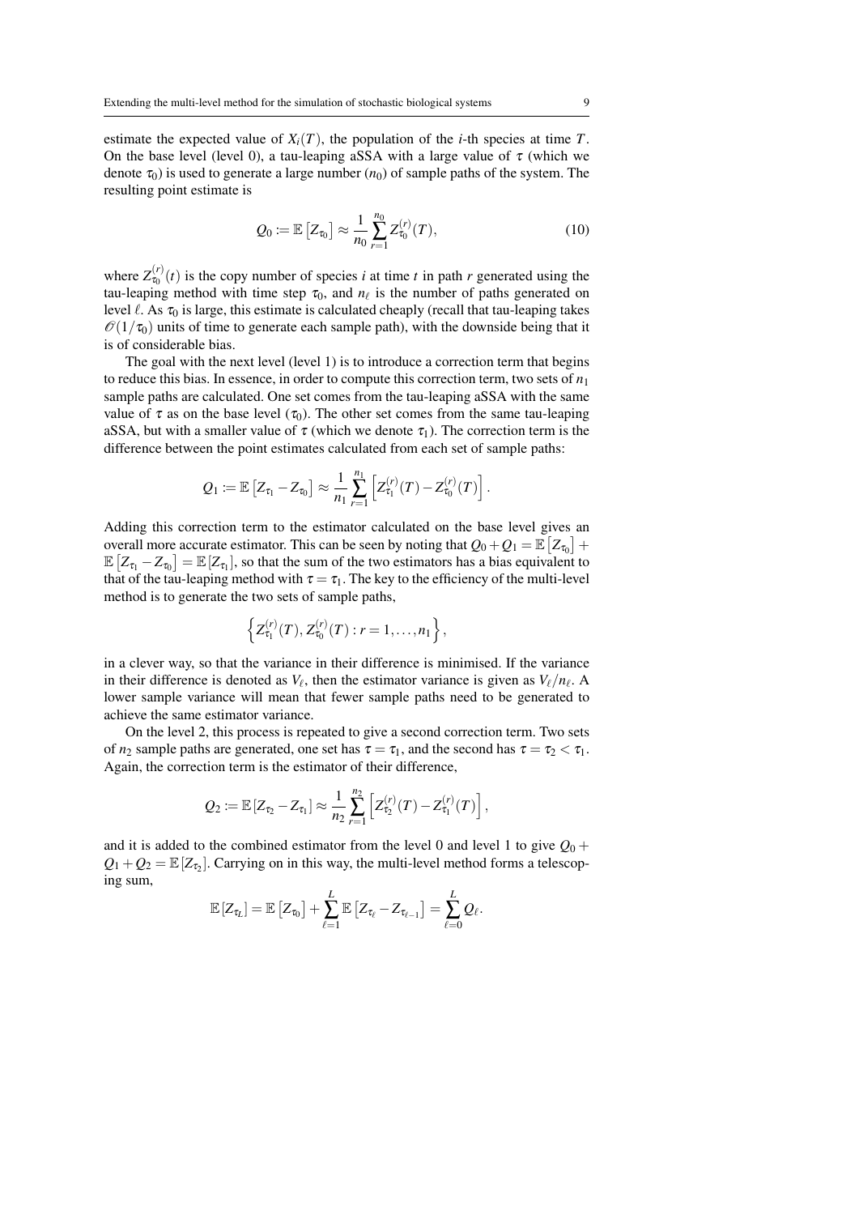estimate the expected value of $X_i(T)$, the population of the $i$-th species at time $T$. On the base level (level 0), a tau-leaping aSSA with a large value of $\tau$ (which we denote $\tau_0$) is used to generate a large number ($n_0$) of sample paths of the system. The resulting point estimate is

$$Q_0 := \mathbb{E}\left[Z_{\tau_0}\right] \approx \frac{1}{n_0}\sum_{r=1}^{n_0} Z_{\tau_0}^{(r)}(T), \tag{10}$$

where $Z_{\tau_0}^{(r)}(t)$ is the copy number of species $i$ at time $t$ in path $r$ generated using the tau-leaping method with time step $\tau_0$, and $n_\ell$ is the number of paths generated on level $\ell$. As $\tau_0$ is large, this estimate is calculated cheaply (recall that tau-leaping takes $\mathcal{O}(1/\tau_0)$ units of time to generate each sample path), with the downside being that it is of considerable bias.

The goal with the next level (level 1) is to introduce a correction term that begins to reduce this bias. In essence, in order to compute this correction term, two sets of $n_1$ sample paths are calculated. One set comes from the tau-leaping aSSA with the same value of $\tau$ as on the base level ($\tau_0$). The other set comes from the same tau-leaping aSSA, but with a smaller value of $\tau$ (which we denote $\tau_1$). The correction term is the difference between the point estimates calculated from each set of sample paths:

$$Q_1 := \mathbb{E}\left[Z_{\tau_1} - Z_{\tau_0}\right] \approx \frac{1}{n_1}\sum_{r=1}^{n_1}\left[Z_{\tau_1}^{(r)}(T) - Z_{\tau_0}^{(r)}(T)\right].$$

Adding this correction term to the estimator calculated on the base level gives an overall more accurate estimator. This can be seen by noting that $Q_0 + Q_1 = \mathbb{E}\left[Z_{\tau_0}\right] + \mathbb{E}\left[Z_{\tau_1} - Z_{\tau_0}\right] = \mathbb{E}\left[Z_{\tau_1}\right]$, so that the sum of the two estimators has a bias equivalent to that of the tau-leaping method with $\tau = \tau_1$. The key to the efficiency of the multi-level method is to generate the two sets of sample paths,

$$\left\{Z_{\tau_1}^{(r)}(T), Z_{\tau_0}^{(r)}(T) : r = 1, \ldots, n_1\right\},$$

in a clever way, so that the variance in their difference is minimised. If the variance in their difference is denoted as $V_\ell$, then the estimator variance is given as $V_\ell/n_\ell$. A lower sample variance will mean that fewer sample paths need to be generated to achieve the same estimator variance.

On the level 2, this process is repeated to give a second correction term. Two sets of $n_2$ sample paths are generated, one set has $\tau = \tau_1$, and the second has $\tau = \tau_2 < \tau_1$. Again, the correction term is the estimator of their difference,

$$Q_2 := \mathbb{E}\left[Z_{\tau_2} - Z_{\tau_1}\right] \approx \frac{1}{n_2}\sum_{r=1}^{n_2}\left[Z_{\tau_2}^{(r)}(T) - Z_{\tau_1}^{(r)}(T)\right],$$

and it is added to the combined estimator from the level 0 and level 1 to give $Q_0 + Q_1 + Q_2 = \mathbb{E}\left[Z_{\tau_2}\right]$. Carrying on in this way, the multi-level method forms a telescoping sum,

$$\mathbb{E}\left[Z_{\tau_L}\right] = \mathbb{E}\left[Z_{\tau_0}\right] + \sum_{\ell=1}^{L}\mathbb{E}\left[Z_{\tau_\ell} - Z_{\tau_{\ell-1}}\right] = \sum_{\ell=0}^{L} Q_\ell.$$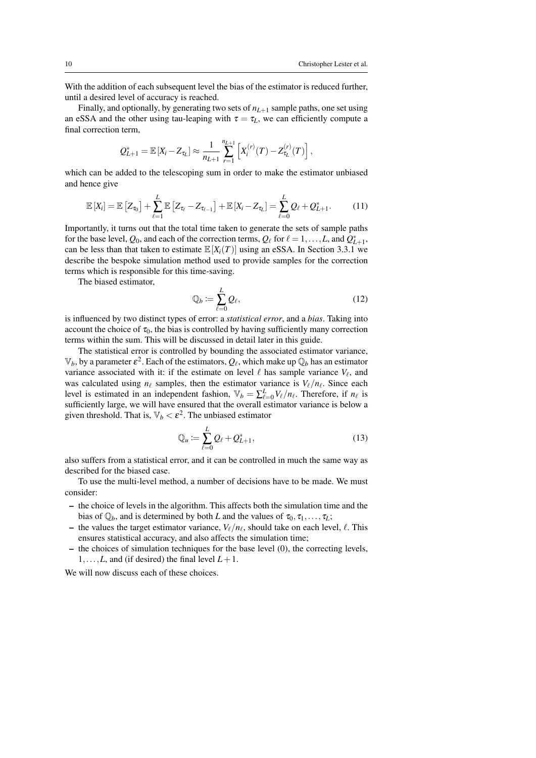With the addition of each subsequent level the bias of the estimator is reduced further, until a desired level of accuracy is reached.

Finally, and optionally, by generating two sets of $n_{L+1}$ sample paths, one set using an eSSA and the other using tau-leaping with $\tau = \tau_L$, we can efficiently compute a final correction term,

$$Q^*_{L+1} = \mathbb{E}\left[X_i - Z_{\tau_L}\right] \approx \frac{1}{n_{L+1}} \sum_{r=1}^{n_{L+1}} \left[X_i^{(r)}(T) - Z_{\tau_L}^{(r)}(T)\right],$$

which can be added to the telescoping sum in order to make the estimator unbiased and hence give

$$\mathbb{E}\left[X_i\right] = \mathbb{E}\left[Z_{\tau_0}\right] + \sum_{\ell=1}^{L} \mathbb{E}\left[Z_{\tau_\ell} - Z_{\tau_{\ell-1}}\right] + \mathbb{E}\left[X_i - Z_{\tau_L}\right] = \sum_{\ell=0}^{L} Q_\ell + Q^*_{L+1}. \tag{11}$$

Importantly, it turns out that the total time taken to generate the sets of sample paths for the base level, $Q_0$, and each of the correction terms, $Q_\ell$ for $\ell = 1, \ldots, L$, and $Q^*_{L+1}$, can be less than that taken to estimate $\mathbb{E}\left[X_i(T)\right]$ using an eSSA. In Section 3.3.1 we describe the bespoke simulation method used to provide samples for the correction terms which is responsible for this time-saving.

The biased estimator,

$$\mathbb{Q}_b \coloneqq \sum_{\ell=0}^{L} Q_\ell, \tag{12}$$

is influenced by two distinct types of error: a *statistical error*, and a *bias*. Taking into account the choice of $\tau_0$, the bias is controlled by having sufficiently many correction terms within the sum. This will be discussed in detail later in this guide.

The statistical error is controlled by bounding the associated estimator variance, $\mathbb{V}_b$, by a parameter $\varepsilon^2$. Each of the estimators, $Q_\ell$, which make up $\mathbb{Q}_b$ has an estimator variance associated with it: if the estimate on level $\ell$ has sample variance $V_\ell$, and was calculated using $n_\ell$ samples, then the estimator variance is $V_\ell/n_\ell$. Since each level is estimated in an independent fashion, $\mathbb{V}_b = \sum_{\ell=0}^{L} V_\ell/n_\ell$. Therefore, if $n_\ell$ is sufficiently large, we will have ensured that the overall estimator variance is below a given threshold. That is, $\mathbb{V}_b < \varepsilon^2$. The unbiased estimator

$$\mathbb{Q}_u \coloneqq \sum_{\ell=0}^{L} Q_\ell + Q^*_{L+1}, \tag{13}$$

also suffers from a statistical error, and it can be controlled in much the same way as described for the biased case.

To use the multi-level method, a number of decisions have to be made. We must consider:

- the choice of levels in the algorithm. This affects both the simulation time and the bias of $\mathbb{Q}_b$, and is determined by both $L$ and the values of $\tau_0, \tau_1, \ldots, \tau_L$;
- the values the target estimator variance, $V_\ell/n_\ell$, should take on each level, $\ell$. This ensures statistical accuracy, and also affects the simulation time;
- the choices of simulation techniques for the base level (0), the correcting levels, $1, \ldots, L$, and (if desired) the final level $L+1$.

We will now discuss each of these choices.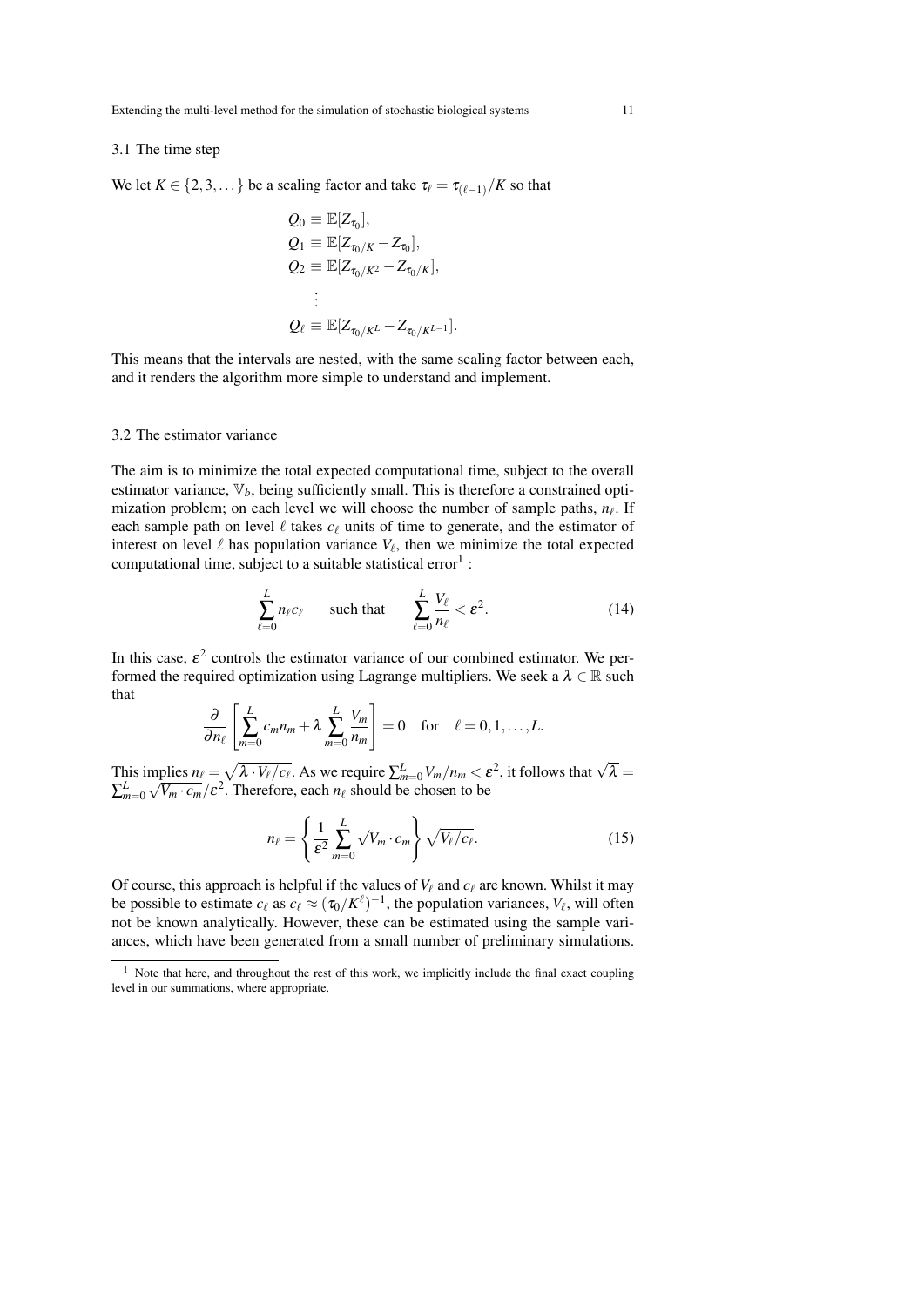### 3.1 The time step

We let $K \in \{2, 3, \dots\}$ be a scaling factor and take $\tau_\ell = \tau_{(\ell-1)}/K$ so that

$$
\begin{aligned}
Q_0 &\equiv \mathbb{E}[Z_{\tau_0}], \\
Q_1 &\equiv \mathbb{E}[Z_{\tau_0/K} - Z_{\tau_0}], \\
Q_2 &\equiv \mathbb{E}[Z_{\tau_0/K^2} - Z_{\tau_0/K}], \\
&\vdots \\
Q_\ell &\equiv \mathbb{E}[Z_{\tau_0/K^L} - Z_{\tau_0/K^{L-1}}].
\end{aligned}
$$

This means that the intervals are nested, with the same scaling factor between each, and it renders the algorithm more simple to understand and implement.

### 3.2 The estimator variance

The aim is to minimize the total expected computational time, subject to the overall estimator variance, $\mathbb{V}_b$, being sufficiently small. This is therefore a constrained optimization problem; on each level we will choose the number of sample paths, $n_\ell$. If each sample path on level $\ell$ takes $c_\ell$ units of time to generate, and the estimator of interest on level $\ell$ has population variance $V_\ell$, then we minimize the total expected computational time, subject to a suitable statistical error[1] :

$$
\sum_{\ell=0}^{L} n_\ell c_\ell \qquad \text{such that} \qquad \sum_{\ell=0}^{L} \frac{V_\ell}{n_\ell} < \varepsilon^2. \tag{14}
$$

In this case, $\varepsilon^2$ controls the estimator variance of our combined estimator. We performed the required optimization using Lagrange multipliers. We seek a $\lambda \in \mathbb{R}$ such that

$$
\frac{\partial}{\partial n_\ell}\left[\sum_{m=0}^{L} c_m n_m + \lambda \sum_{m=0}^{L} \frac{V_m}{n_m}\right] = 0 \quad \text{for} \quad \ell = 0, 1, \dots, L.
$$

This implies $n_\ell = \sqrt{\lambda \cdot V_\ell / c_\ell}$. As we require $\sum_{m=0}^{L} V_m/n_m < \varepsilon^2$, it follows that $\sqrt{\lambda} = \sum_{m=0}^{L} \sqrt{V_m \cdot c_m}/\varepsilon^2$. Therefore, each $n_\ell$ should be chosen to be

$$
n_\ell = \left\{\frac{1}{\varepsilon^2} \sum_{m=0}^{L} \sqrt{V_m \cdot c_m}\right\} \sqrt{V_\ell / c_\ell}. \tag{15}
$$

Of course, this approach is helpful if the values of $V_\ell$ and $c_\ell$ are known. Whilst it may be possible to estimate $c_\ell$ as $c_\ell \approx (\tau_0/K^\ell)^{-1}$, the population variances, $V_\ell$, will often not be known analytically. However, these can be estimated using the sample variances, which have been generated from a small number of preliminary simulations.

[1] Note that here, and throughout the rest of this work, we implicitly include the final exact coupling level in our summations, where appropriate.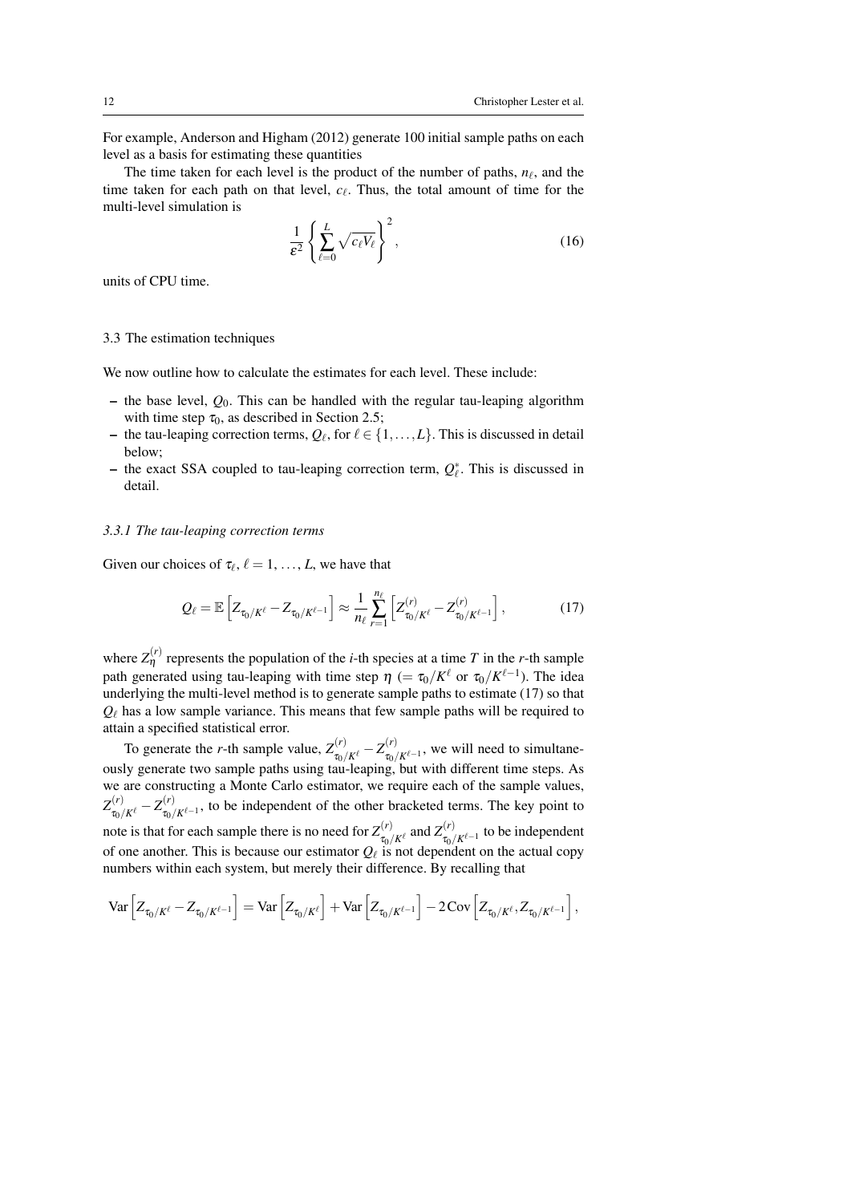For example, Anderson and Higham (2012) generate 100 initial sample paths on each level as a basis for estimating these quantities

The time taken for each level is the product of the number of paths, $n_\ell$, and the time taken for each path on that level, $c_\ell$. Thus, the total amount of time for the multi-level simulation is

$$\frac{1}{\varepsilon^2}\left\{\sum_{\ell=0}^{L}\sqrt{c_\ell V_\ell}\right\}^2, \tag{16}$$

units of CPU time.

### 3.3 The estimation techniques

We now outline how to calculate the estimates for each level. These include:

- the base level, $Q_0$. This can be handled with the regular tau-leaping algorithm with time step $\tau_0$, as described in Section 2.5;
- the tau-leaping correction terms, $Q_\ell$, for $\ell \in \{1,\ldots,L\}$. This is discussed in detail below;
- the exact SSA coupled to tau-leaping correction term, $Q^*_\ell$. This is discussed in detail.

#### *3.3.1 The tau-leaping correction terms*

Given our choices of $\tau_\ell$, $\ell = 1, \ldots, L$, we have that

$$Q_\ell = \mathbb{E}\left[Z_{\tau_0/K^\ell} - Z_{\tau_0/K^{\ell-1}}\right] \approx \frac{1}{n_\ell}\sum_{r=1}^{n_\ell}\left[Z^{(r)}_{\tau_0/K^\ell} - Z^{(r)}_{\tau_0/K^{\ell-1}}\right], \tag{17}$$

where $Z^{(r)}_\eta$ represents the population of the $i$-th species at a time $T$ in the $r$-th sample path generated using tau-leaping with time step $\eta$ ($= \tau_0/K^\ell$ or $\tau_0/K^{\ell-1}$). The idea underlying the multi-level method is to generate sample paths to estimate (17) so that $Q_\ell$ has a low sample variance. This means that few sample paths will be required to attain a specified statistical error.

To generate the $r$-th sample value, $Z^{(r)}_{\tau_0/K^\ell} - Z^{(r)}_{\tau_0/K^{\ell-1}}$, we will need to simultaneously generate two sample paths using tau-leaping, but with different time steps. As we are constructing a Monte Carlo estimator, we require each of the sample values, $Z^{(r)}_{\tau_0/K^\ell} - Z^{(r)}_{\tau_0/K^{\ell-1}}$, to be independent of the other bracketed terms. The key point to note is that for each sample there is no need for $Z^{(r)}_{\tau_0/K^\ell}$ and $Z^{(r)}_{\tau_0/K^{\ell-1}}$ to be independent of one another. This is because our estimator $Q_\ell$ is not dependent on the actual copy numbers within each system, but merely their difference. By recalling that

$$\mathrm{Var}\left[Z_{\tau_0/K^\ell} - Z_{\tau_0/K^{\ell-1}}\right] = \mathrm{Var}\left[Z_{\tau_0/K^\ell}\right] + \mathrm{Var}\left[Z_{\tau_0/K^{\ell-1}}\right] - 2\,\mathrm{Cov}\left[Z_{\tau_0/K^\ell}, Z_{\tau_0/K^{\ell-1}}\right],$$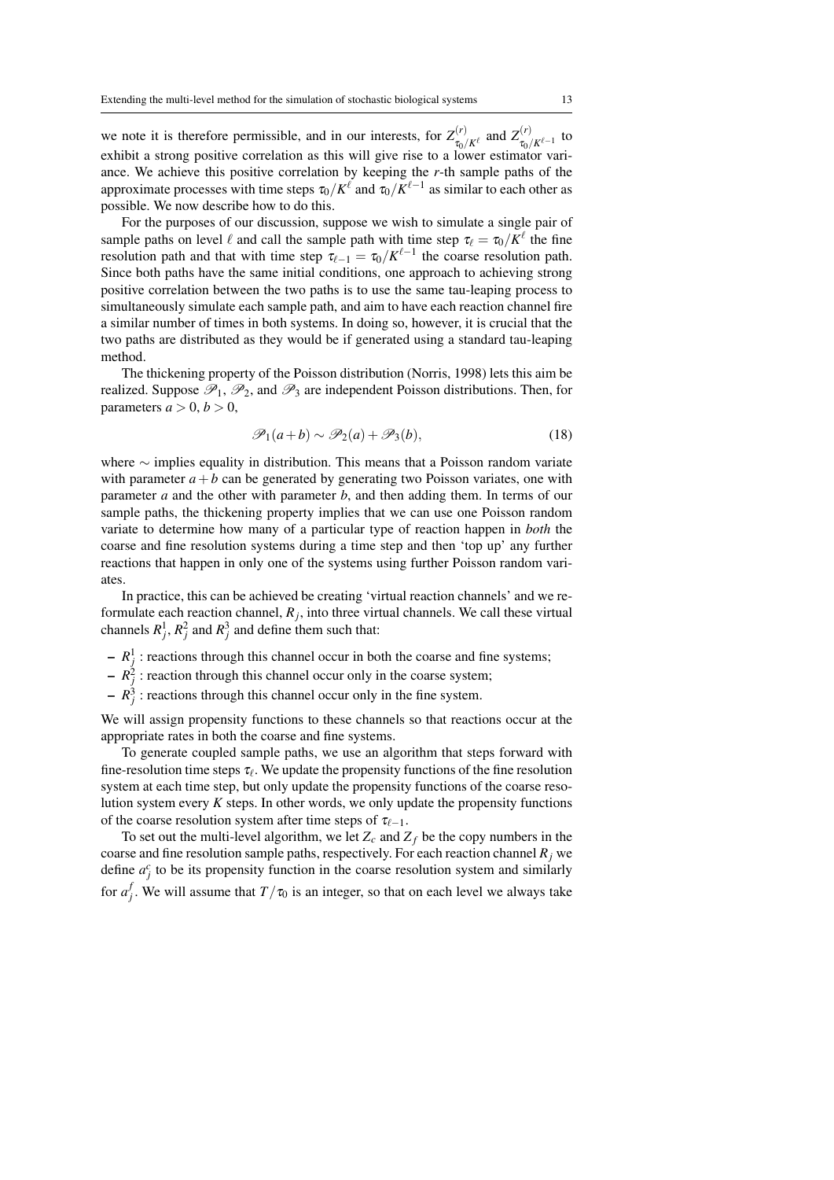we note it is therefore permissible, and in our interests, for $Z^{(r)}_{\tau_0/K^\ell}$ and $Z^{(r)}_{\tau_0/K^{\ell-1}}$ to exhibit a strong positive correlation as this will give rise to a lower estimator variance. We achieve this positive correlation by keeping the $r$-th sample paths of the approximate processes with time steps $\tau_0/K^\ell$ and $\tau_0/K^{\ell-1}$ as similar to each other as possible. We now describe how to do this.

For the purposes of our discussion, suppose we wish to simulate a single pair of sample paths on level $\ell$ and call the sample path with time step $\tau_\ell = \tau_0/K^\ell$ the fine resolution path and that with time step $\tau_{\ell-1} = \tau_0/K^{\ell-1}$ the coarse resolution path. Since both paths have the same initial conditions, one approach to achieving strong positive correlation between the two paths is to use the same tau-leaping process to simultaneously simulate each sample path, and aim to have each reaction channel fire a similar number of times in both systems. In doing so, however, it is crucial that the two paths are distributed as they would be if generated using a standard tau-leaping method.

The thickening property of the Poisson distribution (Norris, 1998) lets this aim be realized. Suppose $\mathscr{P}_1$, $\mathscr{P}_2$, and $\mathscr{P}_3$ are independent Poisson distributions. Then, for parameters $a > 0$, $b > 0$,

$$\mathscr{P}_1(a+b) \sim \mathscr{P}_2(a) + \mathscr{P}_3(b), \tag{18}$$

where $\sim$ implies equality in distribution. This means that a Poisson random variate with parameter $a+b$ can be generated by generating two Poisson variates, one with parameter $a$ and the other with parameter $b$, and then adding them. In terms of our sample paths, the thickening property implies that we can use one Poisson random variate to determine how many of a particular type of reaction happen in *both* the coarse and fine resolution systems during a time step and then 'top up' any further reactions that happen in only one of the systems using further Poisson random variates.

In practice, this can be achieved be creating 'virtual reaction channels' and we reformulate each reaction channel, $R_j$, into three virtual channels. We call these virtual channels $R^1_j$, $R^2_j$ and $R^3_j$ and define them such that:

- $R^1_j$ : reactions through this channel occur in both the coarse and fine systems;
- $R^2_j$ : reaction through this channel occur only in the coarse system;
- $R^3_j$ : reactions through this channel occur only in the fine system.

We will assign propensity functions to these channels so that reactions occur at the appropriate rates in both the coarse and fine systems.

To generate coupled sample paths, we use an algorithm that steps forward with fine-resolution time steps $\tau_\ell$. We update the propensity functions of the fine resolution system at each time step, but only update the propensity functions of the coarse resolution system every $K$ steps. In other words, we only update the propensity functions of the coarse resolution system after time steps of $\tau_{\ell-1}$.

To set out the multi-level algorithm, we let $Z_c$ and $Z_f$ be the copy numbers in the coarse and fine resolution sample paths, respectively. For each reaction channel $R_j$ we define $a^c_j$ to be its propensity function in the coarse resolution system and similarly for $a^f_j$. We will assume that $T/\tau_0$ is an integer, so that on each level we always take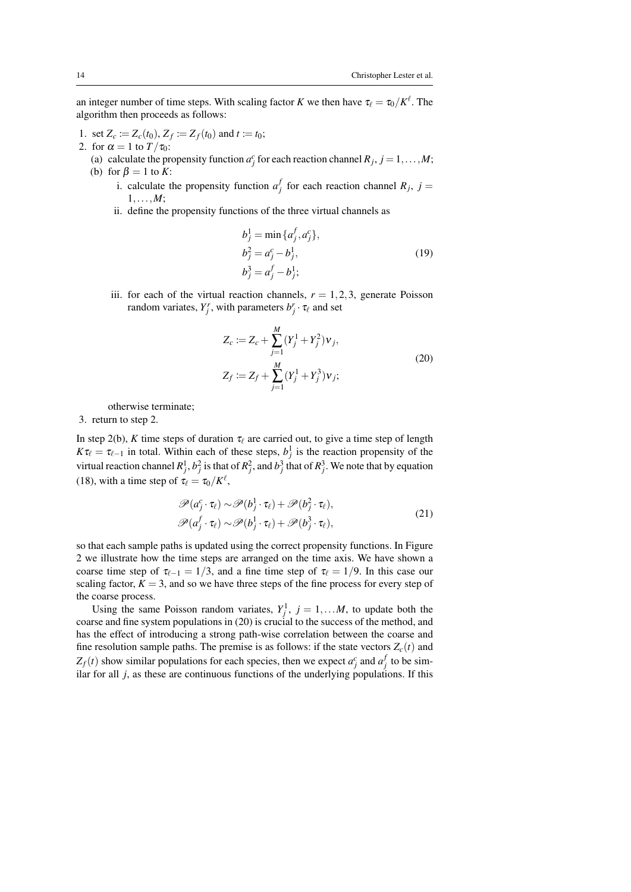an integer number of time steps. With scaling factor $K$ we then have $\tau_\ell = \tau_0/K^\ell$. The algorithm then proceeds as follows:

1. set $Z_c := Z_c(t_0)$, $Z_f := Z_f(t_0)$ and $t := t_0$;
2. for $\alpha = 1$ to $T/\tau_0$:
   (a) calculate the propensity function $a_j^c$ for each reaction channel $R_j$, $j = 1,\dots,M$;
   (b) for $\beta = 1$ to $K$:
      i. calculate the propensity function $a_j^f$ for each reaction channel $R_j$, $j = 1,\dots,M$;
      ii. define the propensity functions of the three virtual channels as

$$
\begin{aligned}
b_j^1 &= \min\{a_j^f, a_j^c\},\\
b_j^2 &= a_j^c - b_j^1,\\
b_j^3 &= a_j^f - b_j^1;
\end{aligned}
\tag{19}
$$

      iii. for each of the virtual reaction channels, $r = 1,2,3$, generate Poisson random variates, $Y_j^r$, with parameters $b_j^r \cdot \tau_\ell$ and set

$$
\begin{aligned}
Z_c &:= Z_c + \sum_{j=1}^{M} (Y_j^1 + Y_j^2)\nu_j,\\
Z_f &:= Z_f + \sum_{j=1}^{M} (Y_j^1 + Y_j^3)\nu_j;
\end{aligned}
\tag{20}
$$

   otherwise terminate;
3. return to step 2.

In step 2(b), $K$ time steps of duration $\tau_\ell$ are carried out, to give a time step of length $K\tau_\ell = \tau_{\ell-1}$ in total. Within each of these steps, $b_j^1$ is the reaction propensity of the virtual reaction channel $R_j^1$, $b_j^2$ is that of $R_j^2$, and $b_j^3$ that of $R_j^3$. We note that by equation (18), with a time step of $\tau_\ell = \tau_0/K^\ell$,

$$
\begin{aligned}
\mathscr{P}(a_j^c \cdot \tau_\ell) &\sim \mathscr{P}(b_j^1 \cdot \tau_\ell) + \mathscr{P}(b_j^2 \cdot \tau_\ell),\\
\mathscr{P}(a_j^f \cdot \tau_\ell) &\sim \mathscr{P}(b_j^1 \cdot \tau_\ell) + \mathscr{P}(b_j^3 \cdot \tau_\ell),
\end{aligned}
\tag{21}
$$

so that each sample paths is updated using the correct propensity functions. In Figure 2 we illustrate how the time steps are arranged on the time axis. We have shown a coarse time step of $\tau_{\ell-1} = 1/3$, and a fine time step of $\tau_\ell = 1/9$. In this case our scaling factor, $K = 3$, and so we have three steps of the fine process for every step of the coarse process.

Using the same Poisson random variates, $Y_j^1$, $j = 1,\dots M$, to update both the coarse and fine system populations in (20) is crucial to the success of the method, and has the effect of introducing a strong path-wise correlation between the coarse and fine resolution sample paths. The premise is as follows: if the state vectors $Z_c(t)$ and $Z_f(t)$ show similar populations for each species, then we expect $a_j^c$ and $a_j^f$ to be similar for all $j$, as these are continuous functions of the underlying populations. If this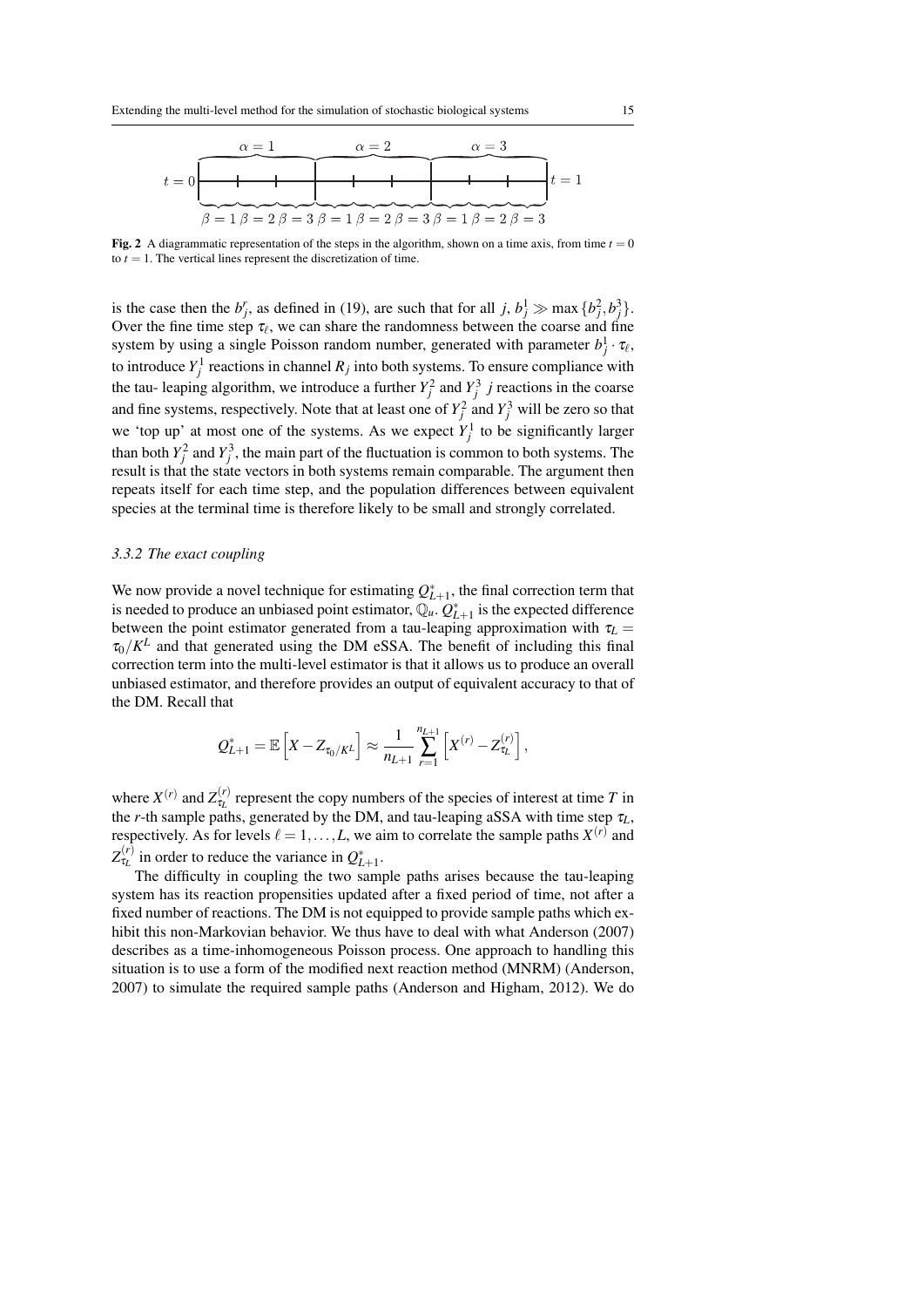**Fig. 2** A diagrammatic representation of the steps in the algorithm, shown on a time axis, from time $t = 0$ to $t = 1$. The vertical lines represent the discretization of time.

is the case then the $b_j^r$, as defined in (19), are such that for all $j$, $b_j^1 \gg \max\{b_j^2, b_j^3\}$. Over the fine time step $\tau_\ell$, we can share the randomness between the coarse and fine system by using a single Poisson random number, generated with parameter $b_j^1 \cdot \tau_\ell$, to introduce $Y_j^1$ reactions in channel $R_j$ into both systems. To ensure compliance with the tau- leaping algorithm, we introduce a further $Y_j^2$ and $Y_j^3$ $j$ reactions in the coarse and fine systems, respectively. Note that at least one of $Y_j^2$ and $Y_j^3$ will be zero so that we 'top up' at most one of the systems. As we expect $Y_j^1$ to be significantly larger than both $Y_j^2$ and $Y_j^3$, the main part of the fluctuation is common to both systems. The result is that the state vectors in both systems remain comparable. The argument then repeats itself for each time step, and the population differences between equivalent species at the terminal time is therefore likely to be small and strongly correlated.

### *3.3.2 The exact coupling*

We now provide a novel technique for estimating $Q_{L+1}^*$, the final correction term that is needed to produce an unbiased point estimator, $\mathbb{Q}_u$. $Q_{L+1}^*$ is the expected difference between the point estimator generated from a tau-leaping approximation with $\tau_L = \tau_0/K^L$ and that generated using the DM eSSA. The benefit of including this final correction term into the multi-level estimator is that it allows us to produce an overall unbiased estimator, and therefore provides an output of equivalent accuracy to that of the DM. Recall that

$$Q_{L+1}^* = \mathbb{E}\left[X - Z_{\tau_0/K^L}\right] \approx \frac{1}{n_{L+1}} \sum_{r=1}^{n_{L+1}} \left[X^{(r)} - Z_{\tau_L}^{(r)}\right],$$

where $X^{(r)}$ and $Z_{\tau_L}^{(r)}$ represent the copy numbers of the species of interest at time $T$ in the $r$-th sample paths, generated by the DM, and tau-leaping aSSA with time step $\tau_L$, respectively. As for levels $\ell = 1, \ldots, L$, we aim to correlate the sample paths $X^{(r)}$ and $Z_{\tau_L}^{(r)}$ in order to reduce the variance in $Q_{L+1}^*$.

The difficulty in coupling the two sample paths arises because the tau-leaping system has its reaction propensities updated after a fixed period of time, not after a fixed number of reactions. The DM is not equipped to provide sample paths which exhibit this non-Markovian behavior. We thus have to deal with what Anderson (2007) describes as a time-inhomogeneous Poisson process. One approach to handling this situation is to use a form of the modified next reaction method (MNRM) (Anderson, 2007) to simulate the required sample paths (Anderson and Higham, 2012). We do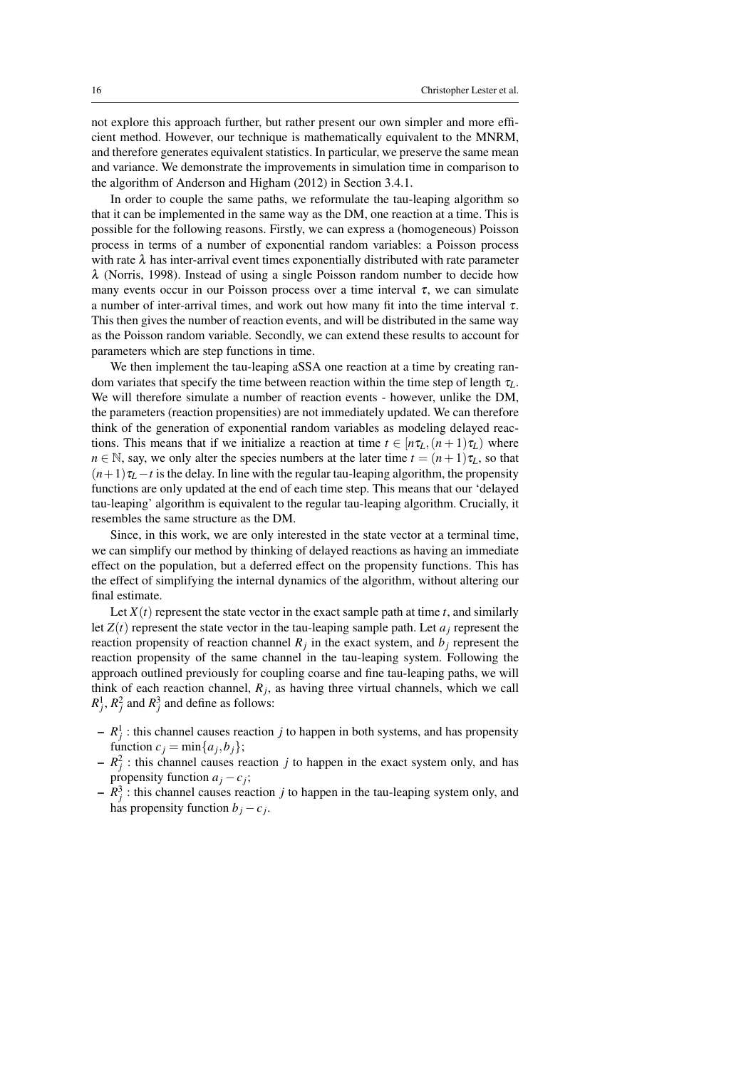not explore this approach further, but rather present our own simpler and more efficient method. However, our technique is mathematically equivalent to the MNRM, and therefore generates equivalent statistics. In particular, we preserve the same mean and variance. We demonstrate the improvements in simulation time in comparison to the algorithm of Anderson and Higham (2012) in Section 3.4.1.

In order to couple the same paths, we reformulate the tau-leaping algorithm so that it can be implemented in the same way as the DM, one reaction at a time. This is possible for the following reasons. Firstly, we can express a (homogeneous) Poisson process in terms of a number of exponential random variables: a Poisson process with rate $\lambda$ has inter-arrival event times exponentially distributed with rate parameter $\lambda$ (Norris, 1998). Instead of using a single Poisson random number to decide how many events occur in our Poisson process over a time interval $\tau$, we can simulate a number of inter-arrival times, and work out how many fit into the time interval $\tau$. This then gives the number of reaction events, and will be distributed in the same way as the Poisson random variable. Secondly, we can extend these results to account for parameters which are step functions in time.

We then implement the tau-leaping aSSA one reaction at a time by creating random variates that specify the time between reaction within the time step of length $\tau_L$. We will therefore simulate a number of reaction events - however, unlike the DM, the parameters (reaction propensities) are not immediately updated. We can therefore think of the generation of exponential random variables as modeling delayed reactions. This means that if we initialize a reaction at time $t \in [n\tau_L, (n+1)\tau_L)$ where $n \in \mathbb{N}$, say, we only alter the species numbers at the later time $t = (n+1)\tau_L$, so that $(n+1)\tau_L - t$ is the delay. In line with the regular tau-leaping algorithm, the propensity functions are only updated at the end of each time step. This means that our 'delayed tau-leaping' algorithm is equivalent to the regular tau-leaping algorithm. Crucially, it resembles the same structure as the DM.

Since, in this work, we are only interested in the state vector at a terminal time, we can simplify our method by thinking of delayed reactions as having an immediate effect on the population, but a deferred effect on the propensity functions. This has the effect of simplifying the internal dynamics of the algorithm, without altering our final estimate.

Let $X(t)$ represent the state vector in the exact sample path at time $t$, and similarly let $Z(t)$ represent the state vector in the tau-leaping sample path. Let $a_j$ represent the reaction propensity of reaction channel $R_j$ in the exact system, and $b_j$ represent the reaction propensity of the same channel in the tau-leaping system. Following the approach outlined previously for coupling coarse and fine tau-leaping paths, we will think of each reaction channel, $R_j$, as having three virtual channels, which we call $R_j^1$, $R_j^2$ and $R_j^3$ and define as follows:

- $R_j^1$ : this channel causes reaction $j$ to happen in both systems, and has propensity function $c_j = \min\{a_j, b_j\}$;
- $R_j^2$ : this channel causes reaction $j$ to happen in the exact system only, and has propensity function $a_j - c_j$;
- $R_j^3$ : this channel causes reaction $j$ to happen in the tau-leaping system only, and has propensity function $b_j - c_j$.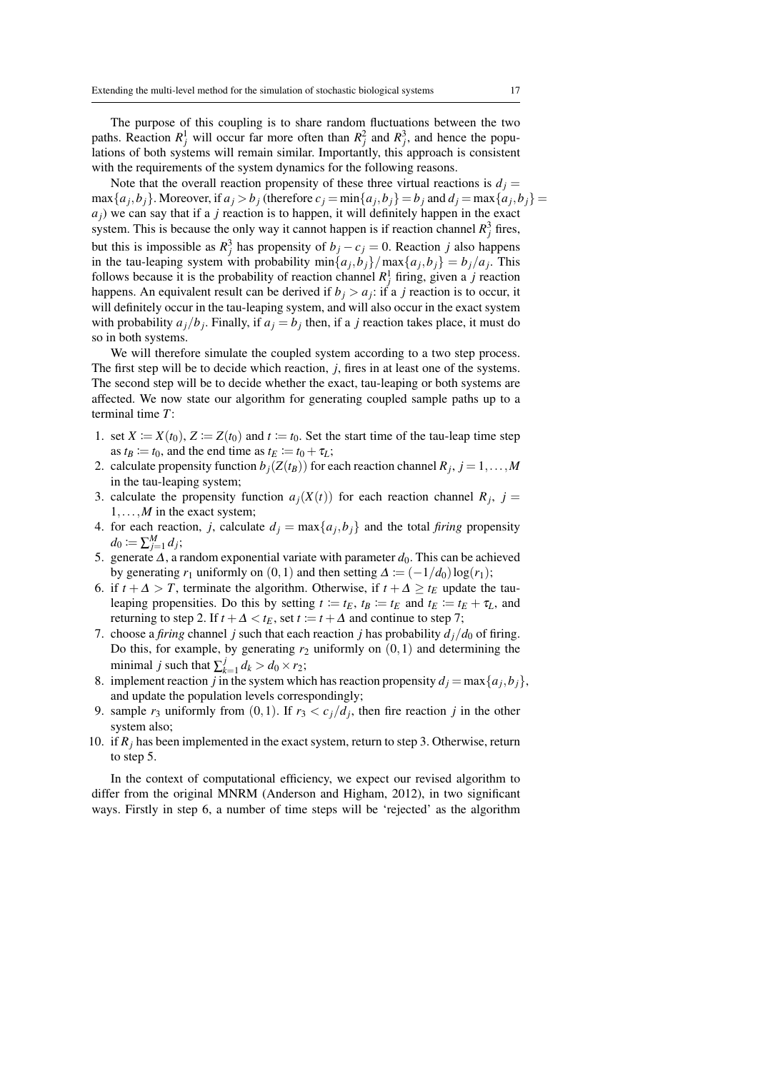The purpose of this coupling is to share random fluctuations between the two paths. Reaction $R_j^1$ will occur far more often than $R_j^2$ and $R_j^3$, and hence the populations of both systems will remain similar. Importantly, this approach is consistent with the requirements of the system dynamics for the following reasons.

Note that the overall reaction propensity of these three virtual reactions is $d_j = \max\{a_j, b_j\}$. Moreover, if $a_j > b_j$ (therefore $c_j = \min\{a_j, b_j\} = b_j$ and $d_j = \max\{a_j, b_j\} = a_j$) we can say that if a $j$ reaction is to happen, it will definitely happen in the exact system. This is because the only way it cannot happen is if reaction channel $R_j^3$ fires, but this is impossible as $R_j^3$ has propensity of $b_j - c_j = 0$. Reaction $j$ also happens in the tau-leaping system with probability $\min\{a_j, b_j\}/\max\{a_j, b_j\} = b_j/a_j$. This follows because it is the probability of reaction channel $R_j^1$ firing, given a $j$ reaction happens. An equivalent result can be derived if $b_j > a_j$: if a $j$ reaction is to occur, it will definitely occur in the tau-leaping system, and will also occur in the exact system with probability $a_j/b_j$. Finally, if $a_j = b_j$ then, if a $j$ reaction takes place, it must do so in both systems.

We will therefore simulate the coupled system according to a two step process. The first step will be to decide which reaction, $j$, fires in at least one of the systems. The second step will be to decide whether the exact, tau-leaping or both systems are affected. We now state our algorithm for generating coupled sample paths up to a terminal time $T$:

1. set $X := X(t_0)$, $Z := Z(t_0)$ and $t := t_0$. Set the start time of the tau-leap time step as $t_B := t_0$, and the end time as $t_E := t_0 + \tau_L$;
2. calculate propensity function $b_j(Z(t_B))$ for each reaction channel $R_j$, $j = 1, \dots, M$ in the tau-leaping system;
3. calculate the propensity function $a_j(X(t))$ for each reaction channel $R_j$, $j = 1, \dots, M$ in the exact system;
4. for each reaction, $j$, calculate $d_j = \max\{a_j, b_j\}$ and the total *firing* propensity $d_0 := \sum_{j=1}^{M} d_j$;
5. generate $\Delta$, a random exponential variate with parameter $d_0$. This can be achieved by generating $r_1$ uniformly on $(0,1)$ and then setting $\Delta := (-1/d_0)\log(r_1)$;
6. if $t + \Delta > T$, terminate the algorithm. Otherwise, if $t + \Delta \geq t_E$ update the tau-leaping propensities. Do this by setting $t := t_E$, $t_B := t_E$ and $t_E := t_E + \tau_L$, and returning to step 2. If $t + \Delta < t_E$, set $t := t + \Delta$ and continue to step 7;
7. choose a *firing* channel $j$ such that each reaction $j$ has probability $d_j/d_0$ of firing. Do this, for example, by generating $r_2$ uniformly on $(0,1)$ and determining the minimal $j$ such that $\sum_{k=1}^{j} d_k > d_0 \times r_2$;
8. implement reaction $j$ in the system which has reaction propensity $d_j = \max\{a_j, b_j\}$, and update the population levels correspondingly;
9. sample $r_3$ uniformly from $(0,1)$. If $r_3 < c_j/d_j$, then fire reaction $j$ in the other system also;
10. if $R_j$ has been implemented in the exact system, return to step 3. Otherwise, return to step 5.

In the context of computational efficiency, we expect our revised algorithm to differ from the original MNRM (Anderson and Higham, 2012), in two significant ways. Firstly in step 6, a number of time steps will be 'rejected' as the algorithm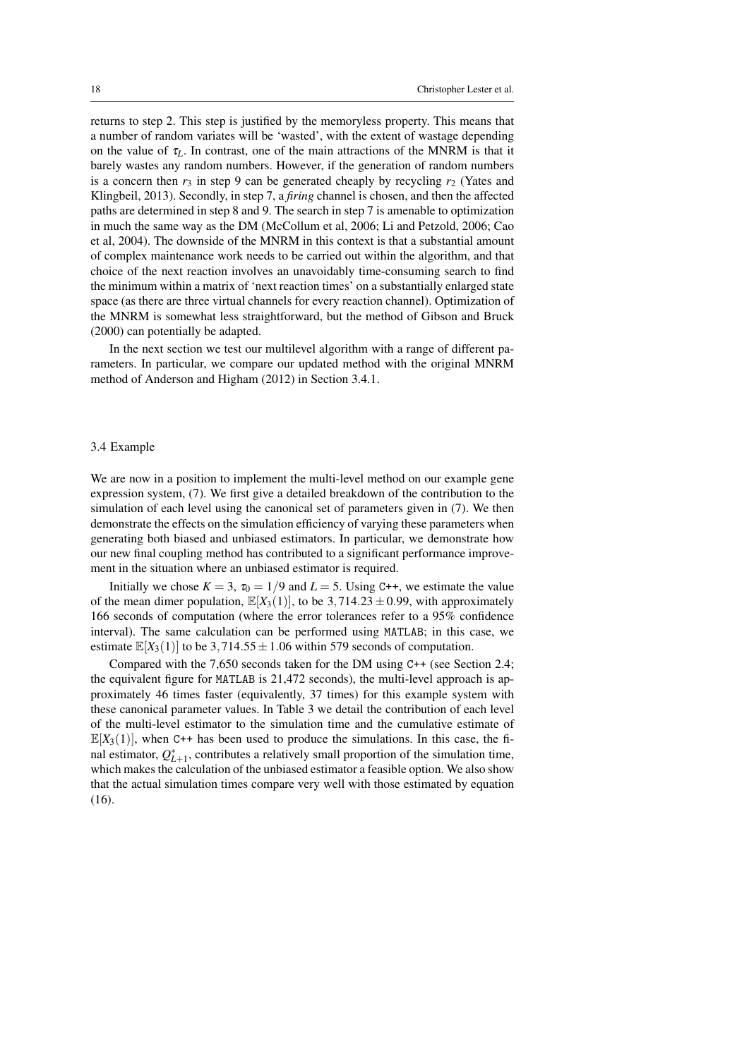returns to step 2. This step is justified by the memoryless property. This means that a number of random variates will be 'wasted', with the extent of wastage depending on the value of $\tau_L$. In contrast, one of the main attractions of the MNRM is that it barely wastes any random numbers. However, if the generation of random numbers is a concern then $r_3$ in step 9 can be generated cheaply by recycling $r_2$ (Yates and Klingbeil, 2013). Secondly, in step 7, a *firing* channel is chosen, and then the affected paths are determined in step 8 and 9. The search in step 7 is amenable to optimization in much the same way as the DM (McCollum et al, 2006; Li and Petzold, 2006; Cao et al, 2004). The downside of the MNRM in this context is that a substantial amount of complex maintenance work needs to be carried out within the algorithm, and that choice of the next reaction involves an unavoidably time-consuming search to find the minimum within a matrix of 'next reaction times' on a substantially enlarged state space (as there are three virtual channels for every reaction channel). Optimization of the MNRM is somewhat less straightforward, but the method of Gibson and Bruck (2000) can potentially be adapted.

In the next section we test our multilevel algorithm with a range of different parameters. In particular, we compare our updated method with the original MNRM method of Anderson and Higham (2012) in Section 3.4.1.

### 3.4 Example

We are now in a position to implement the multi-level method on our example gene expression system, (7). We first give a detailed breakdown of the contribution to the simulation of each level using the canonical set of parameters given in (7). We then demonstrate the effects on the simulation efficiency of varying these parameters when generating both biased and unbiased estimators. In particular, we demonstrate how our new final coupling method has contributed to a significant performance improvement in the situation where an unbiased estimator is required.

Initially we chose $K = 3$, $\tau_0 = 1/9$ and $L = 5$. Using `C++`, we estimate the value of the mean dimer population, $\mathbb{E}[X_3(1)]$, to be $3,714.23 \pm 0.99$, with approximately 166 seconds of computation (where the error tolerances refer to a 95% confidence interval). The same calculation can be performed using `MATLAB`; in this case, we estimate $\mathbb{E}[X_3(1)]$ to be $3,714.55 \pm 1.06$ within 579 seconds of computation.

Compared with the 7,650 seconds taken for the DM using `C++` (see Section 2.4; the equivalent figure for `MATLAB` is 21,472 seconds), the multi-level approach is approximately 46 times faster (equivalently, 37 times) for this example system with these canonical parameter values. In Table 3 we detail the contribution of each level of the multi-level estimator to the simulation time and the cumulative estimate of $\mathbb{E}[X_3(1)]$, when `C++` has been used to produce the simulations. In this case, the final estimator, $Q^*_{L+1}$, contributes a relatively small proportion of the simulation time, which makes the calculation of the unbiased estimator a feasible option. We also show that the actual simulation times compare very well with those estimated by equation (16).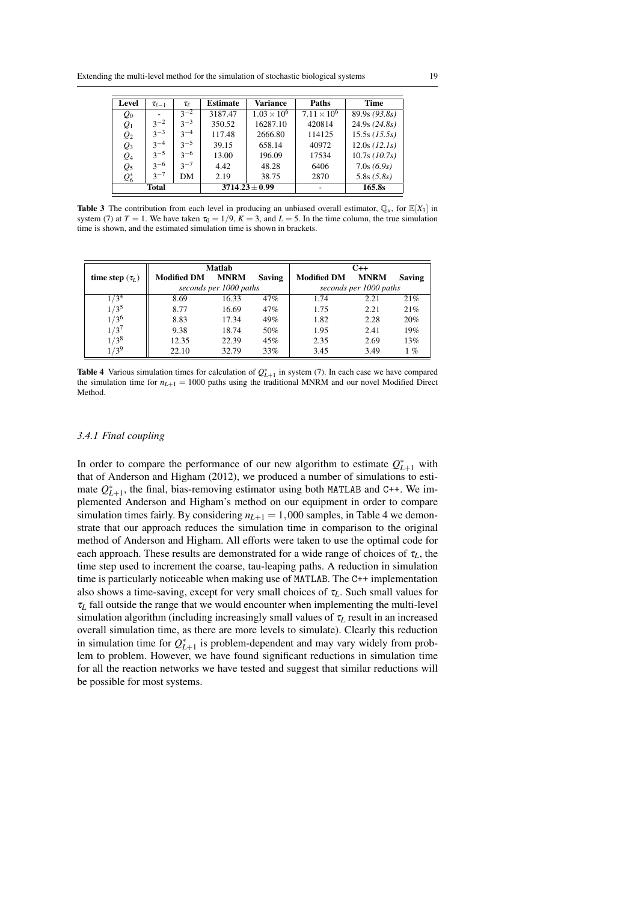| Level | $\tau_{\ell-1}$ | $\tau_\ell$ | Estimate | Variance | Paths | Time |
|---|---|---|---|---|---|---|
| $Q_0$ | - | $3^{-2}$ | 3187.47 | $1.03 \times 10^6$ | $7.11 \times 10^6$ | 89.9s *(93.8s)* |
| $Q_1$ | $3^{-2}$ | $3^{-3}$ | 350.52 | 16287.10 | 420814 | 24.9s *(24.8s)* |
| $Q_2$ | $3^{-3}$ | $3^{-4}$ | 117.48 | 2666.80 | 114125 | 15.5s *(15.5s)* |
| $Q_3$ | $3^{-4}$ | $3^{-5}$ | 39.15 | 658.14 | 40972 | 12.0s *(12.1s)* |
| $Q_4$ | $3^{-5}$ | $3^{-6}$ | 13.00 | 196.09 | 17534 | 10.7s *(10.7s)* |
| $Q_5$ | $3^{-6}$ | $3^{-7}$ | 4.42 | 48.28 | 6406 | 7.0s *(6.9s)* |
| $Q_6^*$ | $3^{-7}$ | DM | 2.19 | 38.75 | 2870 | 5.8s *(5.8s)* |
| **Total** | | | **3714.23 ± 0.99** | | - | **165.8s** |

**Table 3** The contribution from each level in producing an unbiased overall estimator, $\mathbb{Q}_u$, for $\mathbb{E}[X_3]$ in system (7) at $T = 1$. We have taken $\tau_0 = 1/9$, $K = 3$, and $L = 5$. In the time column, the true simulation time is shown, and the estimated simulation time is shown in brackets.

| time step ($\tau_L$) | Matlab | | | C++ | | |
|---|---|---|---|---|---|---|
| | **Modified DM** | **MNRM** | **Saving** | **Modified DM** | **MNRM** | **Saving** |
| | *seconds per 1000 paths* | | | *seconds per 1000 paths* | | |
| $1/3^4$ | 8.69 | 16.33 | 47% | 1.74 | 2.21 | 21% |
| $1/3^5$ | 8.77 | 16.69 | 47% | 1.75 | 2.21 | 21% |
| $1/3^6$ | 8.83 | 17.34 | 49% | 1.82 | 2.28 | 20% |
| $1/3^7$ | 9.38 | 18.74 | 50% | 1.95 | 2.41 | 19% |
| $1/3^8$ | 12.35 | 22.39 | 45% | 2.35 | 2.69 | 13% |
| $1/3^9$ | 22.10 | 32.79 | 33% | 3.45 | 3.49 | 1 % |

**Table 4** Various simulation times for calculation of $Q_{L+1}^*$ in system (7). In each case we have compared the simulation time for $n_{L+1} = 1000$ paths using the traditional MNRM and our novel Modified Direct Method.

#### *3.4.1 Final coupling*

In order to compare the performance of our new algorithm to estimate $Q_{L+1}^*$ with that of Anderson and Higham (2012), we produced a number of simulations to estimate $Q_{L+1}^*$, the final, bias-removing estimator using both MATLAB and C++. We implemented Anderson and Higham's method on our equipment in order to compare simulation times fairly. By considering $n_{L+1} = 1,000$ samples, in Table 4 we demonstrate that our approach reduces the simulation time in comparison to the original method of Anderson and Higham. All efforts were taken to use the optimal code for each approach. These results are demonstrated for a wide range of choices of $\tau_L$, the time step used to increment the coarse, tau-leaping paths. A reduction in simulation time is particularly noticeable when making use of MATLAB. The C++ implementation also shows a time-saving, except for very small choices of $\tau_L$. Such small values for $\tau_L$ fall outside the range that we would encounter when implementing the multi-level simulation algorithm (including increasingly small values of $\tau_L$ result in an increased overall simulation time, as there are more levels to simulate). Clearly this reduction in simulation time for $Q_{L+1}^*$ is problem-dependent and may vary widely from problem to problem. However, we have found significant reductions in simulation time for all the reaction networks we have tested and suggest that similar reductions will be possible for most systems.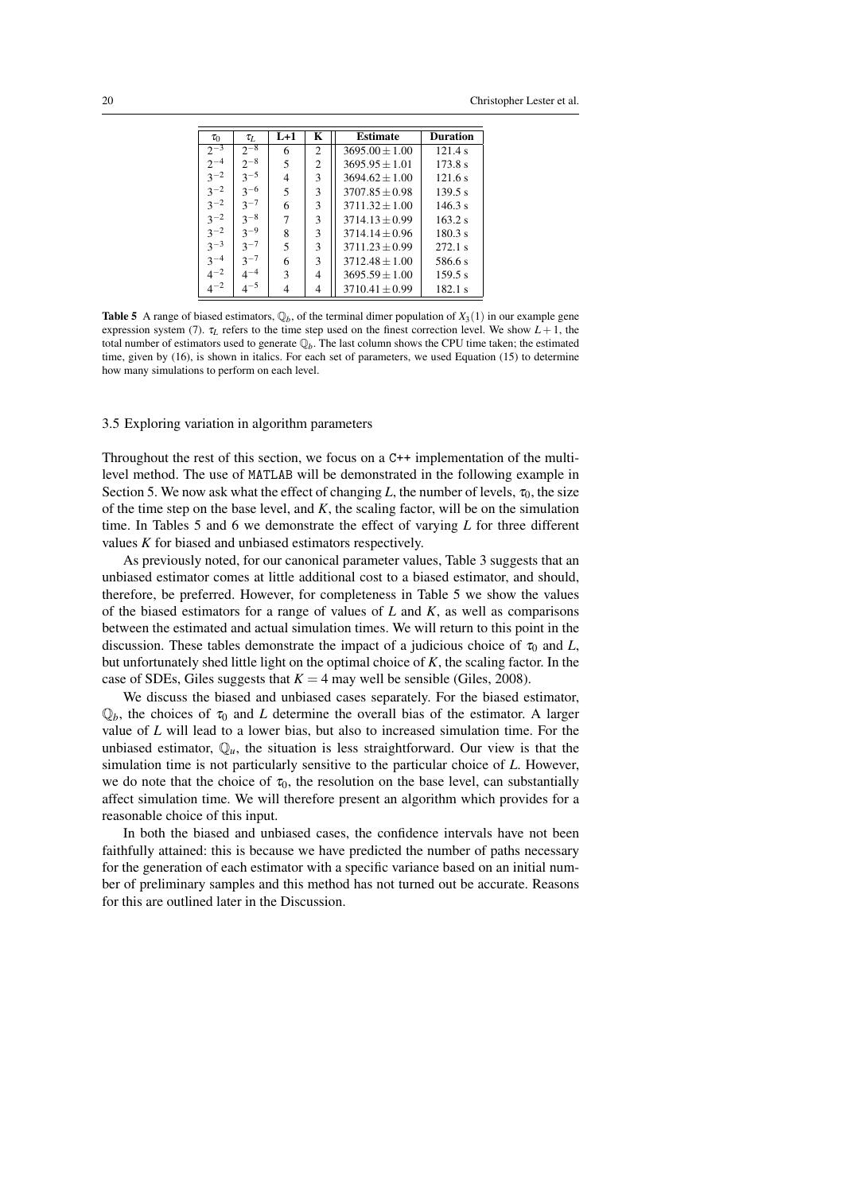| $\tau_0$ | $\tau_L$ | L+1 | K | Estimate | Duration |
|---|---|---|---|---|---|
| $2^{-3}$ | $2^{-8}$ | 6 | 2 | $3695.00 \pm 1.00$ | 121.4 s |
| $2^{-4}$ | $2^{-8}$ | 5 | 2 | $3695.95 \pm 1.01$ | 173.8 s |
| $3^{-2}$ | $3^{-5}$ | 4 | 3 | $3694.62 \pm 1.00$ | 121.6 s |
| $3^{-2}$ | $3^{-6}$ | 5 | 3 | $3707.85 \pm 0.98$ | 139.5 s |
| $3^{-2}$ | $3^{-7}$ | 6 | 3 | $3711.32 \pm 1.00$ | 146.3 s |
| $3^{-2}$ | $3^{-8}$ | 7 | 3 | $3714.13 \pm 0.99$ | 163.2 s |
| $3^{-2}$ | $3^{-9}$ | 8 | 3 | $3714.14 \pm 0.96$ | 180.3 s |
| $3^{-3}$ | $3^{-7}$ | 5 | 3 | $3711.23 \pm 0.99$ | 272.1 s |
| $3^{-4}$ | $3^{-7}$ | 6 | 3 | $3712.48 \pm 1.00$ | 586.6 s |
| $4^{-2}$ | $4^{-4}$ | 3 | 4 | $3695.59 \pm 1.00$ | 159.5 s |
| $4^{-2}$ | $4^{-5}$ | 4 | 4 | $3710.41 \pm 0.99$ | 182.1 s |

**Table 5** A range of biased estimators, $\mathbb{Q}_b$, of the terminal dimer population of $X_3(1)$ in our example gene expression system (7). $\tau_L$ refers to the time step used on the finest correction level. We show $L+1$, the total number of estimators used to generate $\mathbb{Q}_b$. The last column shows the CPU time taken; the estimated time, given by (16), is shown in italics. For each set of parameters, we used Equation (15) to determine how many simulations to perform on each level.

### 3.5 Exploring variation in algorithm parameters

Throughout the rest of this section, we focus on a C++ implementation of the multilevel method. The use of MATLAB will be demonstrated in the following example in Section 5. We now ask what the effect of changing $L$, the number of levels, $\tau_0$, the size of the time step on the base level, and $K$, the scaling factor, will be on the simulation time. In Tables 5 and 6 we demonstrate the effect of varying $L$ for three different values $K$ for biased and unbiased estimators respectively.

As previously noted, for our canonical parameter values, Table 3 suggests that an unbiased estimator comes at little additional cost to a biased estimator, and should, therefore, be preferred. However, for completeness in Table 5 we show the values of the biased estimators for a range of values of $L$ and $K$, as well as comparisons between the estimated and actual simulation times. We will return to this point in the discussion. These tables demonstrate the impact of a judicious choice of $\tau_0$ and $L$, but unfortunately shed little light on the optimal choice of $K$, the scaling factor. In the case of SDEs, Giles suggests that $K=4$ may well be sensible (Giles, 2008).

We discuss the biased and unbiased cases separately. For the biased estimator, $\mathbb{Q}_b$, the choices of $\tau_0$ and $L$ determine the overall bias of the estimator. A larger value of $L$ will lead to a lower bias, but also to increased simulation time. For the unbiased estimator, $\mathbb{Q}_u$, the situation is less straightforward. Our view is that the simulation time is not particularly sensitive to the particular choice of $L$. However, we do note that the choice of $\tau_0$, the resolution on the base level, can substantially affect simulation time. We will therefore present an algorithm which provides for a reasonable choice of this input.

In both the biased and unbiased cases, the confidence intervals have not been faithfully attained: this is because we have predicted the number of paths necessary for the generation of each estimator with a specific variance based on an initial number of preliminary samples and this method has not turned out be accurate. Reasons for this are outlined later in the Discussion.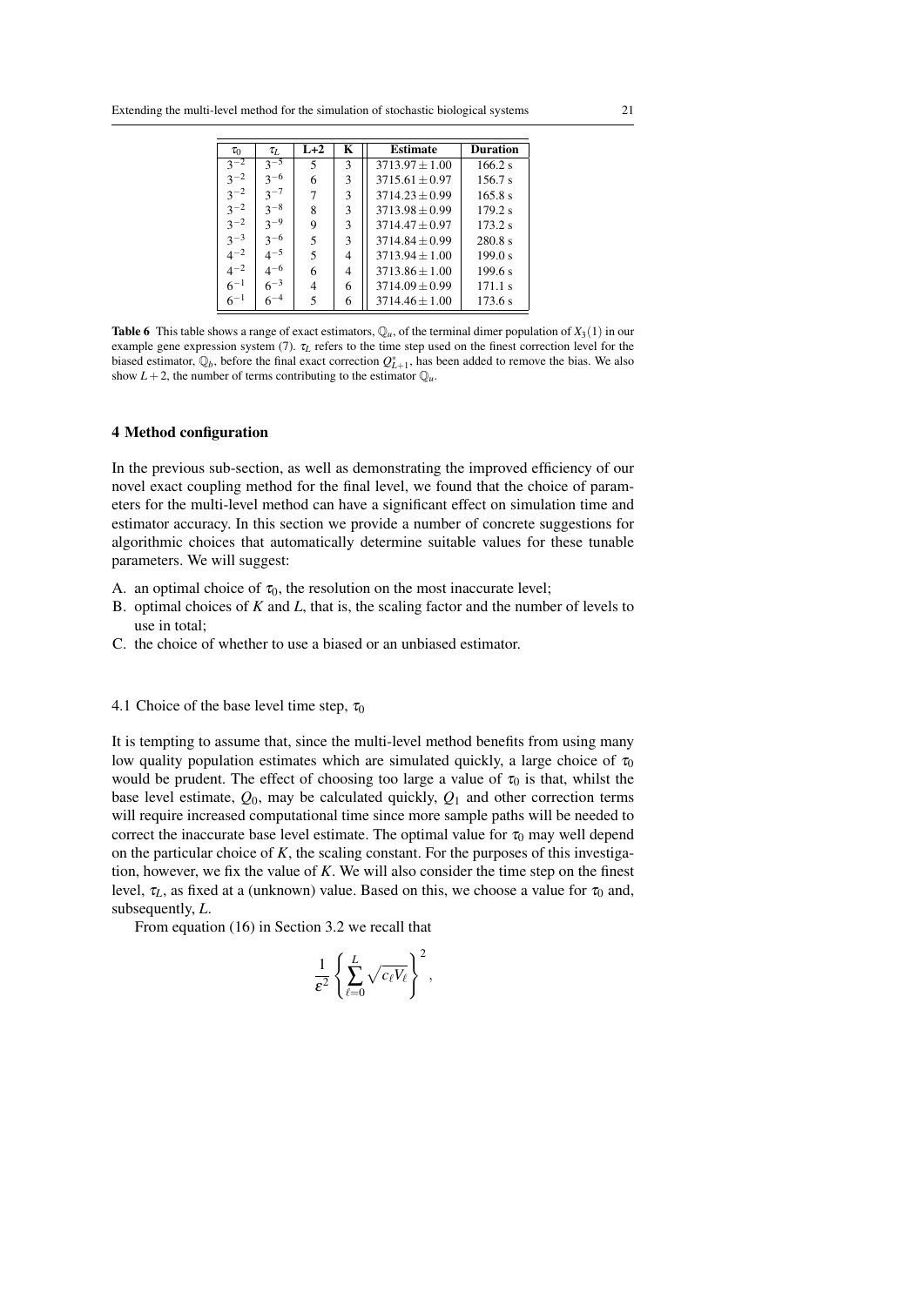| $\tau_0$ | $\tau_L$ | L+2 | K | Estimate | Duration |
|---|---|---|---|---|---|
| $3^{-2}$ | $3^{-5}$ | 5 | 3 | $3713.97 \pm 1.00$ | 166.2 s |
| $3^{-2}$ | $3^{-6}$ | 6 | 3 | $3715.61 \pm 0.97$ | 156.7 s |
| $3^{-2}$ | $3^{-7}$ | 7 | 3 | $3714.23 \pm 0.99$ | 165.8 s |
| $3^{-2}$ | $3^{-8}$ | 8 | 3 | $3713.98 \pm 0.99$ | 179.2 s |
| $3^{-2}$ | $3^{-9}$ | 9 | 3 | $3714.47 \pm 0.97$ | 173.2 s |
| $3^{-3}$ | $3^{-6}$ | 5 | 3 | $3714.84 \pm 0.99$ | 280.8 s |
| $4^{-2}$ | $4^{-5}$ | 5 | 4 | $3713.94 \pm 1.00$ | 199.0 s |
| $4^{-2}$ | $4^{-6}$ | 6 | 4 | $3713.86 \pm 1.00$ | 199.6 s |
| $6^{-1}$ | $6^{-3}$ | 4 | 6 | $3714.09 \pm 0.99$ | 171.1 s |
| $6^{-1}$ | $6^{-4}$ | 5 | 6 | $3714.46 \pm 1.00$ | 173.6 s |

**Table 6** This table shows a range of exact estimators, $\mathbb{Q}_u$, of the terminal dimer population of $X_3(1)$ in our example gene expression system (7). $\tau_L$ refers to the time step used on the finest correction level for the biased estimator, $\mathbb{Q}_b$, before the final exact correction $Q^*_{L+1}$, has been added to remove the bias. We also show $L+2$, the number of terms contributing to the estimator $\mathbb{Q}_u$.

## 4 Method configuration

In the previous sub-section, as well as demonstrating the improved efficiency of our novel exact coupling method for the final level, we found that the choice of parameters for the multi-level method can have a significant effect on simulation time and estimator accuracy. In this section we provide a number of concrete suggestions for algorithmic choices that automatically determine suitable values for these tunable parameters. We will suggest:

A. an optimal choice of $\tau_0$, the resolution on the most inaccurate level;
B. optimal choices of $K$ and $L$, that is, the scaling factor and the number of levels to use in total;
C. the choice of whether to use a biased or an unbiased estimator.

### 4.1 Choice of the base level time step, $\tau_0$

It is tempting to assume that, since the multi-level method benefits from using many low quality population estimates which are simulated quickly, a large choice of $\tau_0$ would be prudent. The effect of choosing too large a value of $\tau_0$ is that, whilst the base level estimate, $Q_0$, may be calculated quickly, $Q_1$ and other correction terms will require increased computational time since more sample paths will be needed to correct the inaccurate base level estimate. The optimal value for $\tau_0$ may well depend on the particular choice of $K$, the scaling constant. For the purposes of this investigation, however, we fix the value of $K$. We will also consider the time step on the finest level, $\tau_L$, as fixed at a (unknown) value. Based on this, we choose a value for $\tau_0$ and, subsequently, $L$.

From equation (16) in Section 3.2 we recall that

$$\frac{1}{\varepsilon^2}\left\{\sum_{\ell=0}^{L}\sqrt{c_\ell V_\ell}\right\}^2,$$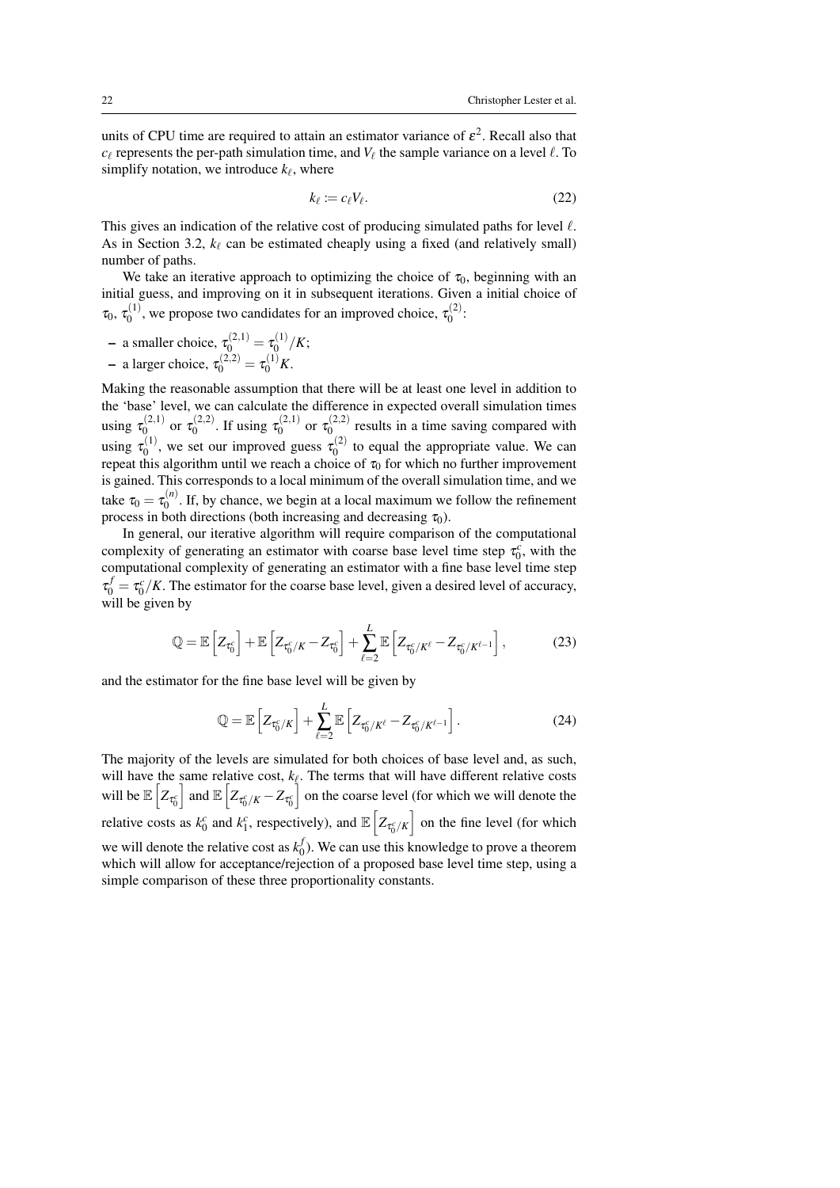units of CPU time are required to attain an estimator variance of $\varepsilon^2$. Recall also that $c_\ell$ represents the per-path simulation time, and $V_\ell$ the sample variance on a level $\ell$. To simplify notation, we introduce $k_\ell$, where

$$k_\ell := c_\ell V_\ell. \tag{22}$$

This gives an indication of the relative cost of producing simulated paths for level $\ell$. As in Section 3.2, $k_\ell$ can be estimated cheaply using a fixed (and relatively small) number of paths.

We take an iterative approach to optimizing the choice of $\tau_0$, beginning with an initial guess, and improving on it in subsequent iterations. Given a initial choice of $\tau_0$, $\tau_0^{(1)}$, we propose two candidates for an improved choice, $\tau_0^{(2)}$:

- a smaller choice, $\tau_0^{(2,1)} = \tau_0^{(1)}/K$;
- a larger choice, $\tau_0^{(2,2)} = \tau_0^{(1)}K$.

Making the reasonable assumption that there will be at least one level in addition to the 'base' level, we can calculate the difference in expected overall simulation times using $\tau_0^{(2,1)}$ or $\tau_0^{(2,2)}$. If using $\tau_0^{(2,1)}$ or $\tau_0^{(2,2)}$ results in a time saving compared with using $\tau_0^{(1)}$, we set our improved guess $\tau_0^{(2)}$ to equal the appropriate value. We can repeat this algorithm until we reach a choice of $\tau_0$ for which no further improvement is gained. This corresponds to a local minimum of the overall simulation time, and we take $\tau_0 = \tau_0^{(n)}$. If, by chance, we begin at a local maximum we follow the refinement process in both directions (both increasing and decreasing $\tau_0$).

In general, our iterative algorithm will require comparison of the computational complexity of generating an estimator with coarse base level time step $\tau_0^c$, with the computational complexity of generating an estimator with a fine base level time step $\tau_0^f = \tau_0^c/K$. The estimator for the coarse base level, given a desired level of accuracy, will be given by

$$\mathbb{Q} = \mathbb{E}\left[Z_{\tau_0^c}\right] + \mathbb{E}\left[Z_{\tau_0^c/K} - Z_{\tau_0^c}\right] + \sum_{\ell=2}^{L} \mathbb{E}\left[Z_{\tau_0^c/K^\ell} - Z_{\tau_0^c/K^{\ell-1}}\right], \tag{23}$$

and the estimator for the fine base level will be given by

$$\mathbb{Q} = \mathbb{E}\left[Z_{\tau_0^c/K}\right] + \sum_{\ell=2}^{L} \mathbb{E}\left[Z_{\tau_0^c/K^\ell} - Z_{\tau_0^c/K^{\ell-1}}\right]. \tag{24}$$

The majority of the levels are simulated for both choices of base level and, as such, will have the same relative cost, $k_\ell$. The terms that will have different relative costs will be $\mathbb{E}\left[Z_{\tau_0^c}\right]$ and $\mathbb{E}\left[Z_{\tau_0^c/K} - Z_{\tau_0^c}\right]$ on the coarse level (for which we will denote the relative costs as $k_0^c$ and $k_1^c$, respectively), and $\mathbb{E}\left[Z_{\tau_0^c/K}\right]$ on the fine level (for which we will denote the relative cost as $k_0^f$). We can use this knowledge to prove a theorem which will allow for acceptance/rejection of a proposed base level time step, using a simple comparison of these three proportionality constants.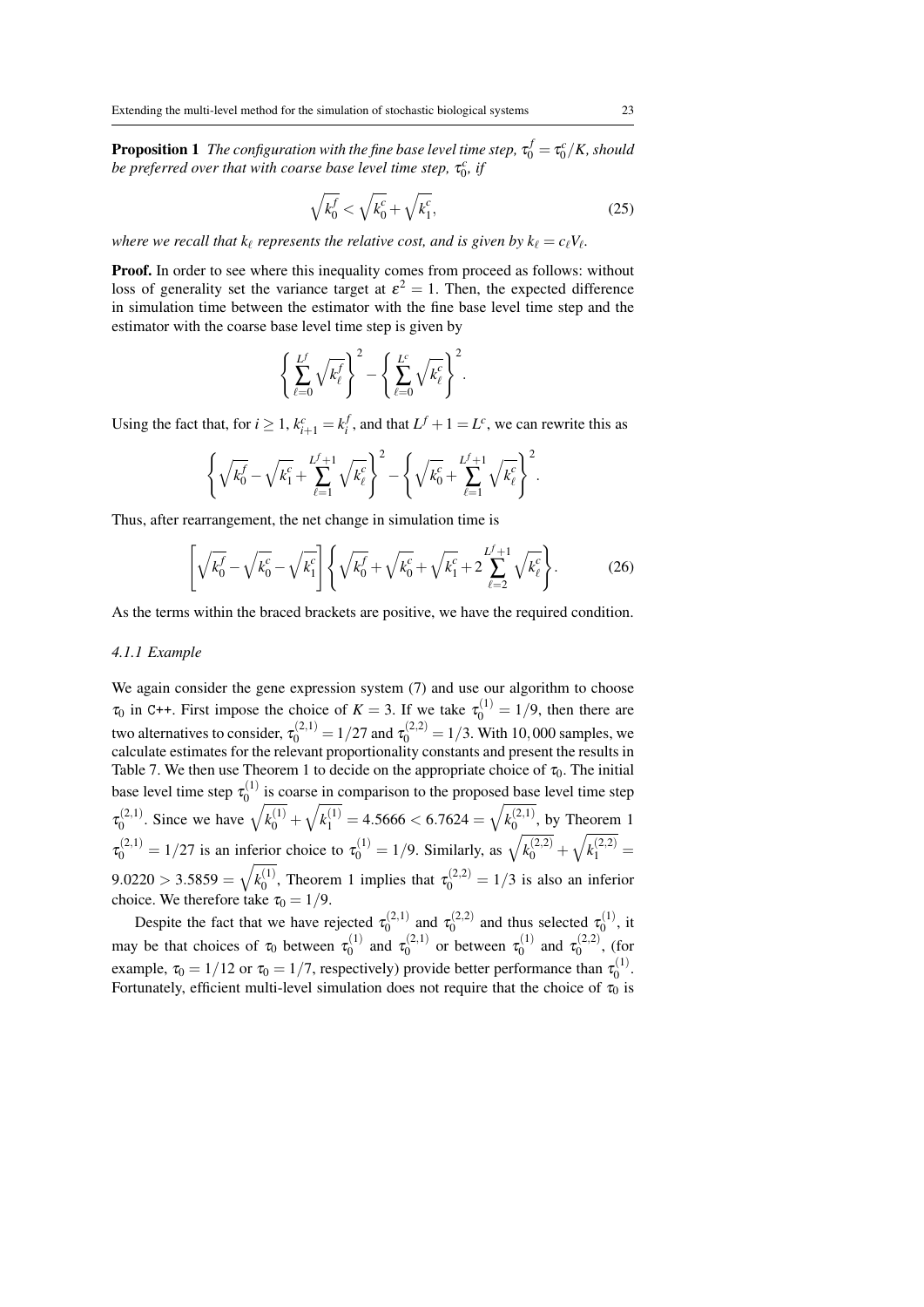**Proposition 1** *The configuration with the fine base level time step, $\tau_0^f = \tau_0^c/K$, should be preferred over that with coarse base level time step, $\tau_0^c$, if*

$$\sqrt{k_0^f} < \sqrt{k_0^c} + \sqrt{k_1^c}, \tag{25}$$

*where we recall that $k_\ell$ represents the relative cost, and is given by $k_\ell = c_\ell V_\ell$.*

**Proof.** In order to see where this inequality comes from proceed as follows: without loss of generality set the variance target at $\varepsilon^2 = 1$. Then, the expected difference in simulation time between the estimator with the fine base level time step and the estimator with the coarse base level time step is given by

$$\left\{ \sum_{\ell=0}^{L^f} \sqrt{k_\ell^f} \right\}^2 - \left\{ \sum_{\ell=0}^{L^c} \sqrt{k_\ell^c} \right\}^2.$$

Using the fact that, for $i \geq 1$, $k_{i+1}^c = k_i^f$, and that $L^f + 1 = L^c$, we can rewrite this as

$$\left\{ \sqrt{k_0^f} - \sqrt{k_1^c} + \sum_{\ell=1}^{L^f+1} \sqrt{k_\ell^c} \right\}^2 - \left\{ \sqrt{k_0^c} + \sum_{\ell=1}^{L^f+1} \sqrt{k_\ell^c} \right\}^2.$$

Thus, after rearrangement, the net change in simulation time is

$$\left[ \sqrt{k_0^f} - \sqrt{k_0^c} - \sqrt{k_1^c} \right] \left\{ \sqrt{k_0^f} + \sqrt{k_0^c} + \sqrt{k_1^c} + 2 \sum_{\ell=2}^{L^f+1} \sqrt{k_\ell^c} \right\}. \tag{26}$$

As the terms within the braced brackets are positive, we have the required condition.

#### 4.1.1 Example

We again consider the gene expression system (7) and use our algorithm to choose $\tau_0$ in C++. First impose the choice of $K = 3$. If we take $\tau_0^{(1)} = 1/9$, then there are two alternatives to consider, $\tau_0^{(2,1)} = 1/27$ and $\tau_0^{(2,2)} = 1/3$. With 10,000 samples, we calculate estimates for the relevant proportionality constants and present the results in Table 7. We then use Theorem 1 to decide on the appropriate choice of $\tau_0$. The initial base level time step $\tau_0^{(1)}$ is coarse in comparison to the proposed base level time step $\tau_0^{(2,1)}$. Since we have $\sqrt{k_0^{(1)}} + \sqrt{k_1^{(1)}} = 4.5666 < 6.7624 = \sqrt{k_0^{(2,1)}}$, by Theorem 1 $\tau_0^{(2,1)} = 1/27$ is an inferior choice to $\tau_0^{(1)} = 1/9$. Similarly, as $\sqrt{k_0^{(2,2)}} + \sqrt{k_1^{(2,2)}} = 9.0220 > 3.5859 = \sqrt{k_0^{(1)}}$, Theorem 1 implies that $\tau_0^{(2,2)} = 1/3$ is also an inferior choice. We therefore take $\tau_0 = 1/9$.

Despite the fact that we have rejected $\tau_0^{(2,1)}$ and $\tau_0^{(2,2)}$ and thus selected $\tau_0^{(1)}$, it may be that choices of $\tau_0$ between $\tau_0^{(1)}$ and $\tau_0^{(2,1)}$ or between $\tau_0^{(1)}$ and $\tau_0^{(2,2)}$, (for example, $\tau_0 = 1/12$ or $\tau_0 = 1/7$, respectively) provide better performance than $\tau_0^{(1)}$. Fortunately, efficient multi-level simulation does not require that the choice of $\tau_0$ is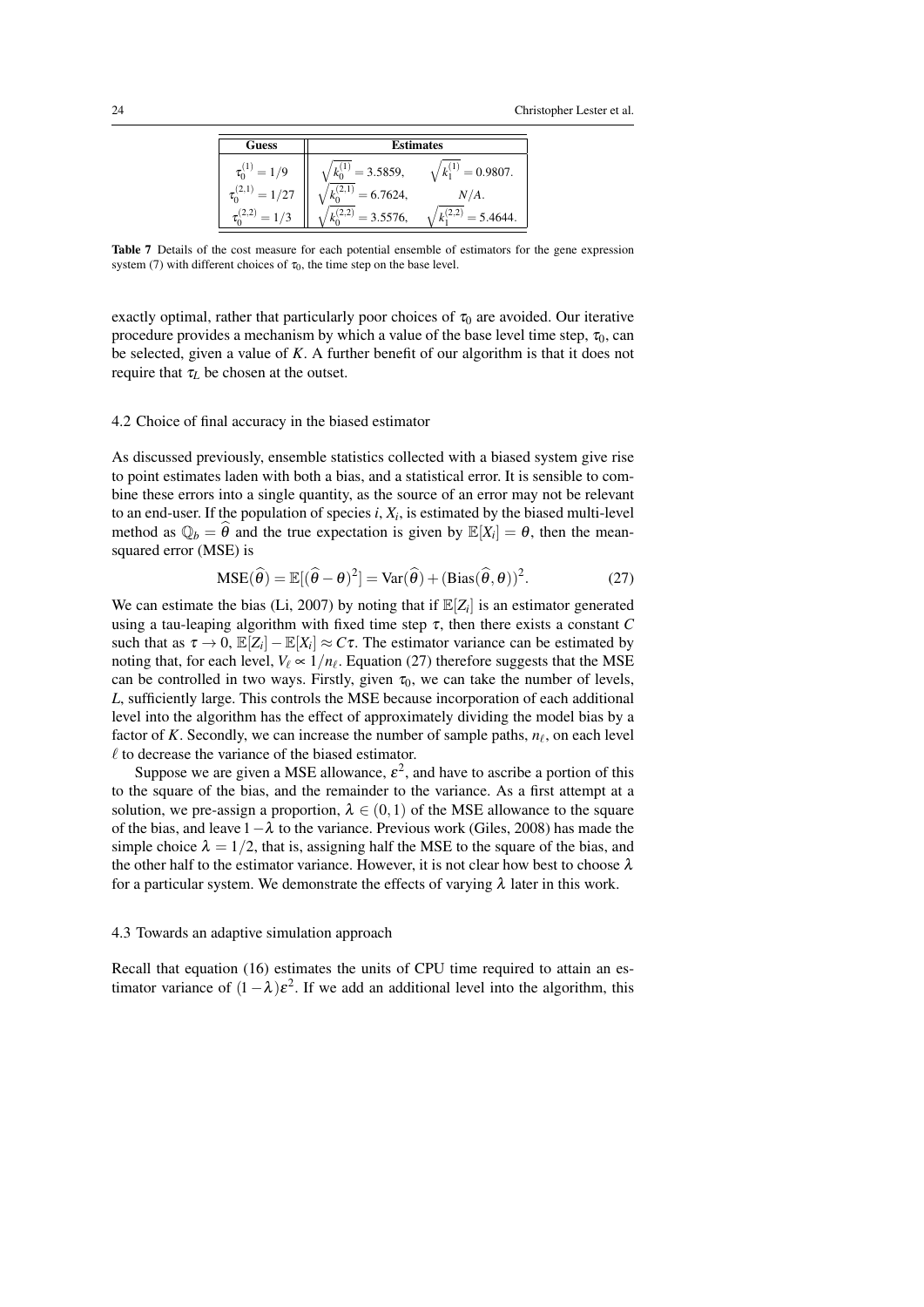| Guess | Estimates | |
|---|---|---|
| $\tau_0^{(1)} = 1/9$ | $\sqrt{k_0^{(1)}} = 3.5859,$ | $\sqrt{k_1^{(1)}} = 0.9807.$ |
| $\tau_0^{(2,1)} = 1/27$ | $\sqrt{k_0^{(2,1)}} = 6.7624,$ | $N/A.$ |
| $\tau_0^{(2,2)} = 1/3$ | $\sqrt{k_0^{(2,2)}} = 3.5576,$ | $\sqrt{k_1^{(2,2)}} = 5.4644.$ |

**Table 7** Details of the cost measure for each potential ensemble of estimators for the gene expression system (7) with different choices of $\tau_0$, the time step on the base level.

exactly optimal, rather that particularly poor choices of $\tau_0$ are avoided. Our iterative procedure provides a mechanism by which a value of the base level time step, $\tau_0$, can be selected, given a value of $K$. A further benefit of our algorithm is that it does not require that $\tau_L$ be chosen at the outset.

### 4.2 Choice of final accuracy in the biased estimator

As discussed previously, ensemble statistics collected with a biased system give rise to point estimates laden with both a bias, and a statistical error. It is sensible to combine these errors into a single quantity, as the source of an error may not be relevant to an end-user. If the population of species $i$, $X_i$, is estimated by the biased multi-level method as $\mathbb{Q}_b = \widehat{\theta}$ and the true expectation is given by $\mathbb{E}[X_i] = \theta$, then the mean-squared error (MSE) is

$$\mathrm{MSE}(\widehat{\theta}) = \mathbb{E}[(\widehat{\theta} - \theta)^2] = \mathrm{Var}(\widehat{\theta}) + (\mathrm{Bias}(\widehat{\theta}, \theta))^2. \tag{27}$$

We can estimate the bias (Li, 2007) by noting that if $\mathbb{E}[Z_i]$ is an estimator generated using a tau-leaping algorithm with fixed time step $\tau$, then there exists a constant $C$ such that as $\tau \to 0$, $\mathbb{E}[Z_i] - \mathbb{E}[X_i] \approx C\tau$. The estimator variance can be estimated by noting that, for each level, $V_\ell \propto 1/n_\ell$. Equation (27) therefore suggests that the MSE can be controlled in two ways. Firstly, given $\tau_0$, we can take the number of levels, $L$, sufficiently large. This controls the MSE because incorporation of each additional level into the algorithm has the effect of approximately dividing the model bias by a factor of $K$. Secondly, we can increase the number of sample paths, $n_\ell$, on each level $\ell$ to decrease the variance of the biased estimator.

Suppose we are given a MSE allowance, $\varepsilon^2$, and have to ascribe a portion of this to the square of the bias, and the remainder to the variance. As a first attempt at a solution, we pre-assign a proportion, $\lambda \in (0,1)$ of the MSE allowance to the square of the bias, and leave $1-\lambda$ to the variance. Previous work (Giles, 2008) has made the simple choice $\lambda = 1/2$, that is, assigning half the MSE to the square of the bias, and the other half to the estimator variance. However, it is not clear how best to choose $\lambda$ for a particular system. We demonstrate the effects of varying $\lambda$ later in this work.

### 4.3 Towards an adaptive simulation approach

Recall that equation (16) estimates the units of CPU time required to attain an estimator variance of $(1-\lambda)\varepsilon^2$. If we add an additional level into the algorithm, this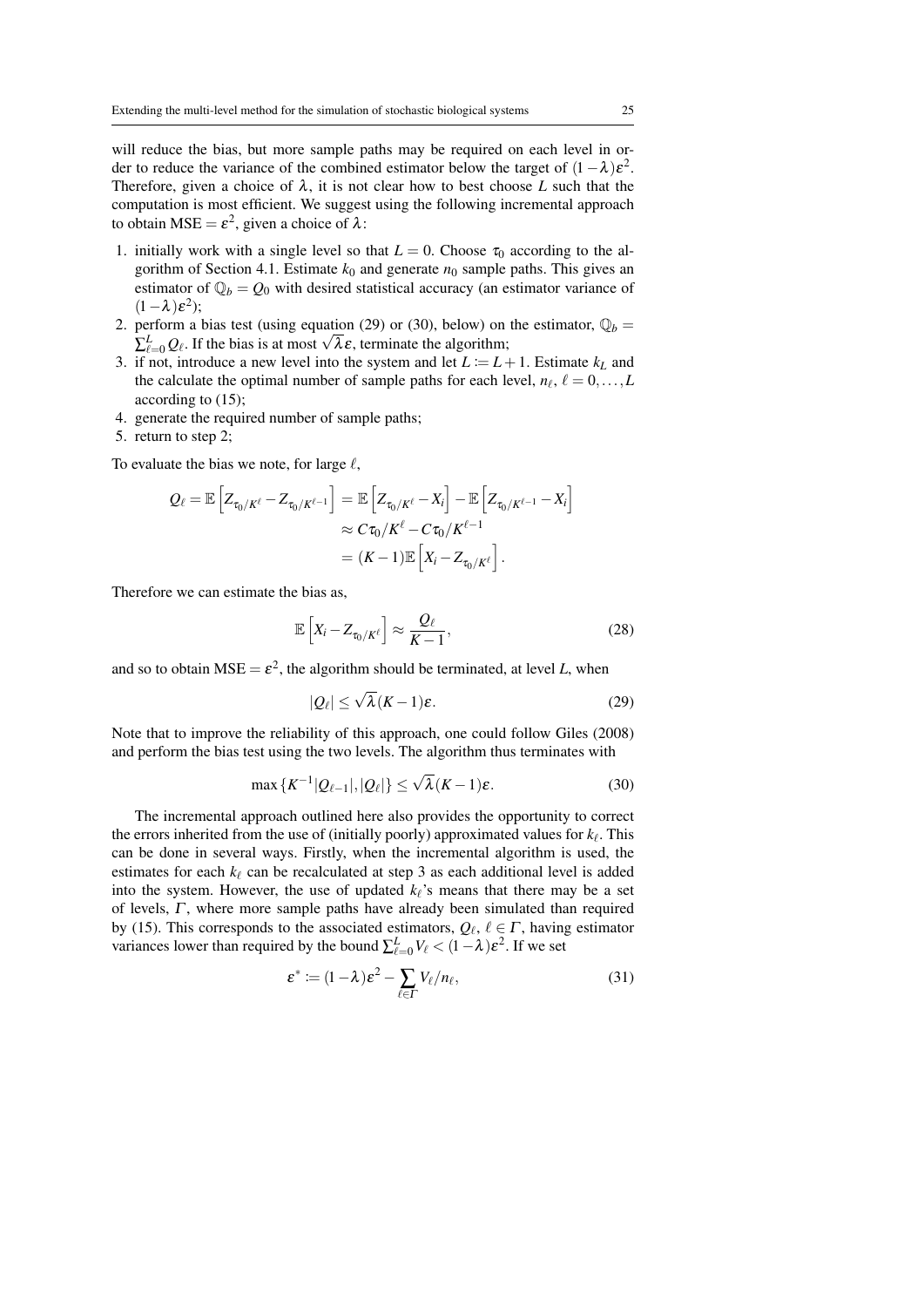will reduce the bias, but more sample paths may be required on each level in order to reduce the variance of the combined estimator below the target of $(1-\lambda)\varepsilon^2$. Therefore, given a choice of $\lambda$, it is not clear how to best choose $L$ such that the computation is most efficient. We suggest using the following incremental approach to obtain $\text{MSE} = \varepsilon^2$, given a choice of $\lambda$:

1. initially work with a single level so that $L = 0$. Choose $\tau_0$ according to the algorithm of Section 4.1. Estimate $k_0$ and generate $n_0$ sample paths. This gives an estimator of $\mathbb{Q}_b = Q_0$ with desired statistical accuracy (an estimator variance of $(1-\lambda)\varepsilon^2$);
2. perform a bias test (using equation (29) or (30), below) on the estimator, $\mathbb{Q}_b = \sum_{\ell=0}^{L} Q_\ell$. If the bias is at most $\sqrt{\lambda}\varepsilon$, terminate the algorithm;
3. if not, introduce a new level into the system and let $L := L+1$. Estimate $k_L$ and the calculate the optimal number of sample paths for each level, $n_\ell$, $\ell = 0, \ldots, L$ according to (15);
4. generate the required number of sample paths;
5. return to step 2;

To evaluate the bias we note, for large $\ell$,

$$
\begin{aligned}
Q_\ell = \mathbb{E}\left[Z_{\tau_0/K^\ell} - Z_{\tau_0/K^{\ell-1}}\right] &= \mathbb{E}\left[Z_{\tau_0/K^\ell} - X_i\right] - \mathbb{E}\left[Z_{\tau_0/K^{\ell-1}} - X_i\right] \\
&\approx C\tau_0/K^\ell - C\tau_0/K^{\ell-1} \\
&= (K-1)\mathbb{E}\left[X_i - Z_{\tau_0/K^\ell}\right].
\end{aligned}
$$

Therefore we can estimate the bias as,

$$
\mathbb{E}\left[X_i - Z_{\tau_0/K^\ell}\right] \approx \frac{Q_\ell}{K-1}, \tag{28}
$$

and so to obtain $\text{MSE} = \varepsilon^2$, the algorithm should be terminated, at level $L$, when

$$
|Q_\ell| \leq \sqrt{\lambda}(K-1)\varepsilon. \tag{29}
$$

Note that to improve the reliability of this approach, one could follow Giles (2008) and perform the bias test using the two levels. The algorithm thus terminates with

$$
\max\{K^{-1}|Q_{\ell-1}|, |Q_\ell|\} \leq \sqrt{\lambda}(K-1)\varepsilon. \tag{30}
$$

The incremental approach outlined here also provides the opportunity to correct the errors inherited from the use of (initially poorly) approximated values for $k_\ell$. This can be done in several ways. Firstly, when the incremental algorithm is used, the estimates for each $k_\ell$ can be recalculated at step 3 as each additional level is added into the system. However, the use of updated $k_\ell$'s means that there may be a set of levels, $\Gamma$, where more sample paths have already been simulated than required by (15). This corresponds to the associated estimators, $Q_\ell$, $\ell \in \Gamma$, having estimator variances lower than required by the bound $\sum_{\ell=0}^{L} V_\ell < (1-\lambda)\varepsilon^2$. If we set

$$
\varepsilon^* := (1-\lambda)\varepsilon^2 - \sum_{\ell \in \Gamma} V_\ell / n_\ell, \tag{31}
$$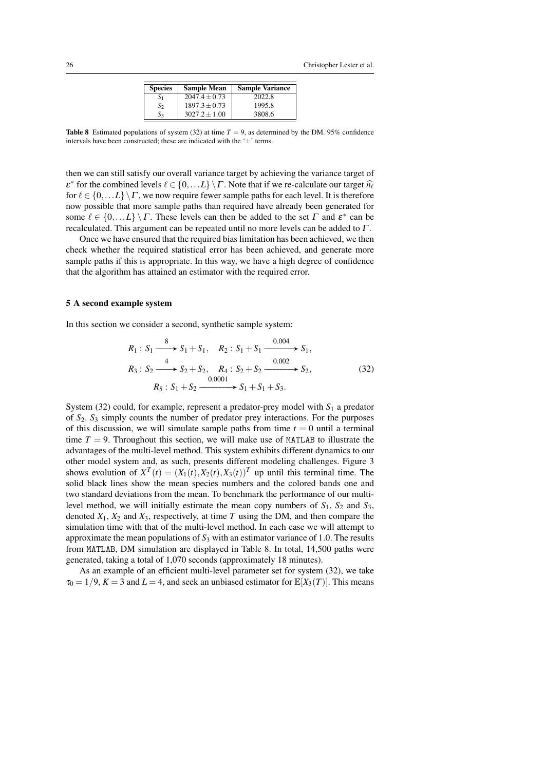| Species | Sample Mean | Sample Variance |
|---|---|---|
| $S_1$ | $2047.4 \pm 0.73$ | 2022.8 |
| $S_2$ | $1897.3 \pm 0.73$ | 1995.8 |
| $S_3$ | $3027.2 \pm 1.00$ | 3808.6 |

**Table 8** Estimated populations of system (32) at time $T = 9$, as determined by the DM. 95% confidence intervals have been constructed; these are indicated with the '$\pm$' terms.

then we can still satisfy our overall variance target by achieving the variance target of $\varepsilon^*$ for the combined levels $\ell \in \{0, \dots L\} \setminus \Gamma$. Note that if we re-calculate our target $\widehat{n_\ell}$ for $\ell \in \{0, \dots L\} \setminus \Gamma$, we now require fewer sample paths for each level. It is therefore now possible that more sample paths than required have already been generated for some $\ell \in \{0, \dots L\} \setminus \Gamma$. These levels can then be added to the set $\Gamma$ and $\varepsilon^*$ can be recalculated. This argument can be repeated until no more levels can be added to $\Gamma$.

Once we have ensured that the required bias limitation has been achieved, we then check whether the required statistical error has been achieved, and generate more sample paths if this is appropriate. In this way, we have a high degree of confidence that the algorithm has attained an estimator with the required error.

## 5 A second example system

In this section we consider a second, synthetic sample system:

$$
\begin{aligned}
&R_1 : S_1 \xrightarrow{8} S_1 + S_1, \quad R_2 : S_1 + S_1 \xrightarrow{0.004} S_1, \\
&R_3 : S_2 \xrightarrow{4} S_2 + S_2, \quad R_4 : S_2 + S_2 \xrightarrow{0.002} S_2, \\
&\qquad R_5 : S_1 + S_2 \xrightarrow{0.0001} S_1 + S_1 + S_3.
\end{aligned} \tag{32}
$$

System (32) could, for example, represent a predator-prey model with $S_1$ a predator of $S_2$. $S_3$ simply counts the number of predator prey interactions. For the purposes of this discussion, we will simulate sample paths from time $t = 0$ until a terminal time $T = 9$. Throughout this section, we will make use of MATLAB to illustrate the advantages of the multi-level method. This system exhibits different dynamics to our other model system and, as such, presents different modeling challenges. Figure 3 shows evolution of $X^T(t) = (X_1(t), X_2(t), X_3(t))^T$ up until this terminal time. The solid black lines show the mean species numbers and the colored bands one and two standard deviations from the mean. To benchmark the performance of our multi-level method, we will initially estimate the mean copy numbers of $S_1$, $S_2$ and $S_3$, denoted $X_1$, $X_2$ and $X_3$, respectively, at time $T$ using the DM, and then compare the simulation time with that of the multi-level method. In each case we will attempt to approximate the mean populations of $S_3$ with an estimator variance of 1.0. The results from MATLAB, DM simulation are displayed in Table 8. In total, 14,500 paths were generated, taking a total of 1,070 seconds (approximately 18 minutes).

As an example of an efficient multi-level parameter set for system (32), we take $\tau_0 = 1/9$, $K = 3$ and $L = 4$, and seek an unbiased estimator for $\mathbb{E}[X_3(T)]$. This means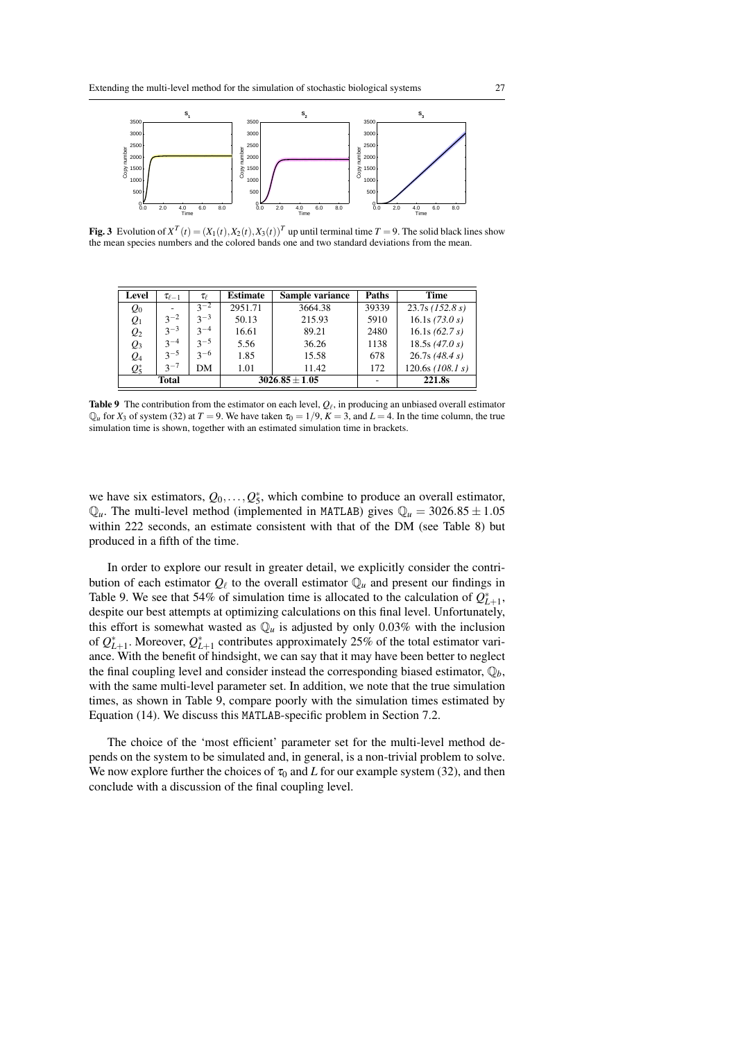**Fig. 3** Evolution of $X^T(t) = (X_1(t), X_2(t), X_3(t))^T$ up until terminal time $T = 9$. The solid black lines show the mean species numbers and the colored bands one and two standard deviations from the mean.

| Level | $\tau_{\ell-1}$ | $\tau_\ell$ | Estimate | Sample variance | Paths | Time |
|---|---|---|---|---|---|---|
| $Q_0$ | - | $3^{-2}$ | 2951.71 | 3664.38 | 39339 | 23.7s *(152.8 s)* |
| $Q_1$ | $3^{-2}$ | $3^{-3}$ | 50.13 | 215.93 | 5910 | 16.1s *(73.0 s)* |
| $Q_2$ | $3^{-3}$ | $3^{-4}$ | 16.61 | 89.21 | 2480 | 16.1s *(62.7 s)* |
| $Q_3$ | $3^{-4}$ | $3^{-5}$ | 5.56 | 36.26 | 1138 | 18.5s *(47.0 s)* |
| $Q_4$ | $3^{-5}$ | $3^{-6}$ | 1.85 | 15.58 | 678 | 26.7s *(48.4 s)* |
| $Q_5^*$ | $3^{-7}$ | DM | 1.01 | 11.42 | 172 | 120.6s *(108.1 s)* |
| **Total** | | | **$3026.85 \pm 1.05$** | | - | **221.8s** |

**Table 9** The contribution from the estimator on each level, $Q_\ell$, in producing an unbiased overall estimator $\mathbb{Q}_u$ for $X_3$ of system (32) at $T = 9$. We have taken $\tau_0 = 1/9$, $K = 3$, and $L = 4$. In the time column, the true simulation time is shown, together with an estimated simulation time in brackets.

we have six estimators, $Q_0, \ldots, Q_5^*$, which combine to produce an overall estimator, $\mathbb{Q}_u$. The multi-level method (implemented in MATLAB) gives $\mathbb{Q}_u = 3026.85 \pm 1.05$ within 222 seconds, an estimate consistent with that of the DM (see Table 8) but produced in a fifth of the time.

In order to explore our result in greater detail, we explicitly consider the contribution of each estimator $Q_\ell$ to the overall estimator $\mathbb{Q}_u$ and present our findings in Table 9. We see that 54% of simulation time is allocated to the calculation of $Q_{L+1}^*$, despite our best attempts at optimizing calculations on this final level. Unfortunately, this effort is somewhat wasted as $\mathbb{Q}_u$ is adjusted by only 0.03% with the inclusion of $Q_{L+1}^*$. Moreover, $Q_{L+1}^*$ contributes approximately 25% of the total estimator variance. With the benefit of hindsight, we can say that it may have been better to neglect the final coupling level and consider instead the corresponding biased estimator, $\mathbb{Q}_b$, with the same multi-level parameter set. In addition, we note that the true simulation times, as shown in Table 9, compare poorly with the simulation times estimated by Equation (14). We discuss this MATLAB-specific problem in Section 7.2.

The choice of the 'most efficient' parameter set for the multi-level method depends on the system to be simulated and, in general, is a non-trivial problem to solve. We now explore further the choices of $\tau_0$ and $L$ for our example system (32), and then conclude with a discussion of the final coupling level.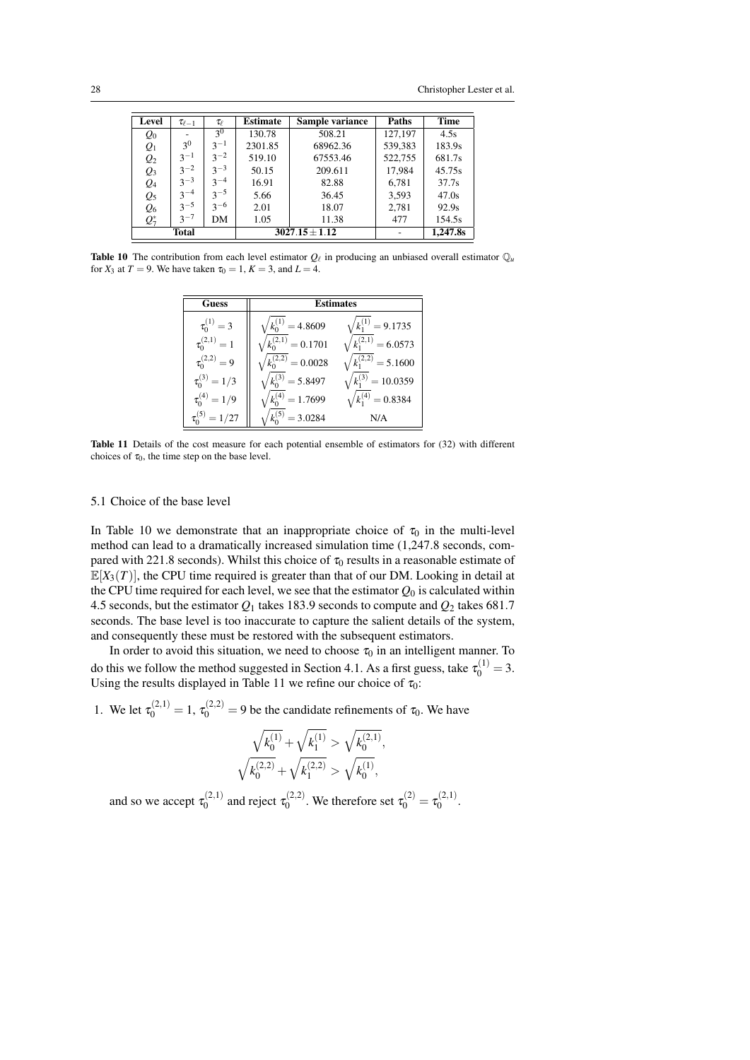| Level | $\tau_{\ell-1}$ | $\tau_\ell$ | Estimate | Sample variance | Paths | Time |
|---|---|---|---|---|---|---|
| $Q_0$ | - | $3^0$ | 130.78 | 508.21 | 127,197 | 4.5s |
| $Q_1$ | $3^0$ | $3^{-1}$ | 2301.85 | 68962.36 | 539,383 | 183.9s |
| $Q_2$ | $3^{-1}$ | $3^{-2}$ | 519.10 | 67553.46 | 522,755 | 681.7s |
| $Q_3$ | $3^{-2}$ | $3^{-3}$ | 50.15 | 209.611 | 17,984 | 45.75s |
| $Q_4$ | $3^{-3}$ | $3^{-4}$ | 16.91 | 82.88 | 6,781 | 37.7s |
| $Q_5$ | $3^{-4}$ | $3^{-5}$ | 5.66 | 36.45 | 3,593 | 47.0s |
| $Q_6$ | $3^{-5}$ | $3^{-6}$ | 2.01 | 18.07 | 2,781 | 92.9s |
| $Q_7^*$ | $3^{-7}$ | DM | 1.05 | 11.38 | 477 | 154.5s |
| **Total** | | | **$3027.15 \pm 1.12$** | | - | **1,247.8s** |

**Table 10** The contribution from each level estimator $Q_\ell$ in producing an unbiased overall estimator $\mathbb{Q}_u$ for $X_3$ at $T = 9$. We have taken $\tau_0 = 1$, $K = 3$, and $L = 4$.

| Guess | Estimates | |
|---|---|---|
| $\tau_0^{(1)} = 3$ | $\sqrt{k_0^{(1)}} = 4.8609$ | $\sqrt{k_1^{(1)}} = 9.1735$ |
| $\tau_0^{(2,1)} = 1$ | $\sqrt{k_0^{(2,1)}} = 0.1701$ | $\sqrt{k_1^{(2,1)}} = 6.0573$ |
| $\tau_0^{(2,2)} = 9$ | $\sqrt{k_0^{(2,2)}} = 0.0028$ | $\sqrt{k_1^{(2,2)}} = 5.1600$ |
| $\tau_0^{(3)} = 1/3$ | $\sqrt{k_0^{(3)}} = 5.8497$ | $\sqrt{k_1^{(3)}} = 10.0359$ |
| $\tau_0^{(4)} = 1/9$ | $\sqrt{k_0^{(4)}} = 1.7699$ | $\sqrt{k_1^{(4)}} = 0.8384$ |
| $\tau_0^{(5)} = 1/27$ | $\sqrt{k_0^{(5)}} = 3.0284$ | N/A |

**Table 11** Details of the cost measure for each potential ensemble of estimators for (32) with different choices of $\tau_0$, the time step on the base level.

### 5.1 Choice of the base level

In Table 10 we demonstrate that an inappropriate choice of $\tau_0$ in the multi-level method can lead to a dramatically increased simulation time (1,247.8 seconds, compared with 221.8 seconds). Whilst this choice of $\tau_0$ results in a reasonable estimate of $\mathbb{E}[X_3(T)]$, the CPU time required is greater than that of our DM. Looking in detail at the CPU time required for each level, we see that the estimator $Q_0$ is calculated within 4.5 seconds, but the estimator $Q_1$ takes 183.9 seconds to compute and $Q_2$ takes 681.7 seconds. The base level is too inaccurate to capture the salient details of the system, and consequently these must be restored with the subsequent estimators.

In order to avoid this situation, we need to choose $\tau_0$ in an intelligent manner. To do this we follow the method suggested in Section 4.1. As a first guess, take $\tau_0^{(1)} = 3$. Using the results displayed in Table 11 we refine our choice of $\tau_0$:

1. We let $\tau_0^{(2,1)} = 1$, $\tau_0^{(2,2)} = 9$ be the candidate refinements of $\tau_0$. We have

$$\sqrt{k_0^{(1)}} + \sqrt{k_1^{(1)}} > \sqrt{k_0^{(2,1)}},$$
$$\sqrt{k_0^{(2,2)}} + \sqrt{k_1^{(2,2)}} > \sqrt{k_0^{(1)}},$$

and so we accept $\tau_0^{(2,1)}$ and reject $\tau_0^{(2,2)}$. We therefore set $\tau_0^{(2)} = \tau_0^{(2,1)}$.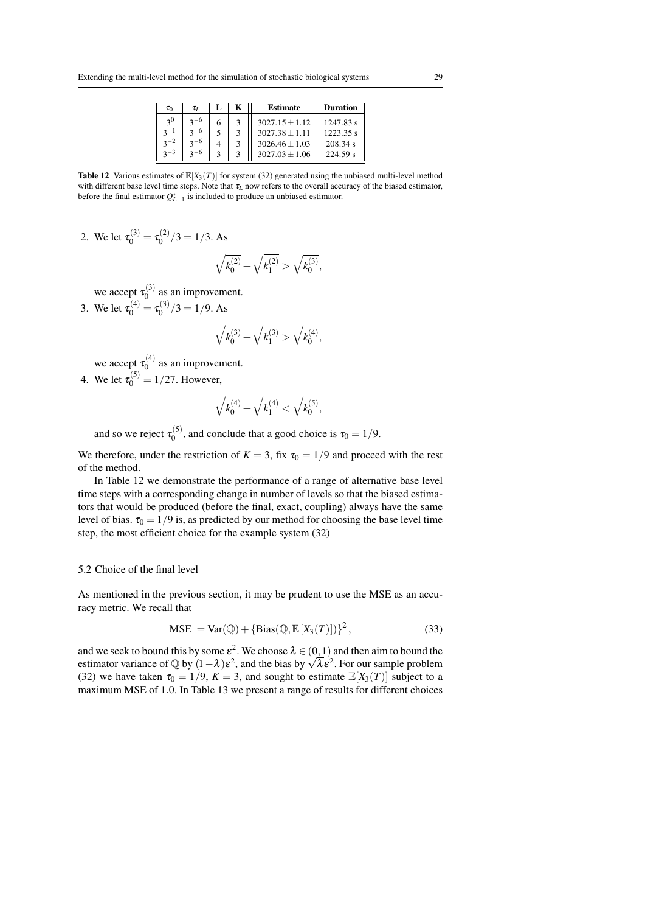| $\tau_0$ | $\tau_L$ | L | K | Estimate | Duration |
|---|---|---|---|---|---|
| $3^0$ | $3^{-6}$ | 6 | 3 | $3027.15 \pm 1.12$ | 1247.83 s |
| $3^{-1}$ | $3^{-6}$ | 5 | 3 | $3027.38 \pm 1.11$ | 1223.35 s |
| $3^{-2}$ | $3^{-6}$ | 4 | 3 | $3026.46 \pm 1.03$ | 208.34 s |
| $3^{-3}$ | $3^{-6}$ | 3 | 3 | $3027.03 \pm 1.06$ | 224.59 s |

**Table 12** Various estimates of $\mathbb{E}[X_3(T)]$ for system (32) generated using the unbiased multi-level method with different base level time steps. Note that $\tau_L$ now refers to the overall accuracy of the biased estimator, before the final estimator $Q^*_{L+1}$ is included to produce an unbiased estimator.

2. We let $\tau_0^{(3)} = \tau_0^{(2)}/3 = 1/3$. As
$$\sqrt{k_0^{(2)}} + \sqrt{k_1^{(2)}} > \sqrt{k_0^{(3)}},$$
we accept $\tau_0^{(3)}$ as an improvement.
3. We let $\tau_0^{(4)} = \tau_0^{(3)}/3 = 1/9$. As
$$\sqrt{k_0^{(3)}} + \sqrt{k_1^{(3)}} > \sqrt{k_0^{(4)}},$$
we accept $\tau_0^{(4)}$ as an improvement.
4. We let $\tau_0^{(5)} = 1/27$. However,
$$\sqrt{k_0^{(4)}} + \sqrt{k_1^{(4)}} < \sqrt{k_0^{(5)}},$$
and so we reject $\tau_0^{(5)}$, and conclude that a good choice is $\tau_0 = 1/9$.

We therefore, under the restriction of $K = 3$, fix $\tau_0 = 1/9$ and proceed with the rest of the method.

In Table 12 we demonstrate the performance of a range of alternative base level time steps with a corresponding change in number of levels so that the biased estimators that would be produced (before the final, exact, coupling) always have the same level of bias. $\tau_0 = 1/9$ is, as predicted by our method for choosing the base level time step, the most efficient choice for the example system (32)

## 5.2 Choice of the final level

As mentioned in the previous section, it may be prudent to use the MSE as an accuracy metric. We recall that

$$\text{MSE } = \text{Var}(\mathbb{Q}) + \left\{\text{Bias}(\mathbb{Q}, \mathbb{E}\left[X_3(T)\right])\right\}^2, \tag{33}$$

and we seek to bound this by some $\varepsilon^2$. We choose $\lambda \in (0,1)$ and then aim to bound the estimator variance of $\mathbb{Q}$ by $(1-\lambda)\varepsilon^2$, and the bias by $\sqrt{\lambda}\varepsilon^2$. For our sample problem (32) we have taken $\tau_0 = 1/9$, $K = 3$, and sought to estimate $\mathbb{E}[X_3(T)]$ subject to a maximum MSE of 1.0. In Table 13 we present a range of results for different choices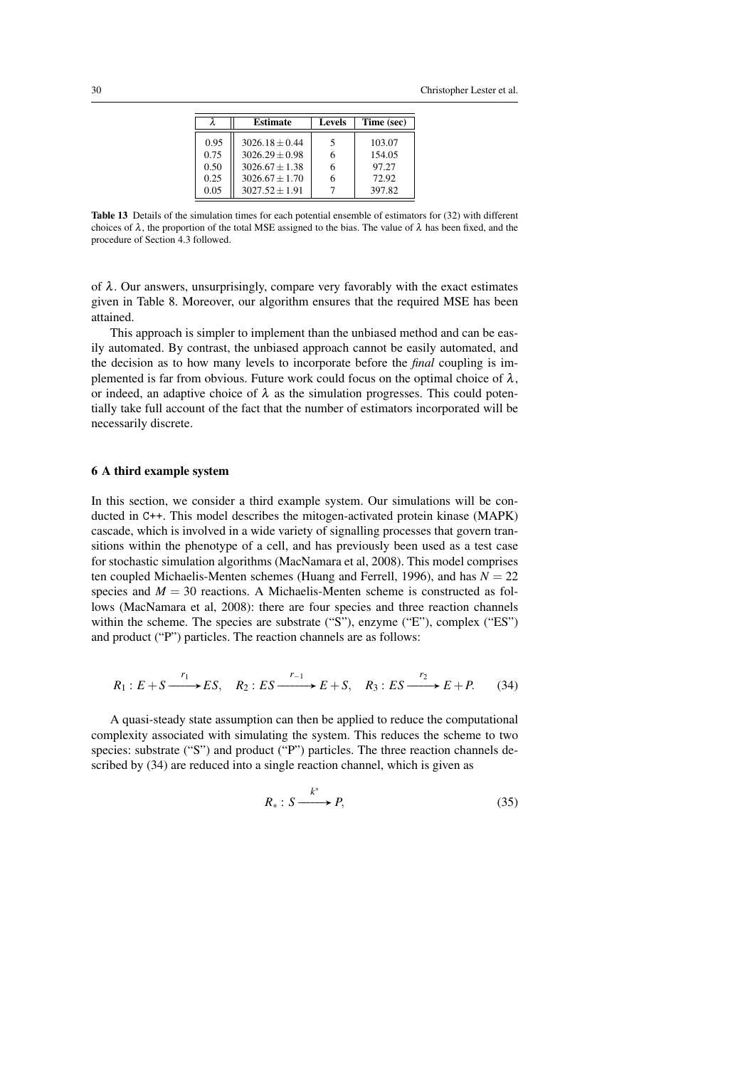| $\lambda$ | Estimate | Levels | Time (sec) |
|---|---|---|---|
| 0.95 | $3026.18 \pm 0.44$ | 5 | 103.07 |
| 0.75 | $3026.29 \pm 0.98$ | 6 | 154.05 |
| 0.50 | $3026.67 \pm 1.38$ | 6 | 97.27 |
| 0.25 | $3026.67 \pm 1.70$ | 6 | 72.92 |
| 0.05 | $3027.52 \pm 1.91$ | 7 | 397.82 |

**Table 13** Details of the simulation times for each potential ensemble of estimators for (32) with different choices of $\lambda$, the proportion of the total MSE assigned to the bias. The value of $\lambda$ has been fixed, and the procedure of Section 4.3 followed.

of $\lambda$. Our answers, unsurprisingly, compare very favorably with the exact estimates given in Table 8. Moreover, our algorithm ensures that the required MSE has been attained.

This approach is simpler to implement than the unbiased method and can be easily automated. By contrast, the unbiased approach cannot be easily automated, and the decision as to how many levels to incorporate before the *final* coupling is implemented is far from obvious. Future work could focus on the optimal choice of $\lambda$, or indeed, an adaptive choice of $\lambda$ as the simulation progresses. This could potentially take full account of the fact that the number of estimators incorporated will be necessarily discrete.

## 6 A third example system

In this section, we consider a third example system. Our simulations will be conducted in C++. This model describes the mitogen-activated protein kinase (MAPK) cascade, which is involved in a wide variety of signalling processes that govern transitions within the phenotype of a cell, and has previously been used as a test case for stochastic simulation algorithms (MacNamara et al, 2008). This model comprises ten coupled Michaelis-Menten schemes (Huang and Ferrell, 1996), and has $N = 22$ species and $M = 30$ reactions. A Michaelis-Menten scheme is constructed as follows (MacNamara et al, 2008): there are four species and three reaction channels within the scheme. The species are substrate ("S"), enzyme ("E"), complex ("ES") and product ("P") particles. The reaction channels are as follows:

$$R_1 : E + S \xrightarrow{r_1} ES, \quad R_2 : ES \xrightarrow{r_{-1}} E + S, \quad R_3 : ES \xrightarrow{r_2} E + P. \tag{34}$$

A quasi-steady state assumption can then be applied to reduce the computational complexity associated with simulating the system. This reduces the scheme to two species: substrate ("S") and product ("P") particles. The three reaction channels described by (34) are reduced into a single reaction channel, which is given as

$$R_* : S \xrightarrow{k^*} P, \tag{35}$$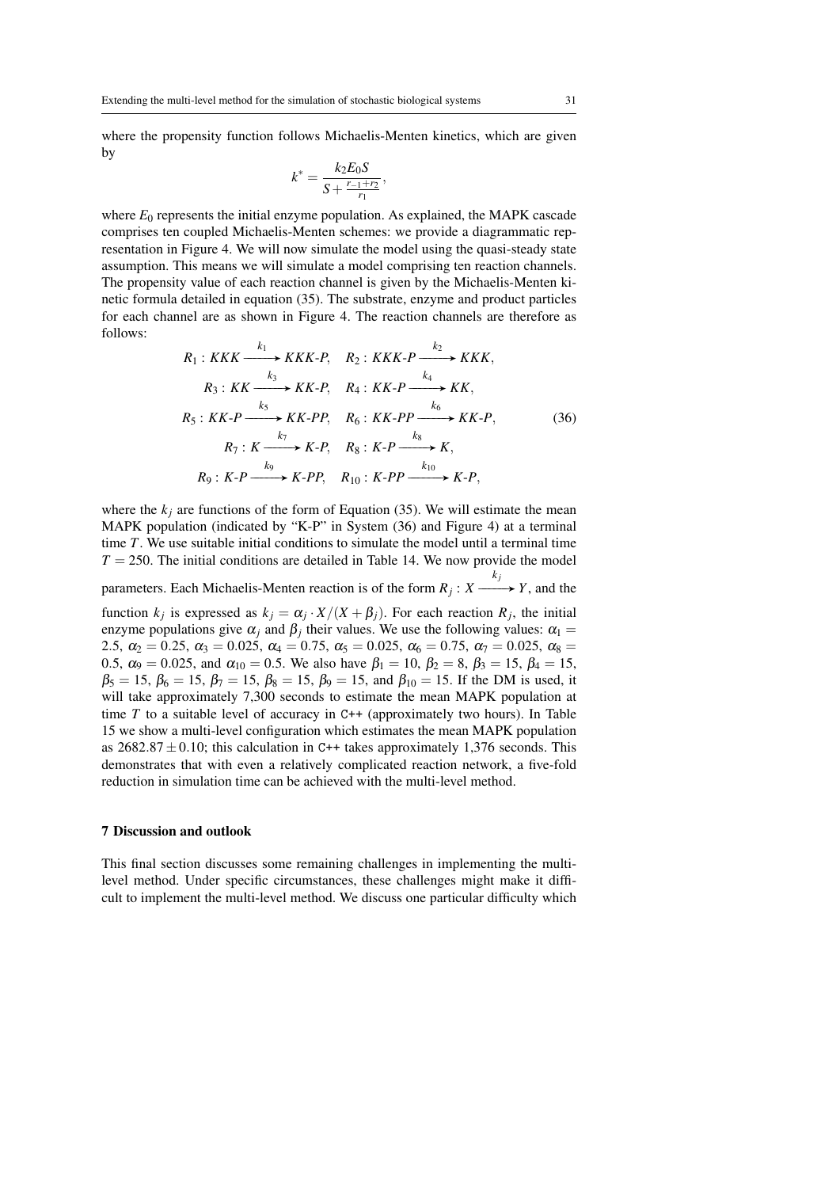where the propensity function follows Michaelis-Menten kinetics, which are given by

$$k^* = \frac{k_2 E_0 S}{S + \frac{r_{-1}+r_2}{r_1}},$$

where $E_0$ represents the initial enzyme population. As explained, the MAPK cascade comprises ten coupled Michaelis-Menten schemes: we provide a diagrammatic representation in Figure 4. We will now simulate the model using the quasi-steady state assumption. This means we will simulate a model comprising ten reaction channels. The propensity value of each reaction channel is given by the Michaelis-Menten kinetic formula detailed in equation (35). The substrate, enzyme and product particles for each channel are as shown in Figure 4. The reaction channels are therefore as follows:

$$\begin{aligned}
R_1 : KKK &\xrightarrow{k_1} KKK\text{-}P, \quad R_2 : KKK\text{-}P \xrightarrow{k_2} KKK, \\
R_3 : KK &\xrightarrow{k_3} KK\text{-}P, \quad R_4 : KK\text{-}P \xrightarrow{k_4} KK, \\
R_5 : KK\text{-}P &\xrightarrow{k_5} KK\text{-}PP, \quad R_6 : KK\text{-}PP \xrightarrow{k_6} KK\text{-}P, \\
R_7 : K &\xrightarrow{k_7} K\text{-}P, \quad R_8 : K\text{-}P \xrightarrow{k_8} K, \\
R_9 : K\text{-}P &\xrightarrow{k_9} K\text{-}PP, \quad R_{10} : K\text{-}PP \xrightarrow{k_{10}} K\text{-}P,
\end{aligned} \tag{36}$$

where the $k_j$ are functions of the form of Equation (35). We will estimate the mean MAPK population (indicated by "K-P" in System (36) and Figure 4) at a terminal time $T$. We use suitable initial conditions to simulate the model until a terminal time $T = 250$. The initial conditions are detailed in Table 14. We now provide the model parameters. Each Michaelis-Menten reaction is of the form $R_j : X \xrightarrow{k_j} Y$, and the function $k_j$ is expressed as $k_j = \alpha_j \cdot X/(X + \beta_j)$. For each reaction $R_j$, the initial enzyme populations give $\alpha_j$ and $\beta_j$ their values. We use the following values: $\alpha_1 = 2.5$, $\alpha_2 = 0.25$, $\alpha_3 = 0.025$, $\alpha_4 = 0.75$, $\alpha_5 = 0.025$, $\alpha_6 = 0.75$, $\alpha_7 = 0.025$, $\alpha_8 = 0.5$, $\alpha_9 = 0.025$, and $\alpha_{10} = 0.5$. We also have $\beta_1 = 10$, $\beta_2 = 8$, $\beta_3 = 15$, $\beta_4 = 15$, $\beta_5 = 15$, $\beta_6 = 15$, $\beta_7 = 15$, $\beta_8 = 15$, $\beta_9 = 15$, and $\beta_{10} = 15$. If the DM is used, it will take approximately 7,300 seconds to estimate the mean MAPK population at time $T$ to a suitable level of accuracy in `C++` (approximately two hours). In Table 15 we show a multi-level configuration which estimates the mean MAPK population as $2682.87 \pm 0.10$; this calculation in `C++` takes approximately 1,376 seconds. This demonstrates that with even a relatively complicated reaction network, a five-fold reduction in simulation time can be achieved with the multi-level method.

## 7 Discussion and outlook

This final section discusses some remaining challenges in implementing the multi-level method. Under specific circumstances, these challenges might make it difficult to implement the multi-level method. We discuss one particular difficulty which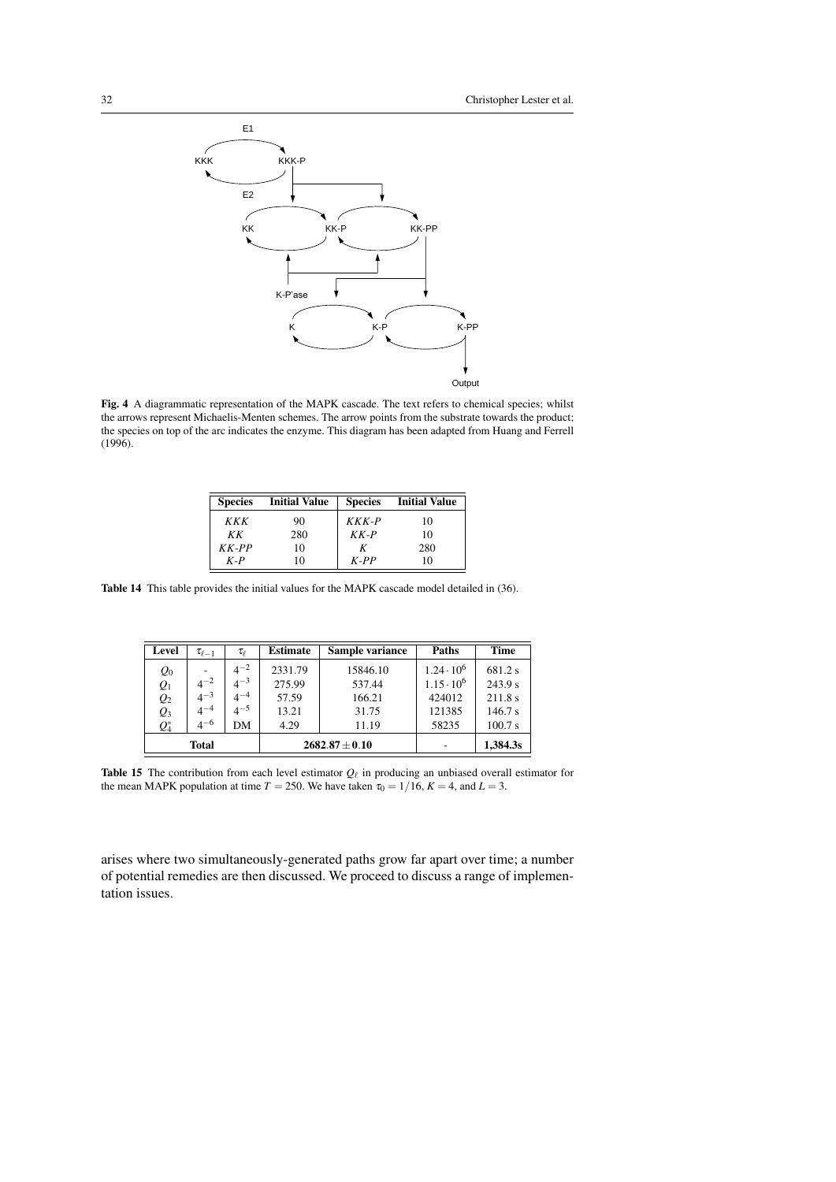**Fig. 4** A diagrammatic representation of the MAPK cascade. The text refers to chemical species; whilst the arrows represent Michaelis-Menten schemes. The arrow points from the substrate towards the product; the species on top of the arc indicates the enzyme. This diagram has been adapted from Huang and Ferrell (1996).

| Species | Initial Value | Species | Initial Value |
|---|---|---|---|
| $KKK$ | 90 | $KKK$-$P$ | 10 |
| $KK$ | 280 | $KK$-$P$ | 10 |
| $KK$-$PP$ | 10 | $K$ | 280 |
| $K$-$P$ | 10 | $K$-$PP$ | 10 |

**Table 14** This table provides the initial values for the MAPK cascade model detailed in (36).

| Level | $\tau_{\ell-1}$ | $\tau_\ell$ | Estimate | Sample variance | Paths | Time |
|---|---|---|---|---|---|---|
| $Q_0$ | - | $4^{-2}$ | 2331.79 | 15846.10 | $1.24 \cdot 10^6$ | 681.2 s |
| $Q_1$ | $4^{-2}$ | $4^{-3}$ | 275.99 | 537.44 | $1.15 \cdot 10^6$ | 243.9 s |
| $Q_2$ | $4^{-3}$ | $4^{-4}$ | 57.59 | 166.21 | 424012 | 211.8 s |
| $Q_3$ | $4^{-4}$ | $4^{-5}$ | 13.21 | 31.75 | 121385 | 146.7 s |
| $Q_4^*$ | $4^{-6}$ | DM | 4.29 | 11.19 | 58235 | 100.7 s |
| **Total** | | | $\mathbf{2682.87 \pm 0.10}$ | | - | **1,384.3s** |

**Table 15** The contribution from each level estimator $Q_\ell$ in producing an unbiased overall estimator for the mean MAPK population at time $T = 250$. We have taken $\tau_0 = 1/16$, $K = 4$, and $L = 3$.

arises where two simultaneously-generated paths grow far apart over time; a number of potential remedies are then discussed. We proceed to discuss a range of implementation issues.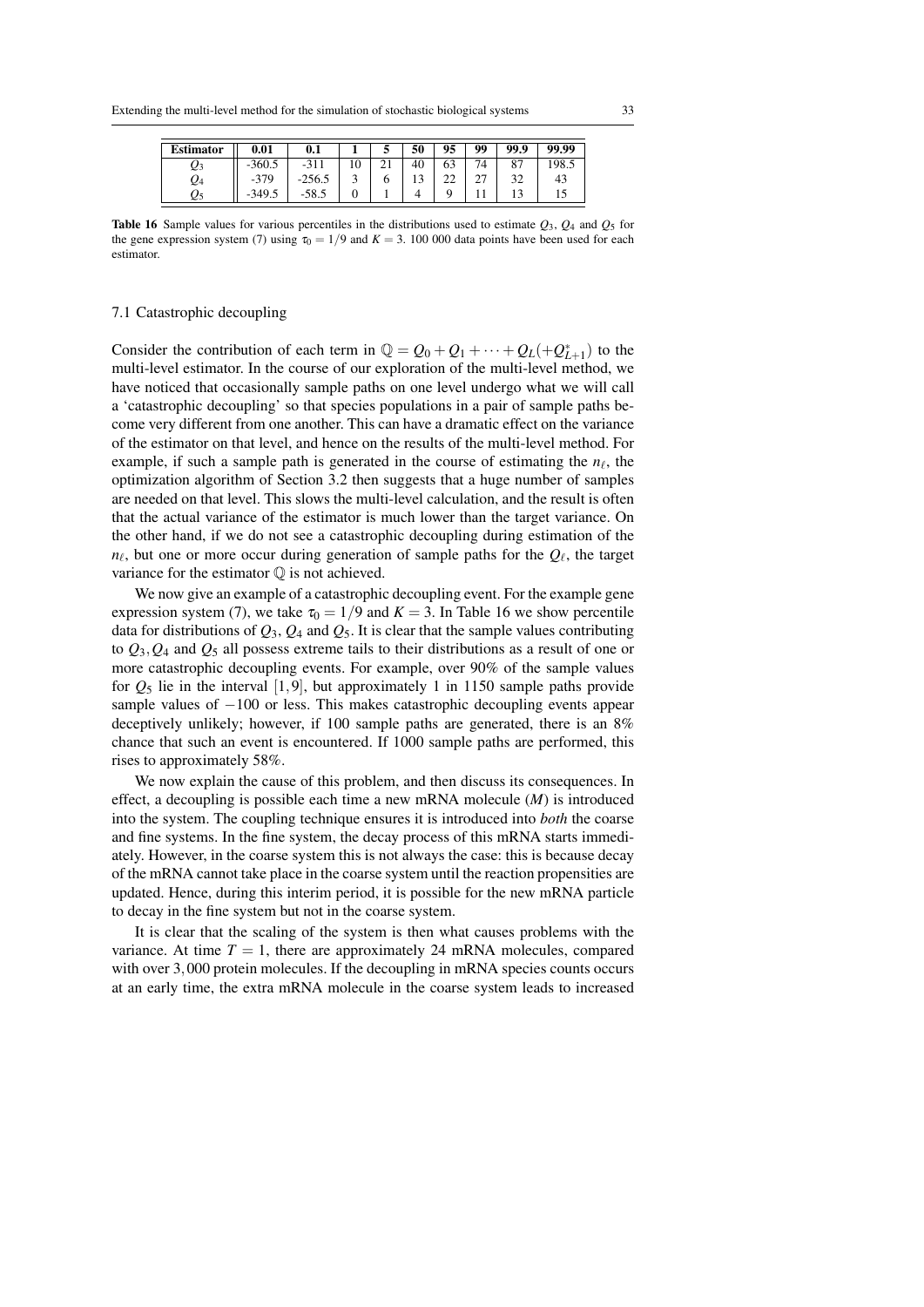| Estimator | 0.01 | 0.1 | 1 | 5 | 50 | 95 | 99 | 99.9 | 99.99 |
|---|---|---|---|---|---|---|---|---|---|
| $Q_3$ | -360.5 | -311 | 10 | 21 | 40 | 63 | 74 | 87 | 198.5 |
| $Q_4$ | -379 | -256.5 | 3 | 6 | 13 | 22 | 27 | 32 | 43 |
| $Q_5$ | -349.5 | -58.5 | 0 | 1 | 4 | 9 | 11 | 13 | 15 |

**Table 16** Sample values for various percentiles in the distributions used to estimate $Q_3$, $Q_4$ and $Q_5$ for the gene expression system (7) using $\tau_0 = 1/9$ and $K = 3$. 100 000 data points have been used for each estimator.

### 7.1 Catastrophic decoupling

Consider the contribution of each term in $\mathbb{Q} = Q_0 + Q_1 + \cdots + Q_L(+Q^*_{L+1})$ to the multi-level estimator. In the course of our exploration of the multi-level method, we have noticed that occasionally sample paths on one level undergo what we will call a 'catastrophic decoupling' so that species populations in a pair of sample paths become very different from one another. This can have a dramatic effect on the variance of the estimator on that level, and hence on the results of the multi-level method. For example, if such a sample path is generated in the course of estimating the $n_\ell$, the optimization algorithm of Section 3.2 then suggests that a huge number of samples are needed on that level. This slows the multi-level calculation, and the result is often that the actual variance of the estimator is much lower than the target variance. On the other hand, if we do not see a catastrophic decoupling during estimation of the $n_\ell$, but one or more occur during generation of sample paths for the $Q_\ell$, the target variance for the estimator $\mathbb{Q}$ is not achieved.

We now give an example of a catastrophic decoupling event. For the example gene expression system (7), we take $\tau_0 = 1/9$ and $K = 3$. In Table 16 we show percentile data for distributions of $Q_3$, $Q_4$ and $Q_5$. It is clear that the sample values contributing to $Q_3, Q_4$ and $Q_5$ all possess extreme tails to their distributions as a result of one or more catastrophic decoupling events. For example, over 90% of the sample values for $Q_5$ lie in the interval $[1, 9]$, but approximately 1 in 1150 sample paths provide sample values of $-100$ or less. This makes catastrophic decoupling events appear deceptively unlikely; however, if 100 sample paths are generated, there is an 8% chance that such an event is encountered. If 1000 sample paths are performed, this rises to approximately 58%.

We now explain the cause of this problem, and then discuss its consequences. In effect, a decoupling is possible each time a new mRNA molecule ($M$) is introduced into the system. The coupling technique ensures it is introduced into *both* the coarse and fine systems. In the fine system, the decay process of this mRNA starts immediately. However, in the coarse system this is not always the case: this is because decay of the mRNA cannot take place in the coarse system until the reaction propensities are updated. Hence, during this interim period, it is possible for the new mRNA particle to decay in the fine system but not in the coarse system.

It is clear that the scaling of the system is then what causes problems with the variance. At time $T = 1$, there are approximately 24 mRNA molecules, compared with over 3,000 protein molecules. If the decoupling in mRNA species counts occurs at an early time, the extra mRNA molecule in the coarse system leads to increased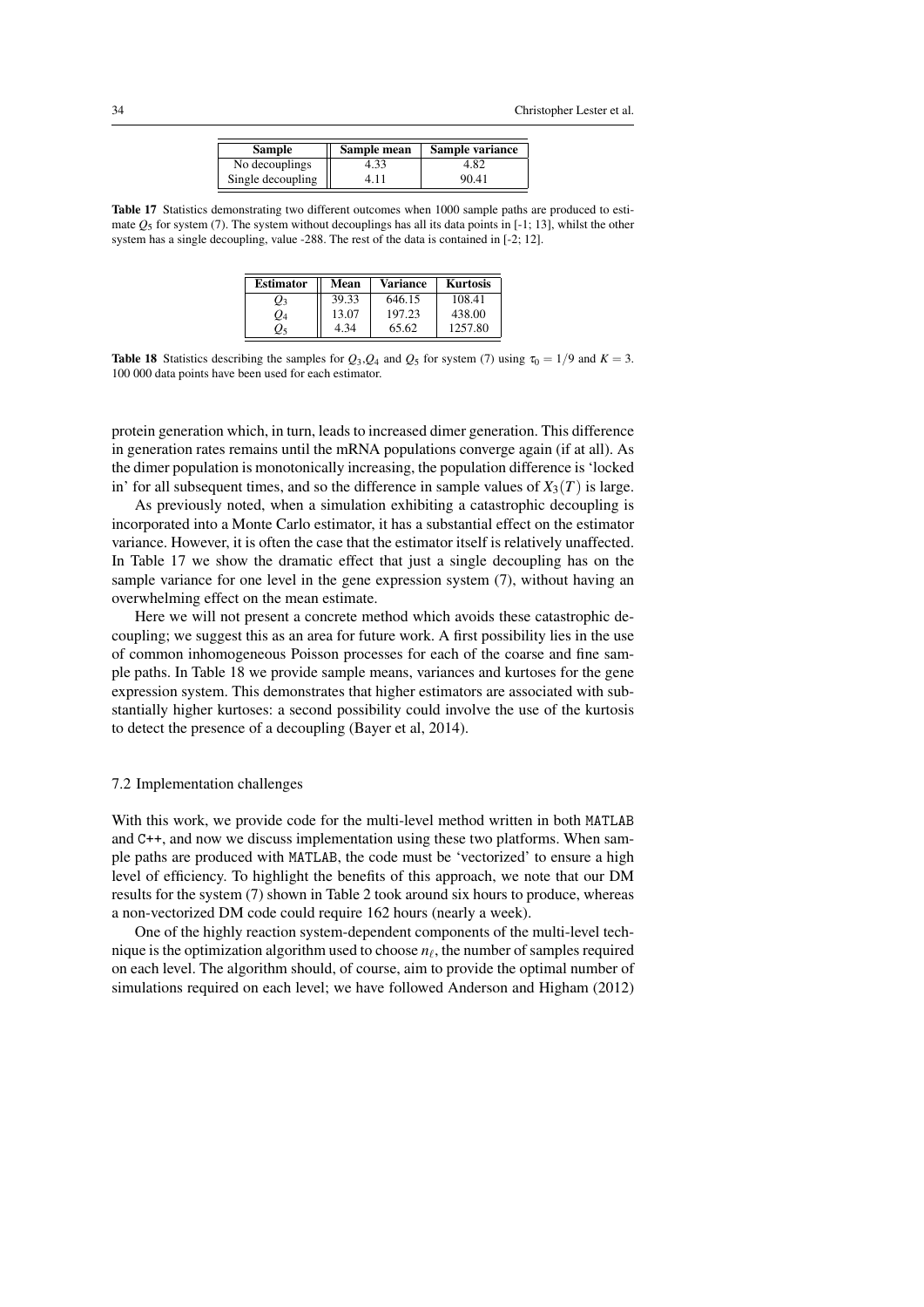| Sample | Sample mean | Sample variance |
| --- | --- | --- |
| No decouplings | 4.33 | 4.82 |
| Single decoupling | 4.11 | 90.41 |

**Table 17** Statistics demonstrating two different outcomes when 1000 sample paths are produced to estimate $Q_5$ for system (7). The system without decouplings has all its data points in [-1; 13], whilst the other system has a single decoupling, value -288. The rest of the data is contained in [-2; 12].

| Estimator | Mean | Variance | Kurtosis |
| --- | --- | --- | --- |
| $Q_3$ | 39.33 | 646.15 | 108.41 |
| $Q_4$ | 13.07 | 197.23 | 438.00 |
| $Q_5$ | 4.34 | 65.62 | 1257.80 |

**Table 18** Statistics describing the samples for $Q_3$,$Q_4$ and $Q_5$ for system (7) using $\tau_0 = 1/9$ and $K = 3$. 100 000 data points have been used for each estimator.

protein generation which, in turn, leads to increased dimer generation. This difference in generation rates remains until the mRNA populations converge again (if at all). As the dimer population is monotonically increasing, the population difference is 'locked in' for all subsequent times, and so the difference in sample values of $X_3(T)$ is large.

As previously noted, when a simulation exhibiting a catastrophic decoupling is incorporated into a Monte Carlo estimator, it has a substantial effect on the estimator variance. However, it is often the case that the estimator itself is relatively unaffected. In Table 17 we show the dramatic effect that just a single decoupling has on the sample variance for one level in the gene expression system (7), without having an overwhelming effect on the mean estimate.

Here we will not present a concrete method which avoids these catastrophic decoupling; we suggest this as an area for future work. A first possibility lies in the use of common inhomogeneous Poisson processes for each of the coarse and fine sample paths. In Table 18 we provide sample means, variances and kurtoses for the gene expression system. This demonstrates that higher estimators are associated with substantially higher kurtoses: a second possibility could involve the use of the kurtosis to detect the presence of a decoupling (Bayer et al, 2014).

### 7.2 Implementation challenges

With this work, we provide code for the multi-level method written in both `MATLAB` and `C++`, and now we discuss implementation using these two platforms. When sample paths are produced with `MATLAB`, the code must be 'vectorized' to ensure a high level of efficiency. To highlight the benefits of this approach, we note that our DM results for the system (7) shown in Table 2 took around six hours to produce, whereas a non-vectorized DM code could require 162 hours (nearly a week).

One of the highly reaction system-dependent components of the multi-level technique is the optimization algorithm used to choose $n_\ell$, the number of samples required on each level. The algorithm should, of course, aim to provide the optimal number of simulations required on each level; we have followed Anderson and Higham (2012)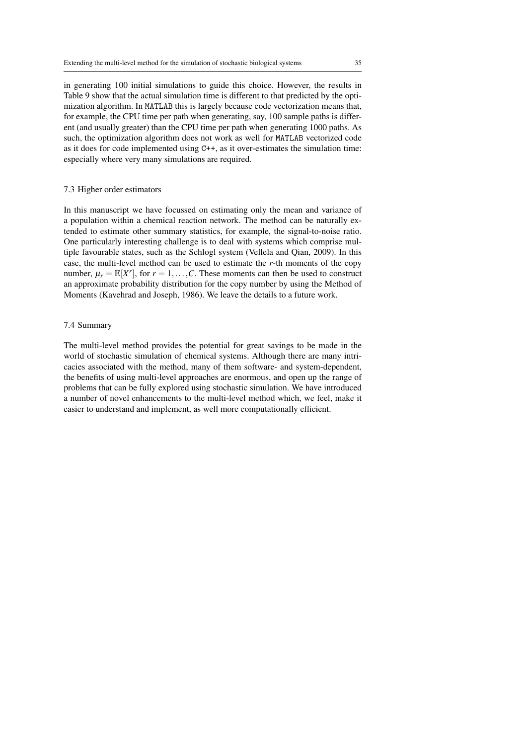in generating 100 initial simulations to guide this choice. However, the results in Table 9 show that the actual simulation time is different to that predicted by the optimization algorithm. In MATLAB this is largely because code vectorization means that, for example, the CPU time per path when generating, say, 100 sample paths is different (and usually greater) than the CPU time per path when generating 1000 paths. As such, the optimization algorithm does not work as well for MATLAB vectorized code as it does for code implemented using C++, as it over-estimates the simulation time: especially where very many simulations are required.

### 7.3 Higher order estimators

In this manuscript we have focussed on estimating only the mean and variance of a population within a chemical reaction network. The method can be naturally extended to estimate other summary statistics, for example, the signal-to-noise ratio. One particularly interesting challenge is to deal with systems which comprise multiple favourable states, such as the Schlogl system (Vellela and Qian, 2009). In this case, the multi-level method can be used to estimate the $r$-th moments of the copy number, $\mu_r = \mathbb{E}[X^r]$, for $r = 1, \ldots, C$. These moments can then be used to construct an approximate probability distribution for the copy number by using the Method of Moments (Kavehrad and Joseph, 1986). We leave the details to a future work.

### 7.4 Summary

The multi-level method provides the potential for great savings to be made in the world of stochastic simulation of chemical systems. Although there are many intricacies associated with the method, many of them software- and system-dependent, the benefits of using multi-level approaches are enormous, and open up the range of problems that can be fully explored using stochastic simulation. We have introduced a number of novel enhancements to the multi-level method which, we feel, make it easier to understand and implement, as well more computationally efficient.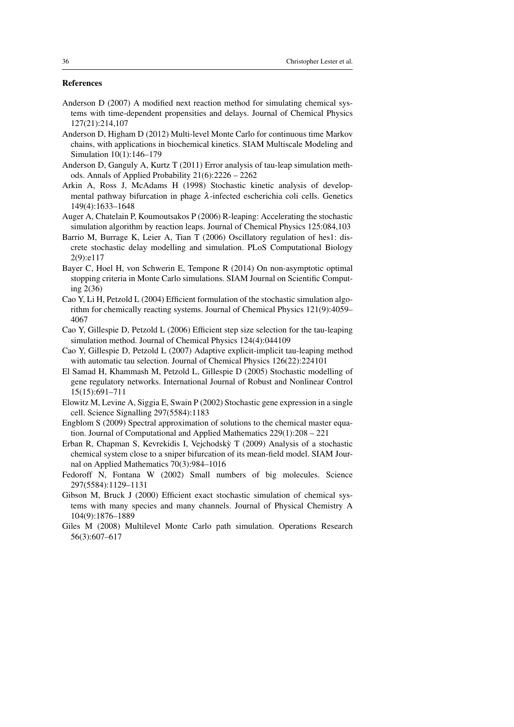## References

Anderson D (2007) A modified next reaction method for simulating chemical systems with time-dependent propensities and delays. Journal of Chemical Physics 127(21):214,107

Anderson D, Higham D (2012) Multi-level Monte Carlo for continuous time Markov chains, with applications in biochemical kinetics. SIAM Multiscale Modeling and Simulation 10(1):146–179

Anderson D, Ganguly A, Kurtz T (2011) Error analysis of tau-leap simulation methods. Annals of Applied Probability 21(6):2226 – 2262

Arkin A, Ross J, McAdams H (1998) Stochastic kinetic analysis of developmental pathway bifurcation in phage $\lambda$-infected escherichia coli cells. Genetics 149(4):1633–1648

Auger A, Chatelain P, Koumoutsakos P (2006) R-leaping: Accelerating the stochastic simulation algorithm by reaction leaps. Journal of Chemical Physics 125:084,103

Barrio M, Burrage K, Leier A, Tian T (2006) Oscillatory regulation of hes1: discrete stochastic delay modelling and simulation. PLoS Computational Biology 2(9):e117

Bayer C, Hoel H, von Schwerin E, Tempone R (2014) On non-asymptotic optimal stopping criteria in Monte Carlo simulations. SIAM Journal on Scientific Computing 2(36)

Cao Y, Li H, Petzold L (2004) Efficient formulation of the stochastic simulation algorithm for chemically reacting systems. Journal of Chemical Physics 121(9):4059–4067

Cao Y, Gillespie D, Petzold L (2006) Efficient step size selection for the tau-leaping simulation method. Journal of Chemical Physics 124(4):044109

Cao Y, Gillespie D, Petzold L (2007) Adaptive explicit-implicit tau-leaping method with automatic tau selection. Journal of Chemical Physics 126(22):224101

El Samad H, Khammash M, Petzold L, Gillespie D (2005) Stochastic modelling of gene regulatory networks. International Journal of Robust and Nonlinear Control 15(15):691–711

Elowitz M, Levine A, Siggia E, Swain P (2002) Stochastic gene expression in a single cell. Science Signalling 297(5584):1183

Engblom S (2009) Spectral approximation of solutions to the chemical master equation. Journal of Computational and Applied Mathematics 229(1):208 – 221

Erban R, Chapman S, Kevrekidis I, Vejchodskỳ T (2009) Analysis of a stochastic chemical system close to a sniper bifurcation of its mean-field model. SIAM Journal on Applied Mathematics 70(3):984–1016

Fedoroff N, Fontana W (2002) Small numbers of big molecules. Science 297(5584):1129–1131

Gibson M, Bruck J (2000) Efficient exact stochastic simulation of chemical systems with many species and many channels. Journal of Physical Chemistry A 104(9):1876–1889

Giles M (2008) Multilevel Monte Carlo path simulation. Operations Research 56(3):607–617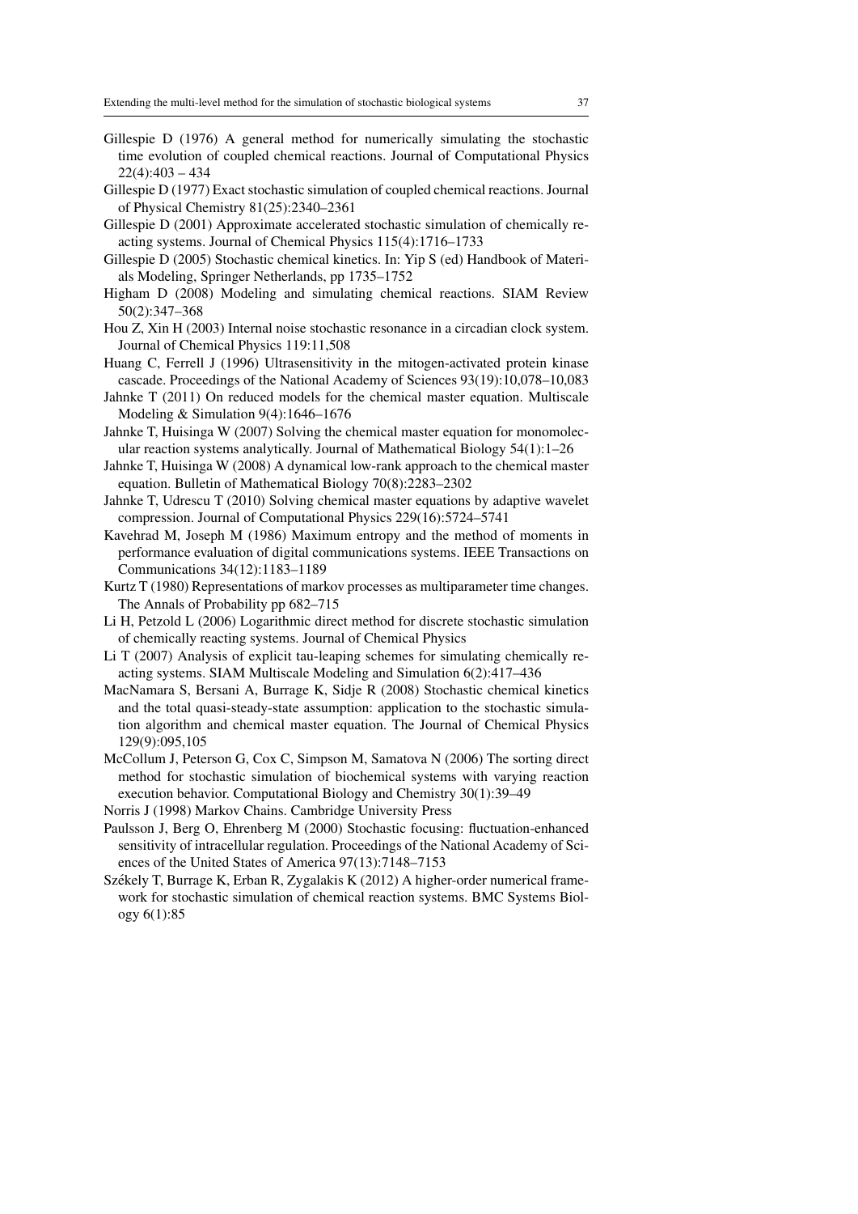Gillespie D (1976) A general method for numerically simulating the stochastic time evolution of coupled chemical reactions. Journal of Computational Physics 22(4):403 – 434

Gillespie D (1977) Exact stochastic simulation of coupled chemical reactions. Journal of Physical Chemistry 81(25):2340–2361

Gillespie D (2001) Approximate accelerated stochastic simulation of chemically reacting systems. Journal of Chemical Physics 115(4):1716–1733

Gillespie D (2005) Stochastic chemical kinetics. In: Yip S (ed) Handbook of Materials Modeling, Springer Netherlands, pp 1735–1752

Higham D (2008) Modeling and simulating chemical reactions. SIAM Review 50(2):347–368

Hou Z, Xin H (2003) Internal noise stochastic resonance in a circadian clock system. Journal of Chemical Physics 119:11,508

Huang C, Ferrell J (1996) Ultrasensitivity in the mitogen-activated protein kinase cascade. Proceedings of the National Academy of Sciences 93(19):10,078–10,083

Jahnke T (2011) On reduced models for the chemical master equation. Multiscale Modeling & Simulation 9(4):1646–1676

Jahnke T, Huisinga W (2007) Solving the chemical master equation for monomolecular reaction systems analytically. Journal of Mathematical Biology 54(1):1–26

Jahnke T, Huisinga W (2008) A dynamical low-rank approach to the chemical master equation. Bulletin of Mathematical Biology 70(8):2283–2302

Jahnke T, Udrescu T (2010) Solving chemical master equations by adaptive wavelet compression. Journal of Computational Physics 229(16):5724–5741

Kavehrad M, Joseph M (1986) Maximum entropy and the method of moments in performance evaluation of digital communications systems. IEEE Transactions on Communications 34(12):1183–1189

Kurtz T (1980) Representations of markov processes as multiparameter time changes. The Annals of Probability pp 682–715

Li H, Petzold L (2006) Logarithmic direct method for discrete stochastic simulation of chemically reacting systems. Journal of Chemical Physics

Li T (2007) Analysis of explicit tau-leaping schemes for simulating chemically reacting systems. SIAM Multiscale Modeling and Simulation 6(2):417–436

MacNamara S, Bersani A, Burrage K, Sidje R (2008) Stochastic chemical kinetics and the total quasi-steady-state assumption: application to the stochastic simulation algorithm and chemical master equation. The Journal of Chemical Physics 129(9):095,105

McCollum J, Peterson G, Cox C, Simpson M, Samatova N (2006) The sorting direct method for stochastic simulation of biochemical systems with varying reaction execution behavior. Computational Biology and Chemistry 30(1):39–49

Norris J (1998) Markov Chains. Cambridge University Press

Paulsson J, Berg O, Ehrenberg M (2000) Stochastic focusing: fluctuation-enhanced sensitivity of intracellular regulation. Proceedings of the National Academy of Sciences of the United States of America 97(13):7148–7153

Székely T, Burrage K, Erban R, Zygalakis K (2012) A higher-order numerical framework for stochastic simulation of chemical reaction systems. BMC Systems Biology 6(1):85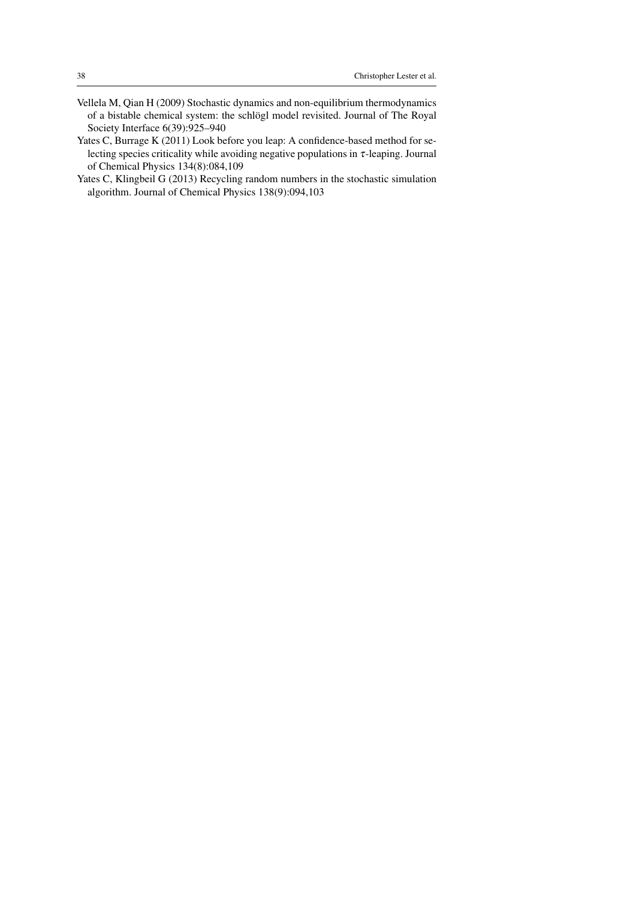Vellela M, Qian H (2009) Stochastic dynamics and non-equilibrium thermodynamics of a bistable chemical system: the schlögl model revisited. Journal of The Royal Society Interface 6(39):925–940

Yates C, Burrage K (2011) Look before you leap: A confidence-based method for selecting species criticality while avoiding negative populations in $\tau$-leaping. Journal of Chemical Physics 134(8):084,109

Yates C, Klingbeil G (2013) Recycling random numbers in the stochastic simulation algorithm. Journal of Chemical Physics 138(9):094,103